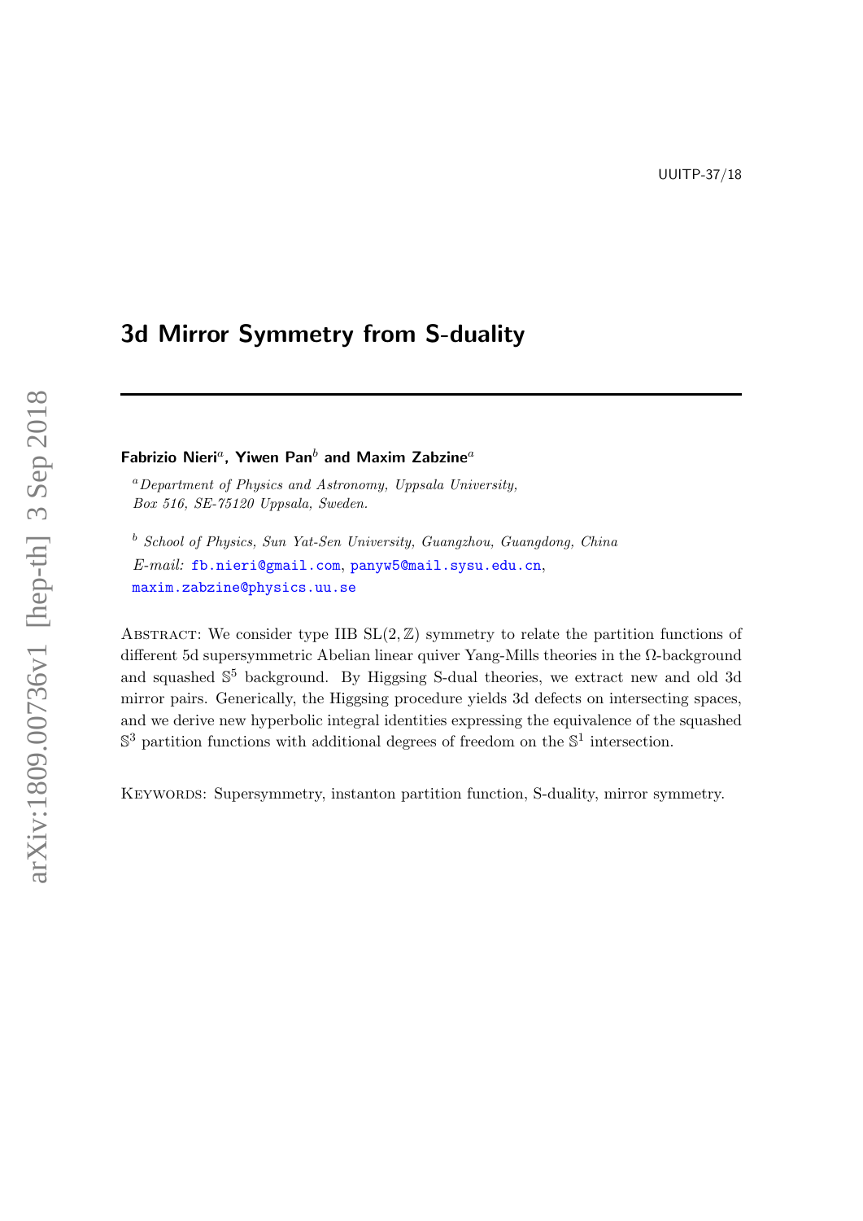UUITP-37/18

# 3d Mirror Symmetry from S-duality

**Fabrizio Nieri**[a], **Yiwen Pan**[b] **and Maxim Zabzine**[a]

[a] *Department of Physics and Astronomy, Uppsala University, Box 516, SE-75120 Uppsala, Sweden.*

[b] *School of Physics, Sun Yat-Sen University, Guangzhou, Guangdong, China*

*E-mail:* fb.nieri@gmail.com, panyw5@mail.sysu.edu.cn, maxim.zabzine@physics.uu.se

Abstract: We consider type IIB $\mathrm{SL}(2,\mathbb{Z})$ symmetry to relate the partition functions of different 5d supersymmetric Abelian linear quiver Yang-Mills theories in the $\Omega$-background and squashed $\mathbb{S}^5$ background. By Higgsing S-dual theories, we extract new and old 3d mirror pairs. Generically, the Higgsing procedure yields 3d defects on intersecting spaces, and we derive new hyperbolic integral identities expressing the equivalence of the squashed $\mathbb{S}^3$ partition functions with additional degrees of freedom on the $\mathbb{S}^1$ intersection.

Keywords: Supersymmetry, instanton partition function, S-duality, mirror symmetry.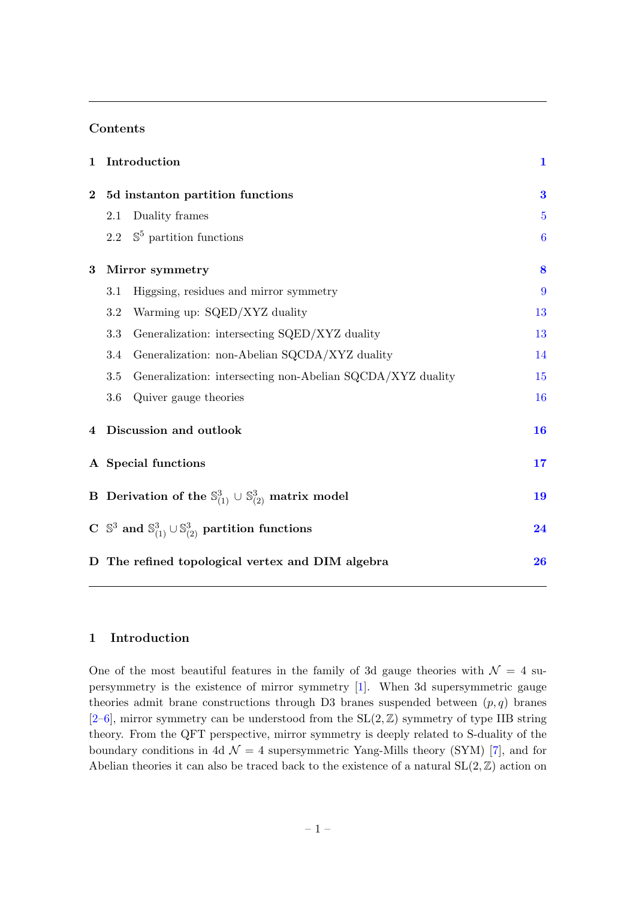## Contents

| | | |
|---|---|---|
| **1** | **Introduction** | **1** |
| **2** | **5d instanton partition functions** | **3** |
| | 2.1 Duality frames | 5 |
| | 2.2 $\mathbb{S}^5$ partition functions | 6 |
| **3** | **Mirror symmetry** | **8** |
| | 3.1 Higgsing, residues and mirror symmetry | 9 |
| | 3.2 Warming up: SQED/XYZ duality | 13 |
| | 3.3 Generalization: intersecting SQED/XYZ duality | 13 |
| | 3.4 Generalization: non-Abelian SQCDA/XYZ duality | 14 |
| | 3.5 Generalization: intersecting non-Abelian SQCDA/XYZ duality | 15 |
| | 3.6 Quiver gauge theories | 16 |
| **4** | **Discussion and outlook** | **16** |
| **A** | **Special functions** | **17** |
| **B** | **Derivation of the $\mathbb{S}^3_{(1)} \cup \mathbb{S}^3_{(2)}$ matrix model** | **19** |
| **C** | **$\mathbb{S}^3$ and $\mathbb{S}^3_{(1)} \cup \mathbb{S}^3_{(2)}$ partition functions** | **24** |
| **D** | **The refined topological vertex and DIM algebra** | **26** |

# 1 Introduction

One of the most beautiful features in the family of 3d gauge theories with $\mathcal{N} = 4$ supersymmetry is the existence of mirror symmetry [1]. When 3d supersymmetric gauge theories admit brane constructions through D3 branes suspended between $(p, q)$ branes [2–6], mirror symmetry can be understood from the $\mathrm{SL}(2, \mathbb{Z})$ symmetry of type IIB string theory. From the QFT perspective, mirror symmetry is deeply related to S-duality of the boundary conditions in 4d $\mathcal{N} = 4$ supersymmetric Yang-Mills theory (SYM) [7], and for Abelian theories it can also be traced back to the existence of a natural $\mathrm{SL}(2, \mathbb{Z})$ action on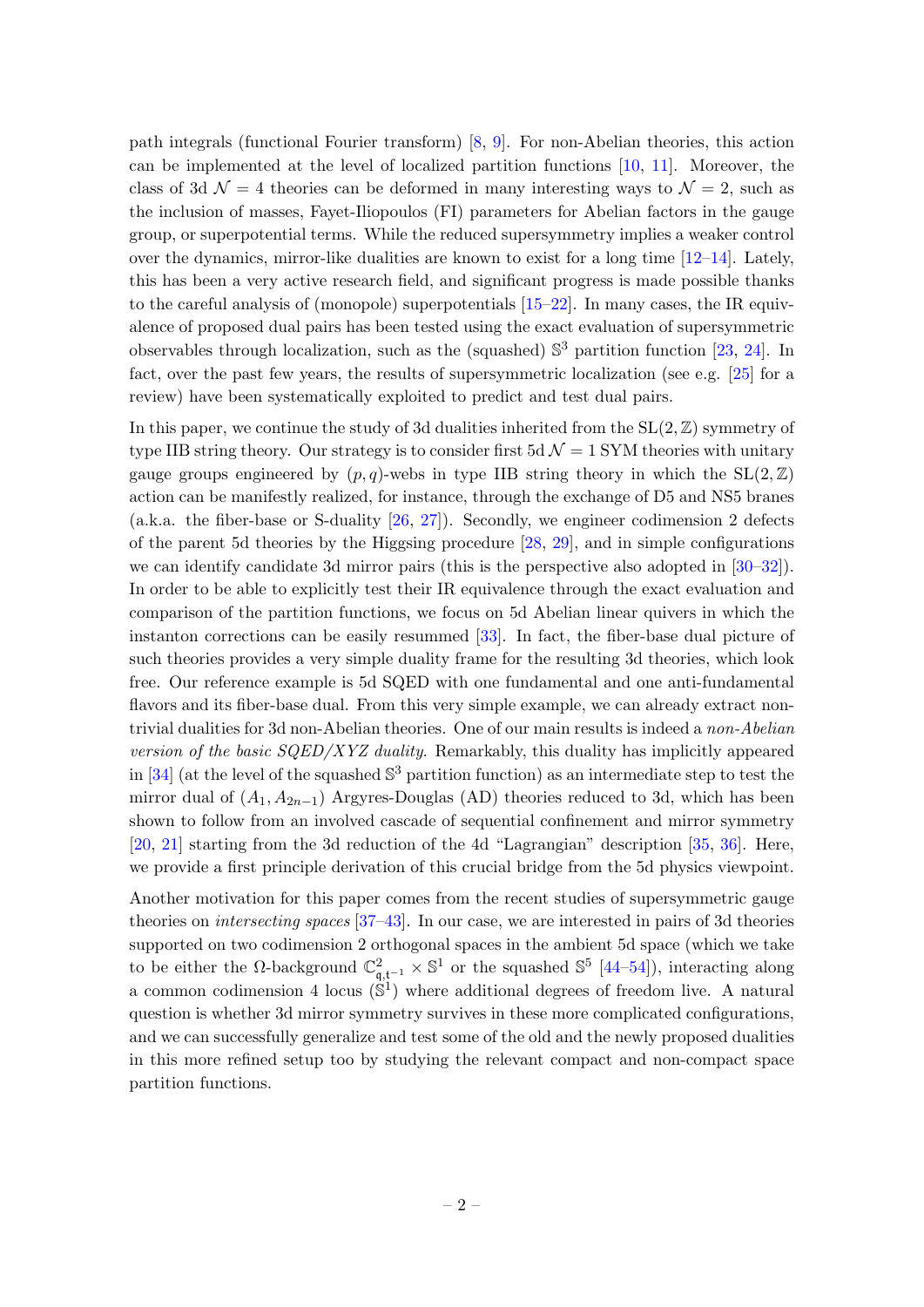path integrals (functional Fourier transform) [8, 9]. For non-Abelian theories, this action can be implemented at the level of localized partition functions [10, 11]. Moreover, the class of 3d $\mathcal{N}=4$ theories can be deformed in many interesting ways to $\mathcal{N}=2$, such as the inclusion of masses, Fayet-Iliopoulos (FI) parameters for Abelian factors in the gauge group, or superpotential terms. While the reduced supersymmetry implies a weaker control over the dynamics, mirror-like dualities are known to exist for a long time [12–14]. Lately, this has been a very active research field, and significant progress is made possible thanks to the careful analysis of (monopole) superpotentials [15–22]. In many cases, the IR equivalence of proposed dual pairs has been tested using the exact evaluation of supersymmetric observables through localization, such as the (squashed) $\mathbb{S}^3$ partition function [23, 24]. In fact, over the past few years, the results of supersymmetric localization (see e.g. [25] for a review) have been systematically exploited to predict and test dual pairs.

In this paper, we continue the study of 3d dualities inherited from the $\mathrm{SL}(2,\mathbb{Z})$ symmetry of type IIB string theory. Our strategy is to consider first 5d $\mathcal{N}=1$ SYM theories with unitary gauge groups engineered by $(p,q)$-webs in type IIB string theory in which the $\mathrm{SL}(2,\mathbb{Z})$ action can be manifestly realized, for instance, through the exchange of D5 and NS5 branes (a.k.a. the fiber-base or S-duality [26, 27]). Secondly, we engineer codimension 2 defects of the parent 5d theories by the Higgsing procedure [28, 29], and in simple configurations we can identify candidate 3d mirror pairs (this is the perspective also adopted in [30–32]). In order to be able to explicitly test their IR equivalence through the exact evaluation and comparison of the partition functions, we focus on 5d Abelian linear quivers in which the instanton corrections can be easily resummed [33]. In fact, the fiber-base dual picture of such theories provides a very simple duality frame for the resulting 3d theories, which look free. Our reference example is 5d SQED with one fundamental and one anti-fundamental flavors and its fiber-base dual. From this very simple example, we can already extract non-trivial dualities for 3d non-Abelian theories. One of our main results is indeed a *non-Abelian version of the basic SQED/XYZ duality*. Remarkably, this duality has implicitly appeared in [34] (at the level of the squashed $\mathbb{S}^3$ partition function) as an intermediate step to test the mirror dual of $(A_1, A_{2n-1})$ Argyres-Douglas (AD) theories reduced to 3d, which has been shown to follow from an involved cascade of sequential confinement and mirror symmetry [20, 21] starting from the 3d reduction of the 4d "Lagrangian" description [35, 36]. Here, we provide a first principle derivation of this crucial bridge from the 5d physics viewpoint.

Another motivation for this paper comes from the recent studies of supersymmetric gauge theories on *intersecting spaces* [37–43]. In our case, we are interested in pairs of 3d theories supported on two codimension 2 orthogonal spaces in the ambient 5d space (which we take to be either the $\Omega$-background $\mathbb{C}^2_{\mathfrak{q},\mathfrak{t}^{-1}} \times \mathbb{S}^1$ or the squashed $\mathbb{S}^5$ [44–54]), interacting along a common codimension 4 locus ($\mathbb{S}^1$) where additional degrees of freedom live. A natural question is whether 3d mirror symmetry survives in these more complicated configurations, and we can successfully generalize and test some of the old and the newly proposed dualities in this more refined setup too by studying the relevant compact and non-compact space partition functions.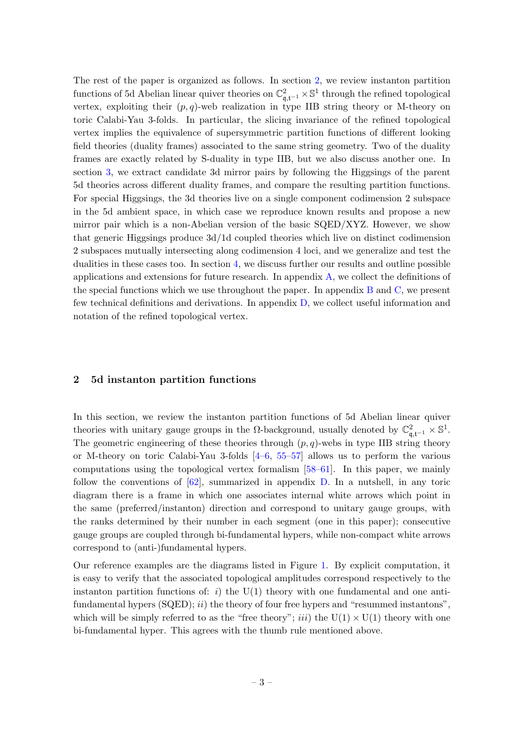The rest of the paper is organized as follows. In section 2, we review instanton partition functions of 5d Abelian linear quiver theories on $\mathbb{C}^2_{\mathfrak{q},\mathfrak{t}^{-1}} \times \mathbb{S}^1$ through the refined topological vertex, exploiting their $(p, q)$-web realization in type IIB string theory or M-theory on toric Calabi-Yau 3-folds. In particular, the slicing invariance of the refined topological vertex implies the equivalence of supersymmetric partition functions of different looking field theories (duality frames) associated to the same string geometry. Two of the duality frames are exactly related by S-duality in type IIB, but we also discuss another one. In section 3, we extract candidate 3d mirror pairs by following the Higgsings of the parent 5d theories across different duality frames, and compare the resulting partition functions. For special Higgsings, the 3d theories live on a single component codimension 2 subspace in the 5d ambient space, in which case we reproduce known results and propose a new mirror pair which is a non-Abelian version of the basic SQED/XYZ. However, we show that generic Higgsings produce 3d/1d coupled theories which live on distinct codimension 2 subspaces mutually intersecting along codimension 4 loci, and we generalize and test the dualities in these cases too. In section 4, we discuss further our results and outline possible applications and extensions for future research. In appendix A, we collect the definitions of the special functions which we use throughout the paper. In appendix B and C, we present few technical definitions and derivations. In appendix D, we collect useful information and notation of the refined topological vertex.

## 2 5d instanton partition functions

In this section, we review the instanton partition functions of 5d Abelian linear quiver theories with unitary gauge groups in the Ω-background, usually denoted by $\mathbb{C}^2_{\mathfrak{q},\mathfrak{t}^{-1}} \times \mathbb{S}^1$. The geometric engineering of these theories through $(p, q)$-webs in type IIB string theory or M-theory on toric Calabi-Yau 3-folds [4–6, 55–57] allows us to perform the various computations using the topological vertex formalism [58–61]. In this paper, we mainly follow the conventions of [62], summarized in appendix D. In a nutshell, in any toric diagram there is a frame in which one associates internal white arrows which point in the same (preferred/instanton) direction and correspond to unitary gauge groups, with the ranks determined by their number in each segment (one in this paper); consecutive gauge groups are coupled through bi-fundamental hypers, while non-compact white arrows correspond to (anti-)fundamental hypers.

Our reference examples are the diagrams listed in Figure 1. By explicit computation, it is easy to verify that the associated topological amplitudes correspond respectively to the instanton partition functions of: *i*) the U(1) theory with one fundamental and one anti-fundamental hypers (SQED); *ii*) the theory of four free hypers and "resummed instantons", which will be simply referred to as the "free theory"; *iii*) the U(1) × U(1) theory with one bi-fundamental hyper. This agrees with the thumb rule mentioned above.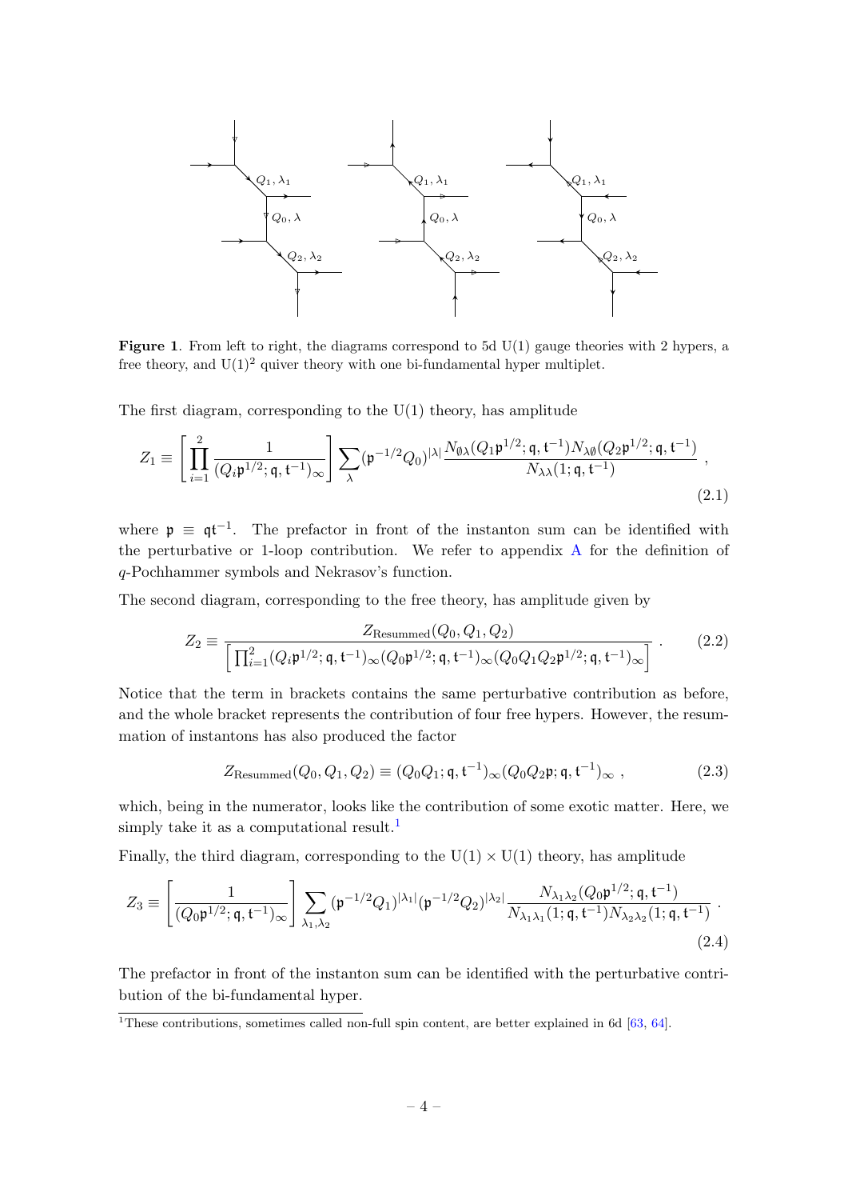**Figure 1**. From left to right, the diagrams correspond to 5d U(1) gauge theories with 2 hypers, a free theory, and $\mathrm{U}(1)^2$ quiver theory with one bi-fundamental hyper multiplet.

The first diagram, corresponding to the U(1) theory, has amplitude

$$Z_1 \equiv \left[\prod_{i=1}^{2} \frac{1}{(Q_i \mathfrak{p}^{1/2};\mathfrak{q},\mathfrak{t}^{-1})_\infty}\right] \sum_{\lambda} (\mathfrak{p}^{-1/2} Q_0)^{|\lambda|} \frac{N_{\emptyset\lambda}(Q_1 \mathfrak{p}^{1/2};\mathfrak{q},\mathfrak{t}^{-1}) N_{\lambda\emptyset}(Q_2 \mathfrak{p}^{1/2};\mathfrak{q},\mathfrak{t}^{-1})}{N_{\lambda\lambda}(1;\mathfrak{q},\mathfrak{t}^{-1})} , \tag{2.1}$$

where $\mathfrak{p} \equiv \mathfrak{q}\mathfrak{t}^{-1}$. The prefactor in front of the instanton sum can be identified with the perturbative or 1-loop contribution. We refer to appendix A for the definition of $q$-Pochhammer symbols and Nekrasov's function.

The second diagram, corresponding to the free theory, has amplitude given by

$$Z_2 \equiv \frac{Z_{\mathrm{Resummed}}(Q_0, Q_1, Q_2)}{\left[\prod_{i=1}^{2}(Q_i \mathfrak{p}^{1/2};\mathfrak{q},\mathfrak{t}^{-1})_\infty (Q_0 \mathfrak{p}^{1/2};\mathfrak{q},\mathfrak{t}^{-1})_\infty (Q_0 Q_1 Q_2 \mathfrak{p}^{1/2};\mathfrak{q},\mathfrak{t}^{-1})_\infty\right]} . \tag{2.2}$$

Notice that the term in brackets contains the same perturbative contribution as before, and the whole bracket represents the contribution of four free hypers. However, the resummation of instantons has also produced the factor

$$Z_{\mathrm{Resummed}}(Q_0, Q_1, Q_2) \equiv (Q_0 Q_1;\mathfrak{q},\mathfrak{t}^{-1})_\infty (Q_0 Q_2 \mathfrak{p};\mathfrak{q},\mathfrak{t}^{-1})_\infty , \tag{2.3}$$

which, being in the numerator, looks like the contribution of some exotic matter. Here, we simply take it as a computational result.[1]

Finally, the third diagram, corresponding to the $\mathrm{U}(1) \times \mathrm{U}(1)$ theory, has amplitude

$$Z_3 \equiv \left[\frac{1}{(Q_0 \mathfrak{p}^{1/2};\mathfrak{q},\mathfrak{t}^{-1})_\infty}\right] \sum_{\lambda_1,\lambda_2} (\mathfrak{p}^{-1/2} Q_1)^{|\lambda_1|} (\mathfrak{p}^{-1/2} Q_2)^{|\lambda_2|} \frac{N_{\lambda_1\lambda_2}(Q_0 \mathfrak{p}^{1/2};\mathfrak{q},\mathfrak{t}^{-1})}{N_{\lambda_1\lambda_1}(1;\mathfrak{q},\mathfrak{t}^{-1}) N_{\lambda_2\lambda_2}(1;\mathfrak{q},\mathfrak{t}^{-1})} . \tag{2.4}$$

The prefactor in front of the instanton sum can be identified with the perturbative contribution of the bi-fundamental hyper.

[1] These contributions, sometimes called non-full spin content, are better explained in 6d [63, 64].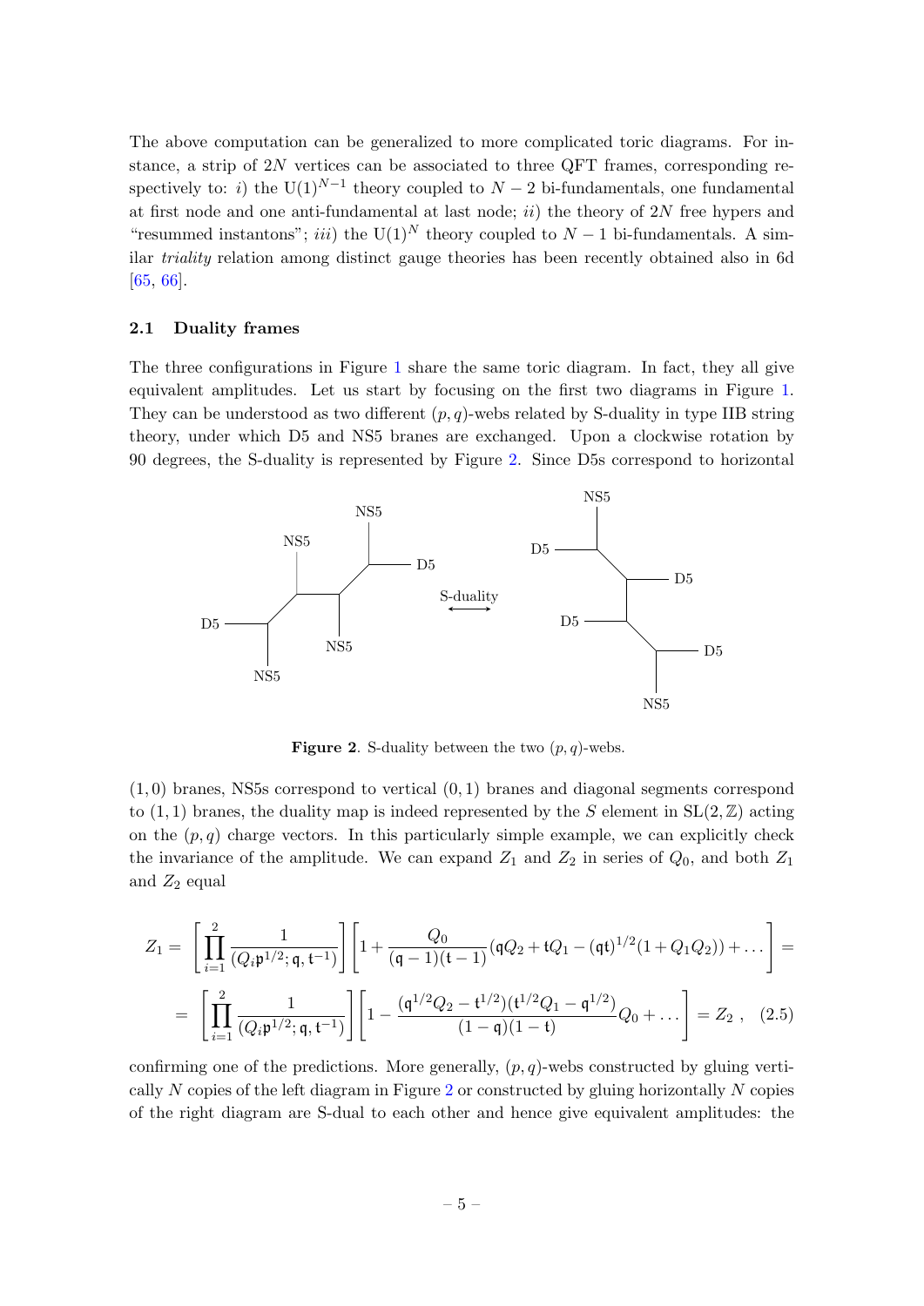The above computation can be generalized to more complicated toric diagrams. For instance, a strip of $2N$ vertices can be associated to three QFT frames, corresponding respectively to: *i*) the $\mathrm{U}(1)^{N-1}$ theory coupled to $N-2$ bi-fundamentals, one fundamental at first node and one anti-fundamental at last node; *ii*) the theory of $2N$ free hypers and "resummed instantons"; *iii*) the $\mathrm{U}(1)^N$ theory coupled to $N-1$ bi-fundamentals. A similar *triality* relation among distinct gauge theories has been recently obtained also in 6d [65, 66].

### 2.1 Duality frames

The three configurations in Figure 1 share the same toric diagram. In fact, they all give equivalent amplitudes. Let us start by focusing on the first two diagrams in Figure 1. They can be understood as two different $(p, q)$-webs related by S-duality in type IIB string theory, under which D5 and NS5 branes are exchanged. Upon a clockwise rotation by 90 degrees, the S-duality is represented by Figure 2. Since D5s correspond to horizontal

**Figure 2**. S-duality between the two $(p, q)$-webs.

$(1, 0)$ branes, NS5s correspond to vertical $(0, 1)$ branes and diagonal segments correspond to $(1, 1)$ branes, the duality map is indeed represented by the $S$ element in $\mathrm{SL}(2, \mathbb{Z})$ acting on the $(p, q)$ charge vectors. In this particularly simple example, we can explicitly check the invariance of the amplitude. We can expand $Z_1$ and $Z_2$ in series of $Q_0$, and both $Z_1$ and $Z_2$ equal

$$
\begin{aligned}
Z_1 = & \left[\prod_{i=1}^{2} \frac{1}{(Q_i \mathfrak{p}^{1/2}; \mathfrak{q}, \mathfrak{t}^{-1})}\right]\left[1 + \frac{Q_0}{(\mathfrak{q}-1)(\mathfrak{t}-1)}(\mathfrak{q} Q_2 + \mathfrak{t} Q_1 - (\mathfrak{q}\mathfrak{t})^{1/2}(1 + Q_1 Q_2)) + \dots\right] = \\
= & \left[\prod_{i=1}^{2} \frac{1}{(Q_i \mathfrak{p}^{1/2}; \mathfrak{q}, \mathfrak{t}^{-1})}\right]\left[1 - \frac{(\mathfrak{q}^{1/2} Q_2 - \mathfrak{t}^{1/2})(\mathfrak{t}^{1/2} Q_1 - \mathfrak{q}^{1/2})}{(1-\mathfrak{q})(1-\mathfrak{t})} Q_0 + \dots\right] = Z_2 \ , \quad (2.5)
\end{aligned}
$$

confirming one of the predictions. More generally, $(p, q)$-webs constructed by gluing vertically $N$ copies of the left diagram in Figure 2 or constructed by gluing horizontally $N$ copies of the right diagram are S-dual to each other and hence give equivalent amplitudes: the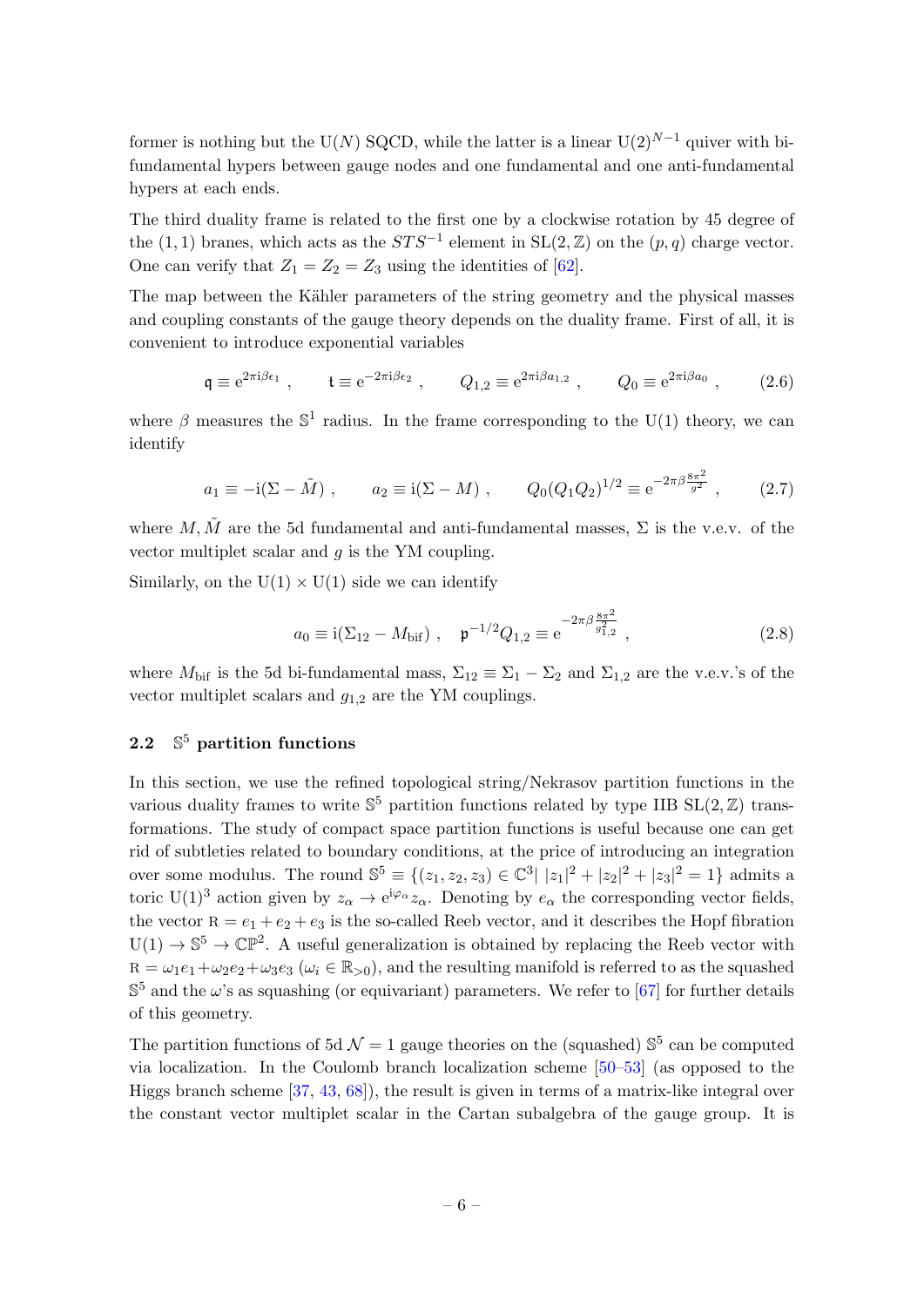former is nothing but the U($N$) SQCD, while the latter is a linear U(2)$^{N-1}$ quiver with bi-fundamental hypers between gauge nodes and one fundamental and one anti-fundamental hypers at each ends.

The third duality frame is related to the first one by a clockwise rotation by 45 degree of the $(1,1)$ branes, which acts as the $STS^{-1}$ element in SL$(2,\mathbb{Z})$ on the $(p,q)$ charge vector. One can verify that $Z_1 = Z_2 = Z_3$ using the identities of [62].

The map between the Kähler parameters of the string geometry and the physical masses and coupling constants of the gauge theory depends on the duality frame. First of all, it is convenient to introduce exponential variables

$$\mathfrak{q} \equiv \mathrm{e}^{2\pi\mathrm{i}\beta\epsilon_1} \ , \qquad \mathfrak{t} \equiv \mathrm{e}^{-2\pi\mathrm{i}\beta\epsilon_2} \ , \qquad Q_{1,2} \equiv \mathrm{e}^{2\pi\mathrm{i}\beta a_{1,2}} \ , \qquad Q_0 \equiv \mathrm{e}^{2\pi\mathrm{i}\beta a_0} \ , \tag{2.6}$$

where $\beta$ measures the $\mathbb{S}^1$ radius. In the frame corresponding to the U(1) theory, we can identify

$$a_1 \equiv -\mathrm{i}(\Sigma - \tilde{M}) \ , \qquad a_2 \equiv \mathrm{i}(\Sigma - M) \ , \qquad Q_0(Q_1Q_2)^{1/2} \equiv \mathrm{e}^{-2\pi\beta\frac{8\pi^2}{g^2}} \ , \tag{2.7}$$

where $M, \tilde{M}$ are the 5d fundamental and anti-fundamental masses, $\Sigma$ is the v.e.v. of the vector multiplet scalar and $g$ is the YM coupling.

Similarly, on the U(1) $\times$ U(1) side we can identify

$$a_0 \equiv \mathrm{i}(\Sigma_{12} - M_{\text{bif}}) \ , \quad \mathfrak{p}^{-1/2}Q_{1,2} \equiv \mathrm{e}^{-2\pi\beta\frac{8\pi^2}{g^2_{1,2}}} \ , \tag{2.8}$$

where $M_{\text{bif}}$ is the 5d bi-fundamental mass, $\Sigma_{12} \equiv \Sigma_1 - \Sigma_2$ and $\Sigma_{1,2}$ are the v.e.v.'s of the vector multiplet scalars and $g_{1,2}$ are the YM couplings.

## 2.2 $\mathbb{S}^5$ partition functions

In this section, we use the refined topological string/Nekrasov partition functions in the various duality frames to write $\mathbb{S}^5$ partition functions related by type IIB SL$(2,\mathbb{Z})$ transformations. The study of compact space partition functions is useful because one can get rid of subtleties related to boundary conditions, at the price of introducing an integration over some modulus. The round $\mathbb{S}^5 \equiv \{(z_1,z_2,z_3) \in \mathbb{C}^3 | \ |z_1|^2 + |z_2|^2 + |z_3|^2 = 1\}$ admits a toric U(1)$^3$ action given by $z_\alpha \to \mathrm{e}^{\mathrm{i}\varphi_\alpha} z_\alpha$. Denoting by $e_\alpha$ the corresponding vector fields, the vector $\mathrm{R} = e_1 + e_2 + e_3$ is the so-called Reeb vector, and it describes the Hopf fibration U(1) $\to \mathbb{S}^5 \to \mathbb{CP}^2$. A useful generalization is obtained by replacing the Reeb vector with $\mathrm{R} = \omega_1 e_1 + \omega_2 e_2 + \omega_3 e_3$ ($\omega_i \in \mathbb{R}_{>0}$), and the resulting manifold is referred to as the squashed $\mathbb{S}^5$ and the $\omega$'s as squashing (or equivariant) parameters. We refer to [67] for further details of this geometry.

The partition functions of 5d $\mathcal{N} = 1$ gauge theories on the (squashed) $\mathbb{S}^5$ can be computed via localization. In the Coulomb branch localization scheme [50–53] (as opposed to the Higgs branch scheme [37, 43, 68]), the result is given in terms of a matrix-like integral over the constant vector multiplet scalar in the Cartan subalgebra of the gauge group. It is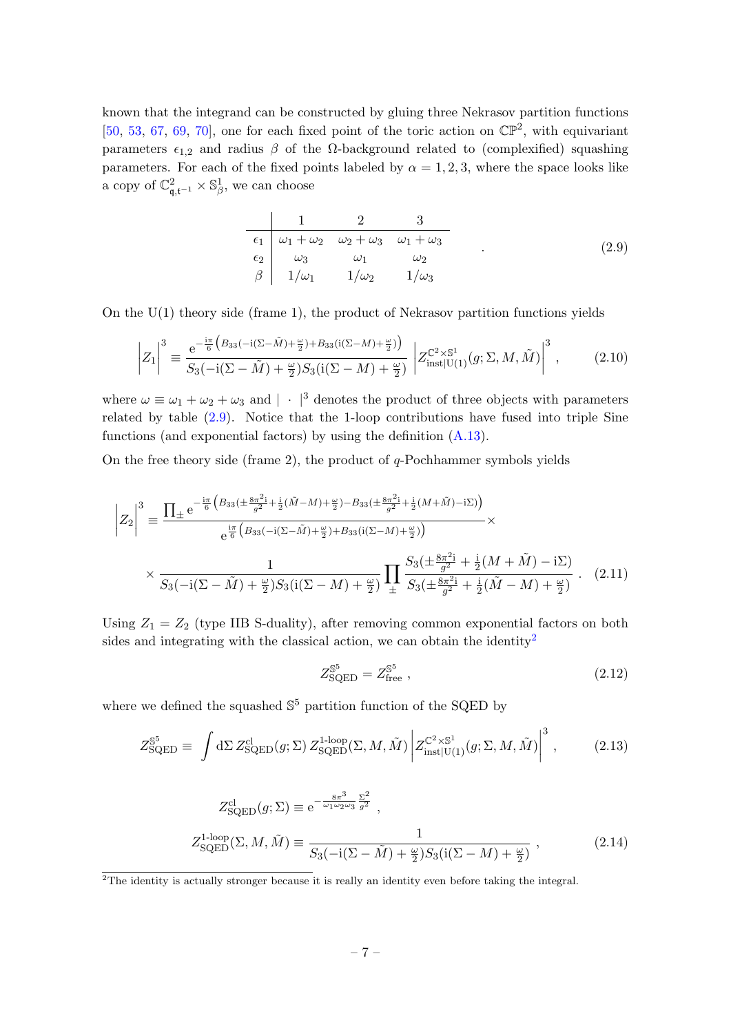known that the integrand can be constructed by gluing three Nekrasov partition functions [50, 53, 67, 69, 70], one for each fixed point of the toric action on $\mathbb{CP}^2$, with equivariant parameters $\epsilon_{1,2}$ and radius $\beta$ of the $\Omega$-background related to (complexified) squashing parameters. For each of the fixed points labeled by $\alpha = 1, 2, 3$, where the space looks like a copy of $\mathbb{C}^2_{\mathfrak{q},\mathfrak{t}^{-1}} \times \mathbb{S}^1_\beta$, we can choose

$$
\begin{array}{c|ccc}
 & 1 & 2 & 3 \\
\hline
\epsilon_1 & \omega_1+\omega_2 & \omega_2+\omega_3 & \omega_1+\omega_3 \\
\epsilon_2 & \omega_3 & \omega_1 & \omega_2 \\
\beta & 1/\omega_1 & 1/\omega_2 & 1/\omega_3
\end{array} \quad . \tag{2.9}
$$

On the U(1) theory side (frame 1), the product of Nekrasov partition functions yields

$$
\left| Z_1 \right|^3 \equiv \frac{\mathrm{e}^{-\frac{\mathrm{i}\pi}{6}\left(B_{33}(-\mathrm{i}(\Sigma-\tilde{M})+\frac{\omega}{2})+B_{33}(\mathrm{i}(\Sigma-M)+\frac{\omega}{2})\right)}}{S_3(-\mathrm{i}(\Sigma-\tilde{M})+\frac{\omega}{2})S_3(\mathrm{i}(\Sigma-M)+\frac{\omega}{2})} \left| Z^{\mathbb{C}^2\times\mathbb{S}^1}_{\mathrm{inst}|\mathrm{U}(1)}(g;\Sigma,M,\tilde{M}) \right|^3 , \tag{2.10}
$$

where $\omega \equiv \omega_1+\omega_2+\omega_3$ and $|\ \cdot\ |^3$ denotes the product of three objects with parameters related by table (2.9). Notice that the 1-loop contributions have fused into triple Sine functions (and exponential factors) by using the definition (A.13).

On the free theory side (frame 2), the product of $q$-Pochhammer symbols yields

$$
\begin{aligned}
\left| Z_2 \right|^3 \equiv\ & \frac{\prod_\pm \mathrm{e}^{-\frac{\mathrm{i}\pi}{6}\left(B_{33}(\pm\frac{8\pi^2\mathrm{i}}{g^2}+\frac{\mathrm{i}}{2}(\tilde{M}-M)+\frac{\omega}{2})-B_{33}(\pm\frac{8\pi^2\mathrm{i}}{g^2}+\frac{\mathrm{i}}{2}(M+\tilde{M})-\mathrm{i}\Sigma)\right)}}{\mathrm{e}^{\frac{\mathrm{i}\pi}{6}\left(B_{33}(-\mathrm{i}(\Sigma-\tilde{M})+\frac{\omega}{2})+B_{33}(\mathrm{i}(\Sigma-M)+\frac{\omega}{2})\right)}} \times \\
& \times \frac{1}{S_3(-\mathrm{i}(\Sigma-\tilde{M})+\frac{\omega}{2})S_3(\mathrm{i}(\Sigma-M)+\frac{\omega}{2})} \prod_\pm \frac{S_3(\pm\frac{8\pi^2\mathrm{i}}{g^2}+\frac{\mathrm{i}}{2}(M+\tilde{M})-\mathrm{i}\Sigma)}{S_3(\pm\frac{8\pi^2\mathrm{i}}{g^2}+\frac{\mathrm{i}}{2}(\tilde{M}-M)+\frac{\omega}{2})} \ .
\end{aligned} \tag{2.11}
$$

Using $Z_1 = Z_2$ (type IIB S-duality), after removing common exponential factors on both sides and integrating with the classical action, we can obtain the identity[2]

$$
Z^{\mathbb{S}^5}_{\mathrm{SQED}} = Z^{\mathbb{S}^5}_{\mathrm{free}} \ , \tag{2.12}
$$

where we defined the squashed $\mathbb{S}^5$ partition function of the SQED by

$$
Z^{\mathbb{S}^5}_{\mathrm{SQED}} \equiv \int \mathrm{d}\Sigma\, Z^{\mathrm{cl}}_{\mathrm{SQED}}(g;\Sigma)\, Z^{\text{1-loop}}_{\mathrm{SQED}}(\Sigma,M,\tilde{M}) \left| Z^{\mathbb{C}^2\times\mathbb{S}^1}_{\mathrm{inst}|\mathrm{U}(1)}(g;\Sigma,M,\tilde{M}) \right|^3 , \tag{2.13}
$$

$$
\begin{aligned}
Z^{\mathrm{cl}}_{\mathrm{SQED}}(g;\Sigma) &\equiv \mathrm{e}^{-\frac{8\pi^3}{\omega_1\omega_2\omega_3}\frac{\Sigma^2}{g^2}} \ , \\
Z^{\text{1-loop}}_{\mathrm{SQED}}(\Sigma,M,\tilde{M}) &\equiv \frac{1}{S_3(-\mathrm{i}(\Sigma-\tilde{M})+\frac{\omega}{2})S_3(\mathrm{i}(\Sigma-M)+\frac{\omega}{2})} \ ,
\end{aligned} \tag{2.14}
$$

---

[2] The identity is actually stronger because it is really an identity even before taking the integral.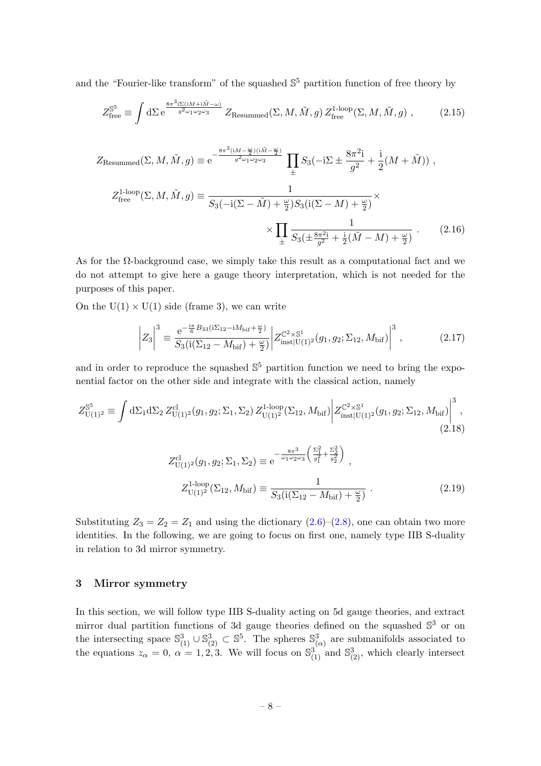and the "Fourier-like transform" of the squashed $\mathbb{S}^5$ partition function of free theory by

$$Z^{\mathbb{S}^5}_{\text{free}} \equiv \int \mathrm{d}\Sigma\, \mathrm{e}^{\frac{8\pi^3 \mathrm{i}\Sigma(\mathrm{i}M+\mathrm{i}\tilde{M}-\omega)}{g^2\omega_1\omega_2\omega_3}}\, Z_{\text{Resummed}}(\Sigma, M, \tilde{M}, g)\, Z^{\text{1-loop}}_{\text{free}}(\Sigma, M, \tilde{M}, g)\ , \tag{2.15}$$

$$\begin{aligned}
Z_{\text{Resummed}}(\Sigma, M, \tilde{M}, g) &\equiv \mathrm{e}^{-\frac{8\pi^3(\mathrm{i}M-\frac{\omega}{2})(\mathrm{i}\tilde{M}-\frac{\omega}{2})}{g^2\omega_1\omega_2\omega_3}} \prod_{\pm} S_3(-\mathrm{i}\Sigma \pm \frac{8\pi^2\mathrm{i}}{g^2} + \frac{\mathrm{i}}{2}(M+\tilde{M}))\ ,\\
Z^{\text{1-loop}}_{\text{free}}(\Sigma, M, \tilde{M}, g) &\equiv \frac{1}{S_3(-\mathrm{i}(\Sigma-\tilde{M})+\frac{\omega}{2})S_3(\mathrm{i}(\Sigma-M)+\frac{\omega}{2})}\times\\
&\qquad\qquad \times \prod_{\pm} \frac{1}{S_3(\pm\frac{8\pi^2\mathrm{i}}{g^2}+\frac{\mathrm{i}}{2}(\tilde{M}-M)+\frac{\omega}{2})}\ .
\end{aligned} \tag{2.16}$$

As for the $\Omega$-background case, we simply take this result as a computational fact and we do not attempt to give here a gauge theory interpretation, which is not needed for the purposes of this paper.

On the $\mathrm{U}(1)\times\mathrm{U}(1)$ side (frame 3), we can write

$$\left|Z_3\right|^3 \equiv \frac{\mathrm{e}^{-\frac{\mathrm{i}\pi}{6}B_{33}(\mathrm{i}\Sigma_{12}-\mathrm{i}M_{\text{bif}}+\frac{\omega}{2})}}{S_3(\mathrm{i}(\Sigma_{12}-M_{\text{bif}})+\frac{\omega}{2})}\left|Z^{\mathbb{C}^2\times\mathbb{S}^1}_{\text{inst}|\mathrm{U}(1)^2}(g_1, g_2; \Sigma_{12}, M_{\text{bif}})\right|^3\ , \tag{2.17}$$

and in order to reproduce the squashed $\mathbb{S}^5$ partition function we need to bring the exponential factor on the other side and integrate with the classical action, namely

$$Z^{\mathbb{S}^5}_{\mathrm{U}(1)^2} \equiv \int \mathrm{d}\Sigma_1\mathrm{d}\Sigma_2\, Z^{\text{cl}}_{\mathrm{U}(1)^2}(g_1, g_2; \Sigma_1, \Sigma_2)\, Z^{\text{1-loop}}_{\mathrm{U}(1)^2}(\Sigma_{12}, M_{\text{bif}})\left|Z^{\mathbb{C}^2\times\mathbb{S}^1}_{\text{inst}|\mathrm{U}(1)^2}(g_1, g_2; \Sigma_{12}, M_{\text{bif}})\right|^3\ , \tag{2.18}$$

$$\begin{aligned}
Z^{\text{cl}}_{\mathrm{U}(1)^2}(g_1, g_2; \Sigma_1, \Sigma_2) &\equiv \mathrm{e}^{-\frac{8\pi^3}{\omega_1\omega_2\omega_3}\left(\frac{\Sigma_1^2}{g_1^2}+\frac{\Sigma_2^2}{g_2^2}\right)}\ ,\\
Z^{\text{1-loop}}_{\mathrm{U}(1)^2}(\Sigma_{12}, M_{\text{bif}}) &\equiv \frac{1}{S_3(\mathrm{i}(\Sigma_{12}-M_{\text{bif}})+\frac{\omega}{2})}\ .
\end{aligned} \tag{2.19}$$

Substituting $Z_3 = Z_2 = Z_1$ and using the dictionary (2.6)–(2.8), one can obtain two more identities. In the following, we are going to focus on first one, namely type IIB S-duality in relation to 3d mirror symmetry.

## 3 Mirror symmetry

In this section, we will follow type IIB S-duality acting on 5d gauge theories, and extract mirror dual partition functions of 3d gauge theories defined on the squashed $\mathbb{S}^3$ or on the intersecting space $\mathbb{S}^3_{(1)}\cup\mathbb{S}^3_{(2)}\subset\mathbb{S}^5$. The spheres $\mathbb{S}^3_{(\alpha)}$ are submanifolds associated to the equations $z_\alpha = 0$, $\alpha = 1, 2, 3$. We will focus on $\mathbb{S}^3_{(1)}$ and $\mathbb{S}^3_{(2)}$, which clearly intersect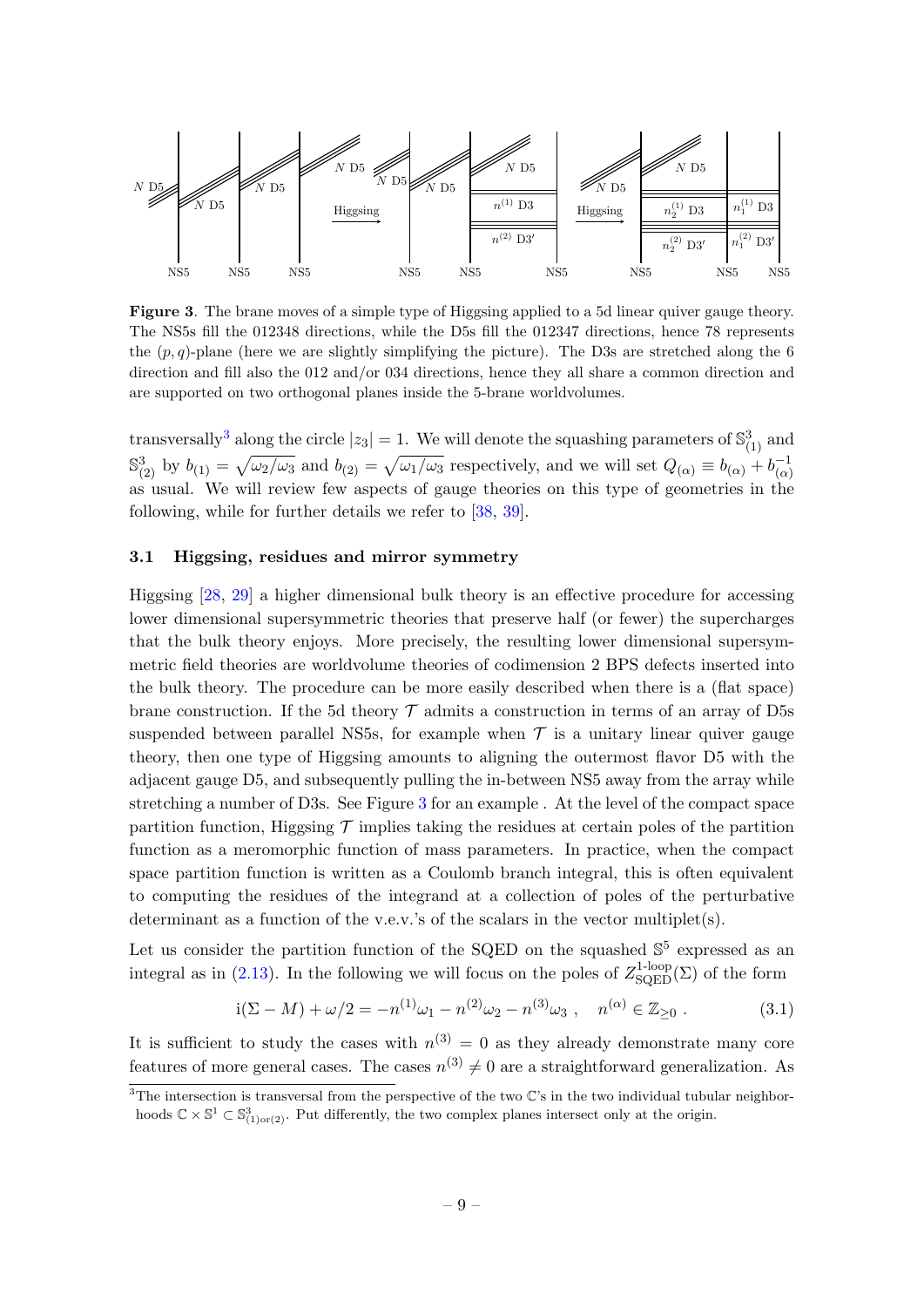**Figure 3**. The brane moves of a simple type of Higgsing applied to a 5d linear quiver gauge theory. The NS5s fill the 012348 directions, while the D5s fill the 012347 directions, hence 78 represents the $(p, q)$-plane (here we are slightly simplifying the picture). The D3s are stretched along the 6 direction and fill also the 012 and/or 034 directions, hence they all share a common direction and are supported on two orthogonal planes inside the 5-brane worldvolumes.

transversally[3] along the circle $|z_3| = 1$. We will denote the squashing parameters of $\mathbb{S}^3_{(1)}$ and $\mathbb{S}^3_{(2)}$ by $b_{(1)} = \sqrt{\omega_2/\omega_3}$ and $b_{(2)} = \sqrt{\omega_1/\omega_3}$ respectively, and we will set $Q_{(\alpha)} \equiv b_{(\alpha)} + b^{-1}_{(\alpha)}$ as usual. We will review few aspects of gauge theories on this type of geometries in the following, while for further details we refer to [38, 39].

### 3.1 Higgsing, residues and mirror symmetry

Higgsing [28, 29] a higher dimensional bulk theory is an effective procedure for accessing lower dimensional supersymmetric theories that preserve half (or fewer) the supercharges that the bulk theory enjoys. More precisely, the resulting lower dimensional supersymmetric field theories are worldvolume theories of codimension 2 BPS defects inserted into the bulk theory. The procedure can be more easily described when there is a (flat space) brane construction. If the 5d theory $\mathcal{T}$ admits a construction in terms of an array of D5s suspended between parallel NS5s, for example when $\mathcal{T}$ is a unitary linear quiver gauge theory, then one type of Higgsing amounts to aligning the outermost flavor D5 with the adjacent gauge D5, and subsequently pulling the in-between NS5 away from the array while stretching a number of D3s. See Figure 3 for an example . At the level of the compact space partition function, Higgsing $\mathcal{T}$ implies taking the residues at certain poles of the partition function as a meromorphic function of mass parameters. In practice, when the compact space partition function is written as a Coulomb branch integral, this is often equivalent to computing the residues of the integrand at a collection of poles of the perturbative determinant as a function of the v.e.v.'s of the scalars in the vector multiplet(s).

Let us consider the partition function of the SQED on the squashed $\mathbb{S}^5$ expressed as an integral as in (2.13). In the following we will focus on the poles of $Z^{\text{1-loop}}_{\text{SQED}}(\Sigma)$ of the form

$$\mathrm{i}(\Sigma - M) + \omega/2 = -n^{(1)}\omega_1 - n^{(2)}\omega_2 - n^{(3)}\omega_3 \ , \quad n^{(\alpha)} \in \mathbb{Z}_{\geq 0} \ . \tag{3.1}$$

It is sufficient to study the cases with $n^{(3)} = 0$ as they already demonstrate many core features of more general cases. The cases $n^{(3)} \neq 0$ are a straightforward generalization. As

[3] The intersection is transversal from the perspective of the two $\mathbb{C}$'s in the two individual tubular neighborhoods $\mathbb{C} \times \mathbb{S}^1 \subset \mathbb{S}^3_{(1)\text{or}(2)}$. Put differently, the two complex planes intersect only at the origin.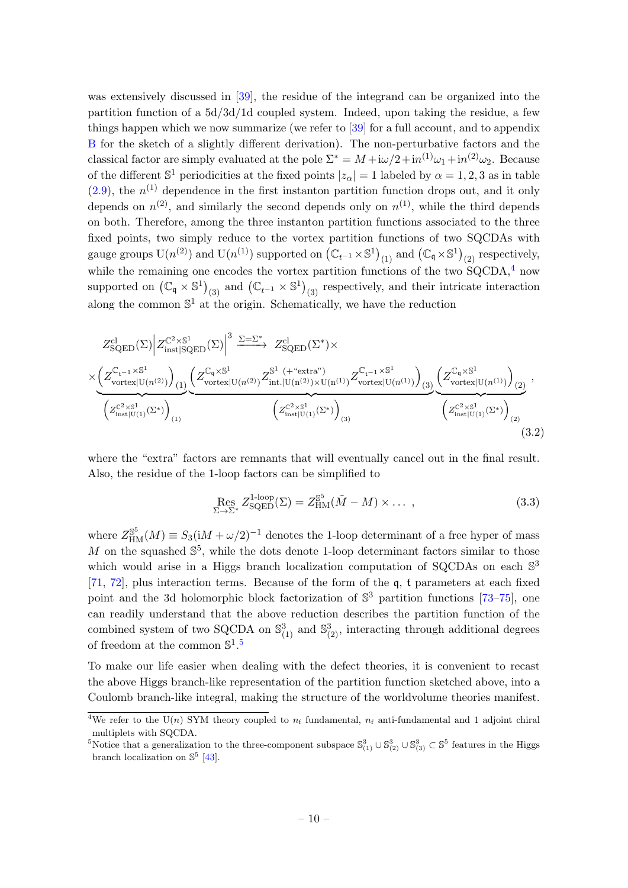was extensively discussed in [39], the residue of the integrand can be organized into the partition function of a 5d/3d/1d coupled system. Indeed, upon taking the residue, a few things happen which we now summarize (we refer to [39] for a full account, and to appendix B for the sketch of a slightly different derivation). The non-perturbative factors and the classical factor are simply evaluated at the pole $\Sigma^* = M + \mathrm{i}\omega/2 + \mathrm{i}n^{(1)}\omega_1 + \mathrm{i}n^{(2)}\omega_2$. Because of the different $\mathbb{S}^1$ periodicities at the fixed points $|z_\alpha| = 1$ labeled by $\alpha = 1, 2, 3$ as in table (2.9), the $n^{(1)}$ dependence in the first instanton partition function drops out, and it only depends on $n^{(2)}$, and similarly the second depends only on $n^{(1)}$, while the third depends on both. Therefore, among the three instanton partition functions associated to the three fixed points, two simply reduce to the vortex partition functions of two SQCDAs with gauge groups $\mathrm{U}(n^{(2)})$ and $\mathrm{U}(n^{(1)})$ supported on $\left(\mathbb{C}_{t^{-1}} \times \mathbb{S}^1\right)_{(1)}$ and $\left(\mathbb{C}_{\mathfrak{q}} \times \mathbb{S}^1\right)_{(2)}$ respectively, while the remaining one encodes the vortex partition functions of the two SQCDA,[4] now supported on $\left(\mathbb{C}_{\mathfrak{q}} \times \mathbb{S}^1\right)_{(3)}$ and $\left(\mathbb{C}_{t^{-1}} \times \mathbb{S}^1\right)_{(3)}$ respectively, and their intricate interaction along the common $\mathbb{S}^1$ at the origin. Schematically, we have the reduction

$$
\begin{aligned}
&Z^{\mathrm{cl}}_{\mathrm{SQED}}(\Sigma)\left|Z^{\mathbb{C}^2\times\mathbb{S}^1}_{\mathrm{inst|SQED}}(\Sigma)\right|^3 \xrightarrow{\;\Sigma=\Sigma^*\;} Z^{\mathrm{cl}}_{\mathrm{SQED}}(\Sigma^*)\times \\
&\times \underbrace{\left(Z^{\mathbb{C}_{t^{-1}}\times\mathbb{S}^1}_{\mathrm{vortex|U}(n^{(2)})}\right)_{(1)}}_{\left(Z^{\mathbb{C}^2\times\mathbb{S}^1}_{\mathrm{inst|U(1)}}(\Sigma^*)\right)_{(1)}} \underbrace{\left(Z^{\mathbb{C}_{\mathfrak{q}}\times\mathbb{S}^1}_{\mathrm{vortex|U}(n^{(2)})} Z^{\mathbb{S}^1\;(+\text{“extra”})}_{\mathrm{int.|U(n^{(2)})\times U(n^{(1)})}} Z^{\mathbb{C}_{t^{-1}}\times\mathbb{S}^1}_{\mathrm{vortex|U}(n^{(1)})}\right)_{(3)}}_{\left(Z^{\mathbb{C}^2\times\mathbb{S}^1}_{\mathrm{inst|U(1)}}(\Sigma^*)\right)_{(3)}} \underbrace{\left(Z^{\mathbb{C}_{\mathfrak{q}}\times\mathbb{S}^1}_{\mathrm{vortex|U}(n^{(1)})}\right)_{(2)}}_{\left(Z^{\mathbb{C}^2\times\mathbb{S}^1}_{\mathrm{inst|U(1)}}(\Sigma^*)\right)_{(2)}}\,,
\end{aligned}
\tag{3.2}
$$

where the “extra” factors are remnants that will eventually cancel out in the final result. Also, the residue of the 1-loop factors can be simplified to

$$
\operatorname*{Res}_{\Sigma\to\Sigma^*} Z^{\text{1-loop}}_{\mathrm{SQED}}(\Sigma) = Z^{\mathbb{S}^5}_{\mathrm{HM}}(\tilde{M}-M)\times\dots\,, \tag{3.3}
$$

where $Z^{\mathbb{S}^5}_{\mathrm{HM}}(M) \equiv S_3(\mathrm{i}M+\omega/2)^{-1}$ denotes the 1-loop determinant of a free hyper of mass $M$ on the squashed $\mathbb{S}^5$, while the dots denote 1-loop determinant factors similar to those which would arise in a Higgs branch localization computation of SQCDAs on each $\mathbb{S}^3$ [71, 72], plus interaction terms. Because of the form of the $\mathfrak{q}$, $\mathfrak{t}$ parameters at each fixed point and the 3d holomorphic block factorization of $\mathbb{S}^3$ partition functions [73–75], one can readily understand that the above reduction describes the partition function of the combined system of two SQCDA on $\mathbb{S}^3_{(1)}$ and $\mathbb{S}^3_{(2)}$, interacting through additional degrees of freedom at the common $\mathbb{S}^1$.[5]

To make our life easier when dealing with the defect theories, it is convenient to recast the above Higgs branch-like representation of the partition function sketched above, into a Coulomb branch-like integral, making the structure of the worldvolume theories manifest.

[4] We refer to the $\mathrm{U}(n)$ SYM theory coupled to $n_\mathrm{f}$ fundamental, $n_\mathrm{f}$ anti-fundamental and 1 adjoint chiral multiplets with SQCDA.

[5] Notice that a generalization to the three-component subspace $\mathbb{S}^3_{(1)} \cup \mathbb{S}^3_{(2)} \cup \mathbb{S}^3_{(3)} \subset \mathbb{S}^5$ features in the Higgs branch localization on $\mathbb{S}^5$ [43].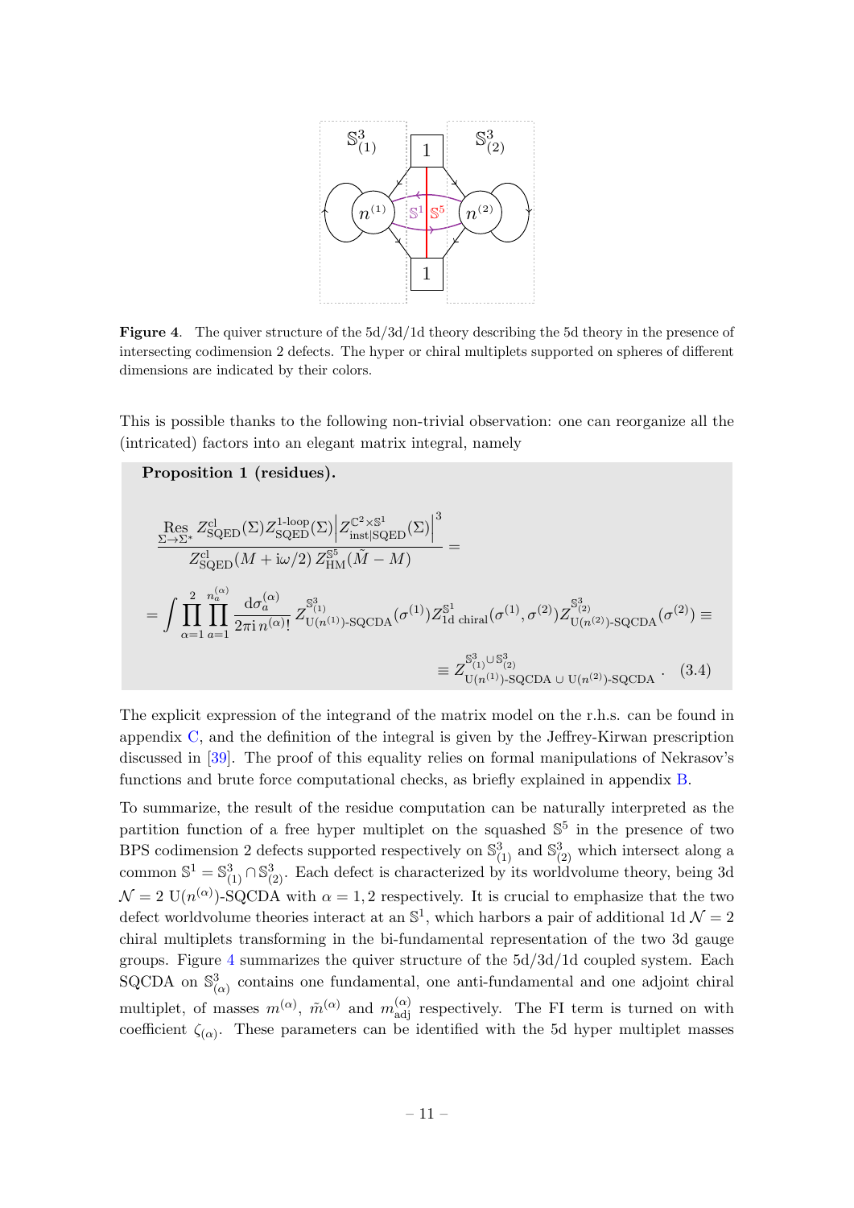**Figure 4**. The quiver structure of the 5d/3d/1d theory describing the 5d theory in the presence of intersecting codimension 2 defects. The hyper or chiral multiplets supported on spheres of different dimensions are indicated by their colors.

This is possible thanks to the following non-trivial observation: one can reorganize all the (intricated) factors into an elegant matrix integral, namely

**Proposition 1 (residues).**

$$\frac{\operatorname*{Res}_{\Sigma\to\Sigma^*} Z^{\text{cl}}_{\text{SQED}}(\Sigma) Z^{\text{1-loop}}_{\text{SQED}}(\Sigma) \left| Z^{\mathbb{C}^2\times\mathbb{S}^1}_{\text{inst}|\text{SQED}}(\Sigma)\right|^3}{Z^{\text{cl}}_{\text{SQED}}(M + \mathrm{i}\omega/2)\, Z^{\mathbb{S}^5}_{\text{HM}}(\tilde{M} - M)} =$$

$$= \int \prod_{\alpha=1}^{2} \prod_{a=1}^{n_a^{(\alpha)}} \frac{\mathrm{d}\sigma_a^{(\alpha)}}{2\pi\mathrm{i}\, n^{(\alpha)}!}\, Z^{\mathbb{S}^3_{(1)}}_{\text{U}(n^{(1)})\text{-SQCDA}}(\sigma^{(1)}) Z^{\mathbb{S}^1}_{\text{1d chiral}}(\sigma^{(1)}, \sigma^{(2)}) Z^{\mathbb{S}^3_{(2)}}_{\text{U}(n^{(2)})\text{-SQCDA}}(\sigma^{(2)}) \equiv$$

$$\equiv Z^{\mathbb{S}^3_{(1)}\cup\mathbb{S}^3_{(2)}}_{\text{U}(n^{(1)})\text{-SQCDA}\,\cup\,\text{U}(n^{(2)})\text{-SQCDA}}\,. \qquad (3.4)$$

The explicit expression of the integrand of the matrix model on the r.h.s. can be found in appendix C, and the definition of the integral is given by the Jeffrey-Kirwan prescription discussed in [39]. The proof of this equality relies on formal manipulations of Nekrasov's functions and brute force computational checks, as briefly explained in appendix B.

To summarize, the result of the residue computation can be naturally interpreted as the partition function of a free hyper multiplet on the squashed $\mathbb{S}^5$ in the presence of two BPS codimension 2 defects supported respectively on $\mathbb{S}^3_{(1)}$ and $\mathbb{S}^3_{(2)}$ which intersect along a common $\mathbb{S}^1 = \mathbb{S}^3_{(1)} \cap \mathbb{S}^3_{(2)}$. Each defect is characterized by its worldvolume theory, being 3d $\mathcal{N}=2$ $\text{U}(n^{(\alpha)})$-SQCDA with $\alpha = 1, 2$ respectively. It is crucial to emphasize that the two defect worldvolume theories interact at an $\mathbb{S}^1$, which harbors a pair of additional 1d $\mathcal{N}=2$ chiral multiplets transforming in the bi-fundamental representation of the two 3d gauge groups. Figure 4 summarizes the quiver structure of the 5d/3d/1d coupled system. Each SQCDA on $\mathbb{S}^3_{(\alpha)}$ contains one fundamental, one anti-fundamental and one adjoint chiral multiplet, of masses $m^{(\alpha)}$, $\tilde{m}^{(\alpha)}$ and $m^{(\alpha)}_{\text{adj}}$ respectively. The FI term is turned on with coefficient $\zeta_{(\alpha)}$. These parameters can be identified with the 5d hyper multiplet masses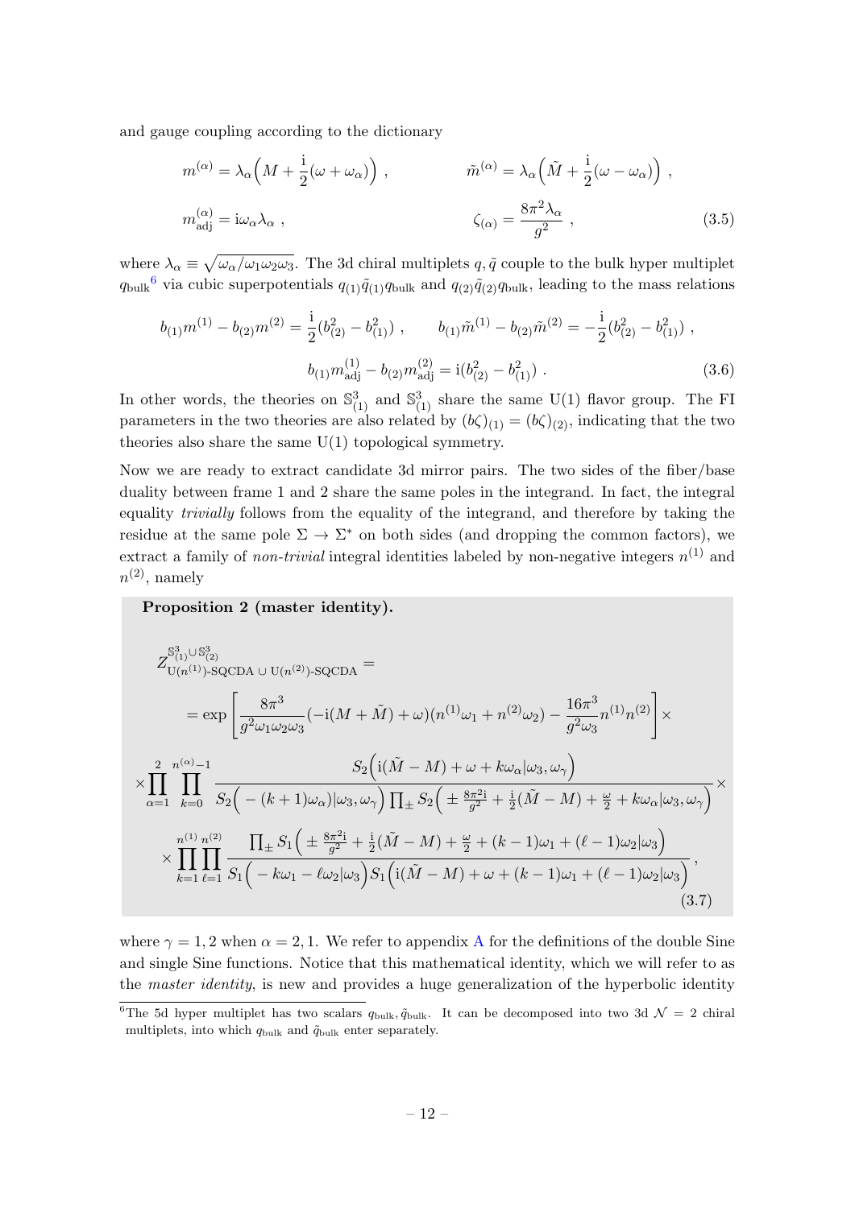and gauge coupling according to the dictionary

$$
\begin{aligned}
m^{(\alpha)} &= \lambda_\alpha\Big(M + \frac{\mathrm{i}}{2}(\omega + \omega_\alpha)\Big) \ , & \tilde{m}^{(\alpha)} &= \lambda_\alpha\Big(\tilde{M} + \frac{\mathrm{i}}{2}(\omega - \omega_\alpha)\Big) \ , \\
m^{(\alpha)}_{\mathrm{adj}} &= \mathrm{i}\omega_\alpha\lambda_\alpha \ , & \zeta_{(\alpha)} &= \frac{8\pi^2\lambda_\alpha}{g^2} \ ,
\end{aligned} \tag{3.5}
$$

where $\lambda_\alpha \equiv \sqrt{\omega_\alpha/\omega_1\omega_2\omega_3}$. The 3d chiral multiplets $q, \tilde{q}$ couple to the bulk hyper multiplet $q_{\mathrm{bulk}}$[6] via cubic superpotentials $q_{(1)}\tilde{q}_{(1)}q_{\mathrm{bulk}}$ and $q_{(2)}\tilde{q}_{(2)}q_{\mathrm{bulk}}$, leading to the mass relations

$$
\begin{aligned}
b_{(1)}m^{(1)} - b_{(2)}m^{(2)} = \frac{\mathrm{i}}{2}(b^2_{(2)} - b^2_{(1)}) \ , \qquad b_{(1)}\tilde{m}^{(1)} - b_{(2)}\tilde{m}^{(2)} = -\frac{\mathrm{i}}{2}(b^2_{(2)} - b^2_{(1)}) \ , \\
b_{(1)}m^{(1)}_{\mathrm{adj}} - b_{(2)}m^{(2)}_{\mathrm{adj}} = \mathrm{i}(b^2_{(2)} - b^2_{(1)}) \ .
\end{aligned} \tag{3.6}
$$

In other words, the theories on $\mathbb{S}^3_{(1)}$ and $\mathbb{S}^3_{(1)}$ share the same U(1) flavor group. The FI parameters in the two theories are also related by $(b\zeta)_{(1)} = (b\zeta)_{(2)}$, indicating that the two theories also share the same U(1) topological symmetry.

Now we are ready to extract candidate 3d mirror pairs. The two sides of the fiber/base duality between frame 1 and 2 share the same poles in the integrand. In fact, the integral equality *trivially* follows from the equality of the integrand, and therefore by taking the residue at the same pole $\Sigma \to \Sigma^*$ on both sides (and dropping the common factors), we extract a family of *non-trivial* integral identities labeled by non-negative integers $n^{(1)}$ and $n^{(2)}$, namely

**Proposition 2 (master identity).**

$$
\begin{aligned}
&Z^{\mathbb{S}^3_{(1)}\cup\mathbb{S}^3_{(2)}}_{\mathrm{U}(n^{(1)})\text{-SQCDA}\,\cup\,\mathrm{U}(n^{(2)})\text{-SQCDA}} = \\
&\quad = \exp\left[\frac{8\pi^3}{g^2\omega_1\omega_2\omega_3}(-\mathrm{i}(M+\tilde{M})+\omega)(n^{(1)}\omega_1 + n^{(2)}\omega_2) - \frac{16\pi^3}{g^2\omega_3}n^{(1)}n^{(2)}\right]\times \\
&\times \prod_{\alpha=1}^{2}\prod_{k=0}^{n^{(\alpha)}-1}\frac{S_2\Big(\mathrm{i}(\tilde{M}-M)+\omega+k\omega_\alpha|\omega_3,\omega_\gamma\Big)}{S_2\Big(-(k+1)\omega_\alpha)|\omega_3,\omega_\gamma\Big)\prod_\pm S_2\Big(\pm\frac{8\pi^2\mathrm{i}}{g^2}+\frac{\mathrm{i}}{2}(\tilde{M}-M)+\frac{\omega}{2}+k\omega_\alpha|\omega_3,\omega_\gamma\Big)}\times \\
&\quad\times\prod_{k=1}^{n^{(1)}}\prod_{\ell=1}^{n^{(2)}}\frac{\prod_\pm S_1\Big(\pm\frac{8\pi^2\mathrm{i}}{g^2}+\frac{\mathrm{i}}{2}(\tilde{M}-M)+\frac{\omega}{2}+(k-1)\omega_1+(\ell-1)\omega_2|\omega_3\Big)}{S_1\Big(-k\omega_1-\ell\omega_2|\omega_3\Big)S_1\Big(\mathrm{i}(\tilde{M}-M)+\omega+(k-1)\omega_1+(\ell-1)\omega_2|\omega_3\Big)} \ ,
\end{aligned} \tag{3.7}
$$

where $\gamma = 1, 2$ when $\alpha = 2, 1$. We refer to appendix A for the definitions of the double Sine and single Sine functions. Notice that this mathematical identity, which we will refer to as the *master identity*, is new and provides a huge generalization of the hyperbolic identity

[6] The 5d hyper multiplet has two scalars $q_{\mathrm{bulk}}, \tilde{q}_{\mathrm{bulk}}$. It can be decomposed into two 3d $\mathcal{N} = 2$ chiral multiplets, into which $q_{\mathrm{bulk}}$ and $\tilde{q}_{\mathrm{bulk}}$ enter separately.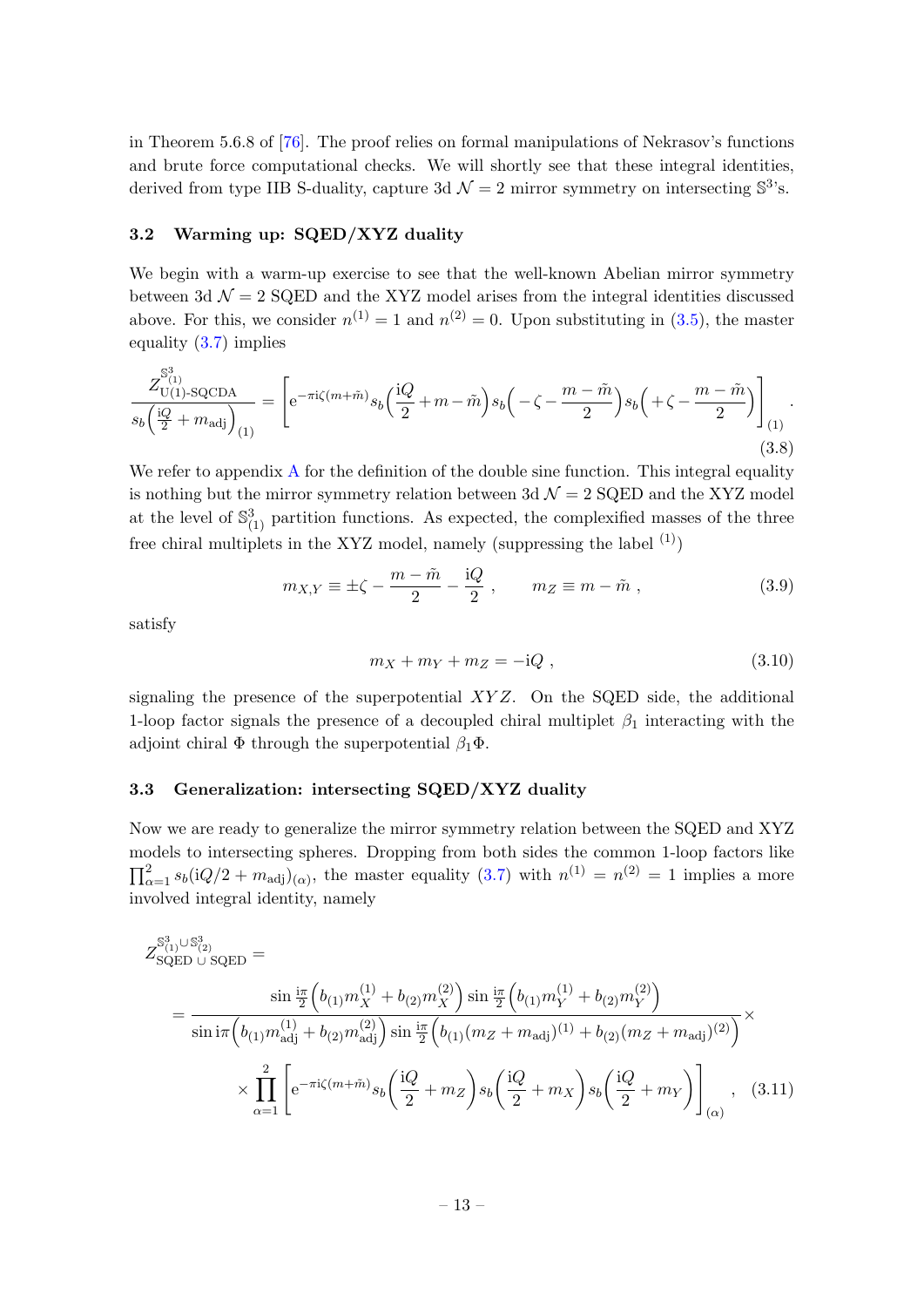in Theorem 5.6.8 of [76]. The proof relies on formal manipulations of Nekrasov's functions and brute force computational checks. We will shortly see that these integral identities, derived from type IIB S-duality, capture 3d $\mathcal{N}=2$ mirror symmetry on intersecting $\mathbb{S}^3$'s.

### 3.2 Warming up: SQED/XYZ duality

We begin with a warm-up exercise to see that the well-known Abelian mirror symmetry between 3d $\mathcal{N}=2$ SQED and the XYZ model arises from the integral identities discussed above. For this, we consider $n^{(1)}=1$ and $n^{(2)}=0$. Upon substituting in (3.5), the master equality (3.7) implies

$$\frac{Z^{\mathbb{S}^3_{(1)}}_{\mathrm{U(1)\text{-}SQCDA}}}{s_b\Big(\frac{\mathrm{i}Q}{2}+m_{\mathrm{adj}}\Big)_{(1)}} = \left[\mathrm{e}^{-\pi\mathrm{i}\zeta(m+\tilde{m})} s_b\Big(\frac{\mathrm{i}Q}{2}+m-\tilde{m}\Big) s_b\Big(-\zeta-\frac{m-\tilde{m}}{2}\Big) s_b\Big(+\zeta-\frac{m-\tilde{m}}{2}\Big)\right]_{(1)} . \tag{3.8}$$

We refer to appendix A for the definition of the double sine function. This integral equality is nothing but the mirror symmetry relation between 3d $\mathcal{N}=2$ SQED and the XYZ model at the level of $\mathbb{S}^3_{(1)}$ partition functions. As expected, the complexified masses of the three free chiral multiplets in the XYZ model, namely (suppressing the label $^{(1)}$)

$$m_{X,Y} \equiv \pm\zeta - \frac{m-\tilde{m}}{2} - \frac{\mathrm{i}Q}{2} , \qquad m_Z \equiv m-\tilde{m} , \tag{3.9}$$

satisfy

$$m_X + m_Y + m_Z = -\mathrm{i}Q , \tag{3.10}$$

signaling the presence of the superpotential $XYZ$. On the SQED side, the additional 1-loop factor signals the presence of a decoupled chiral multiplet $\beta_1$ interacting with the adjoint chiral $\Phi$ through the superpotential $\beta_1\Phi$.

### 3.3 Generalization: intersecting SQED/XYZ duality

Now we are ready to generalize the mirror symmetry relation between the SQED and XYZ models to intersecting spheres. Dropping from both sides the common 1-loop factors like $\prod_{\alpha=1}^2 s_b(\mathrm{i}Q/2+m_{\mathrm{adj}})_{(\alpha)}$, the master equality (3.7) with $n^{(1)}=n^{(2)}=1$ implies a more involved integral identity, namely

$$\begin{aligned}
&Z^{\mathbb{S}^3_{(1)}\cup\mathbb{S}^3_{(2)}}_{\mathrm{SQED}\,\cup\,\mathrm{SQED}} = \\
&= \frac{\sin\frac{\mathrm{i}\pi}{2}\Big(b_{(1)}m_X^{(1)}+b_{(2)}m_X^{(2)}\Big)\sin\frac{\mathrm{i}\pi}{2}\Big(b_{(1)}m_Y^{(1)}+b_{(2)}m_Y^{(2)}\Big)}{\sin\mathrm{i}\pi\Big(b_{(1)}m_{\mathrm{adj}}^{(1)}+b_{(2)}m_{\mathrm{adj}}^{(2)}\Big)\sin\frac{\mathrm{i}\pi}{2}\Big(b_{(1)}(m_Z+m_{\mathrm{adj}})^{(1)}+b_{(2)}(m_Z+m_{\mathrm{adj}})^{(2)}\Big)}\times \\
&\qquad \times\prod_{\alpha=1}^{2}\left[\mathrm{e}^{-\pi\mathrm{i}\zeta(m+\tilde{m})}s_b\Big(\frac{\mathrm{i}Q}{2}+m_Z\Big)s_b\Big(\frac{\mathrm{i}Q}{2}+m_X\Big)s_b\Big(\frac{\mathrm{i}Q}{2}+m_Y\Big)\right]_{(\alpha)} ,
\end{aligned} \tag{3.11}$$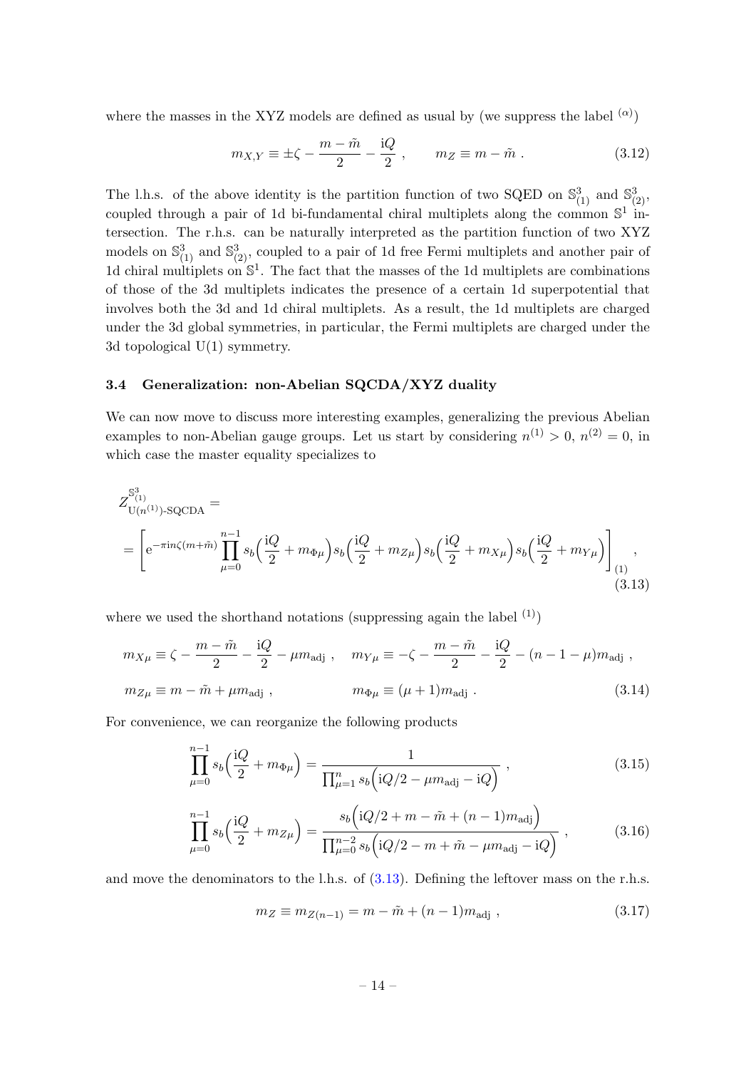where the masses in the XYZ models are defined as usual by (we suppress the label $^{(\alpha)}$)

$$m_{X,Y} \equiv \pm\zeta - \frac{m-\tilde{m}}{2} - \frac{\mathrm{i}Q}{2} \ , \qquad m_Z \equiv m - \tilde{m} \ . \tag{3.12}$$

The l.h.s. of the above identity is the partition function of two SQED on $\mathbb{S}^3_{(1)}$ and $\mathbb{S}^3_{(2)}$, coupled through a pair of 1d bi-fundamental chiral multiplets along the common $\mathbb{S}^1$ intersection. The r.h.s. can be naturally interpreted as the partition function of two XYZ models on $\mathbb{S}^3_{(1)}$ and $\mathbb{S}^3_{(2)}$, coupled to a pair of 1d free Fermi multiplets and another pair of 1d chiral multiplets on $\mathbb{S}^1$. The fact that the masses of the 1d multiplets are combinations of those of the 3d multiplets indicates the presence of a certain 1d superpotential that involves both the 3d and 1d chiral multiplets. As a result, the 1d multiplets are charged under the 3d global symmetries, in particular, the Fermi multiplets are charged under the 3d topological U(1) symmetry.

### 3.4 Generalization: non-Abelian SQCDA/XYZ duality

We can now move to discuss more interesting examples, generalizing the previous Abelian examples to non-Abelian gauge groups. Let us start by considering $n^{(1)} > 0$, $n^{(2)} = 0$, in which case the master equality specializes to

$$\begin{aligned}
&Z^{\mathbb{S}^3_{(1)}}_{\mathrm{U}(n^{(1)})\text{-SQCDA}} = \\
&= \left[ \mathrm{e}^{-\pi \mathrm{i} n\zeta(m+\tilde{m})} \prod_{\mu=0}^{n-1} s_b\Big(\frac{\mathrm{i}Q}{2} + m_{\Phi\mu}\Big) s_b\Big(\frac{\mathrm{i}Q}{2} + m_{Z\mu}\Big) s_b\Big(\frac{\mathrm{i}Q}{2} + m_{X\mu}\Big) s_b\Big(\frac{\mathrm{i}Q}{2} + m_{Y\mu}\Big) \right]_{(1)} ,
\end{aligned} \tag{3.13}$$

where we used the shorthand notations (suppressing again the label $^{(1)}$)

$$\begin{aligned}
m_{X\mu} &\equiv \zeta - \frac{m-\tilde{m}}{2} - \frac{\mathrm{i}Q}{2} - \mu m_{\mathrm{adj}} \ , \quad & m_{Y\mu} &\equiv -\zeta - \frac{m-\tilde{m}}{2} - \frac{\mathrm{i}Q}{2} - (n-1-\mu) m_{\mathrm{adj}} \ , \\
m_{Z\mu} &\equiv m - \tilde{m} + \mu m_{\mathrm{adj}} \ , & m_{\Phi\mu} &\equiv (\mu+1) m_{\mathrm{adj}} \ .
\end{aligned} \tag{3.14}$$

For convenience, we can reorganize the following products

$$\prod_{\mu=0}^{n-1} s_b\Big(\frac{\mathrm{i}Q}{2} + m_{\Phi\mu}\Big) = \frac{1}{\prod_{\mu=1}^{n} s_b\Big(\mathrm{i}Q/2 - \mu m_{\mathrm{adj}} - \mathrm{i}Q\Big)} \ , \tag{3.15}$$

$$\prod_{\mu=0}^{n-1} s_b\Big(\frac{\mathrm{i}Q}{2} + m_{Z\mu}\Big) = \frac{s_b\Big(\mathrm{i}Q/2 + m - \tilde{m} + (n-1) m_{\mathrm{adj}}\Big)}{\prod_{\mu=0}^{n-2} s_b\Big(\mathrm{i}Q/2 - m + \tilde{m} - \mu m_{\mathrm{adj}} - \mathrm{i}Q\Big)} \ , \tag{3.16}$$

and move the denominators to the l.h.s. of (3.13). Defining the leftover mass on the r.h.s.

$$m_Z \equiv m_{Z(n-1)} = m - \tilde{m} + (n-1) m_{\mathrm{adj}} \ , \tag{3.17}$$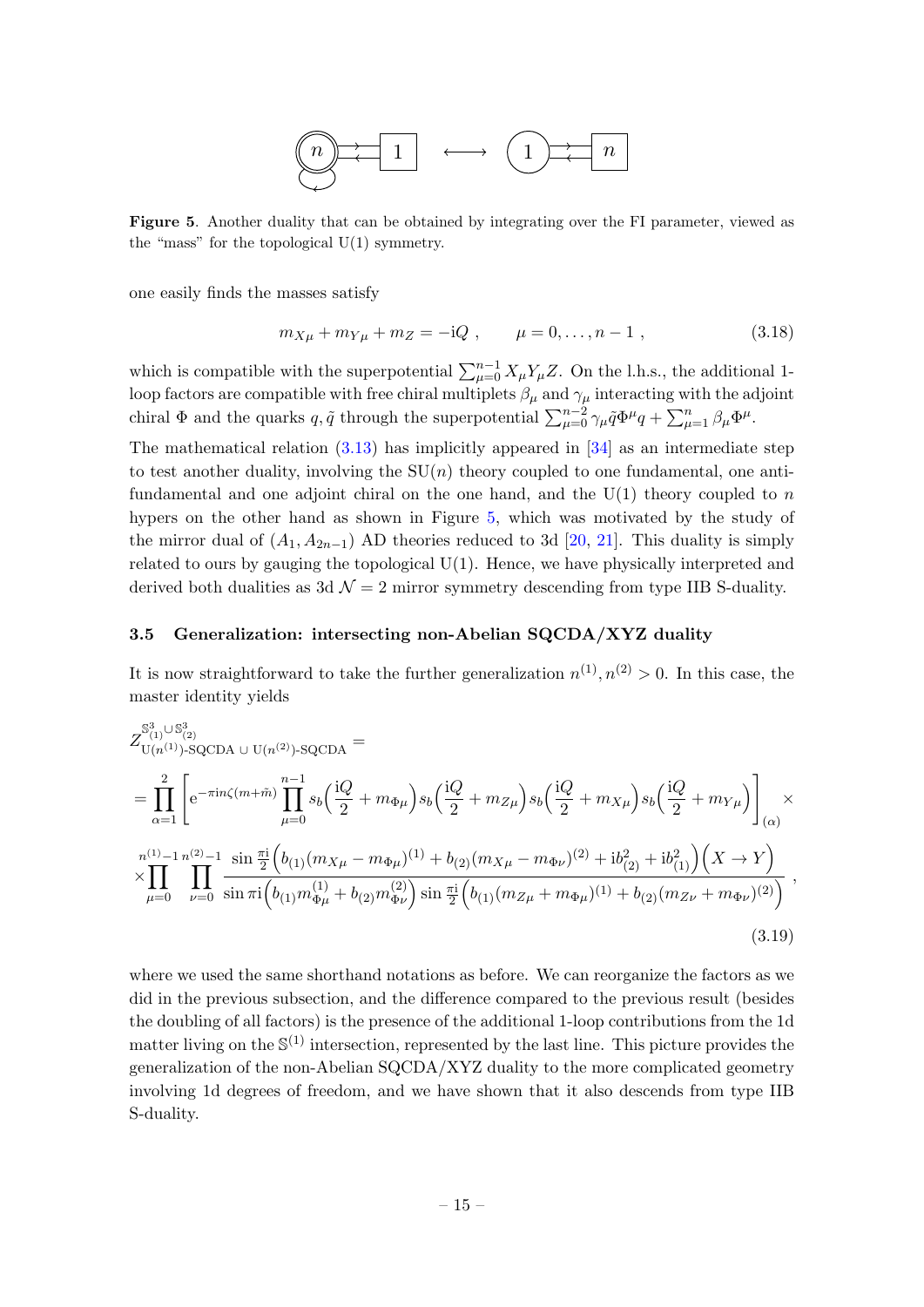**Figure 5**. Another duality that can be obtained by integrating over the FI parameter, viewed as the "mass" for the topological U(1) symmetry.

one easily finds the masses satisfy

$$m_{X_\mu} + m_{Y_\mu} + m_Z = -\mathrm{i}Q \ , \qquad \mu = 0, \ldots, n-1 \ , \tag{3.18}$$

which is compatible with the superpotential $\sum_{\mu=0}^{n-1} X_\mu Y_\mu Z$. On the l.h.s., the additional 1-loop factors are compatible with free chiral multiplets $\beta_\mu$ and $\gamma_\mu$ interacting with the adjoint chiral $\Phi$ and the quarks $q, \tilde{q}$ through the superpotential $\sum_{\mu=0}^{n-2} \gamma_\mu \tilde{q} \Phi^\mu q + \sum_{\mu=1}^{n} \beta_\mu \Phi^\mu$.

The mathematical relation (3.13) has implicitly appeared in [34] as an intermediate step to test another duality, involving the SU($n$) theory coupled to one fundamental, one anti-fundamental and one adjoint chiral on the one hand, and the U(1) theory coupled to $n$ hypers on the other hand as shown in Figure 5, which was motivated by the study of the mirror dual of $(A_1, A_{2n-1})$ AD theories reduced to 3d [20, 21]. This duality is simply related to ours by gauging the topological U(1). Hence, we have physically interpreted and derived both dualities as 3d $\mathcal{N} = 2$ mirror symmetry descending from type IIB S-duality.

### 3.5 Generalization: intersecting non-Abelian SQCDA/XYZ duality

It is now straightforward to take the further generalization $n^{(1)}, n^{(2)} > 0$. In this case, the master identity yields

$$\begin{aligned}
&Z^{\mathbb{S}^3_{(1)} \cup \mathbb{S}^3_{(2)}}_{\mathrm{U}(n^{(1)})\text{-SQCDA} \, \cup \, \mathrm{U}(n^{(2)})\text{-SQCDA}} = \\
&= \prod_{\alpha=1}^{2} \left[ \mathrm{e}^{-\pi \mathrm{i} n \zeta (m + \tilde{m})} \prod_{\mu=0}^{n-1} s_b\Big(\frac{\mathrm{i}Q}{2} + m_{\Phi\mu}\Big) s_b\Big(\frac{\mathrm{i}Q}{2} + m_{Z\mu}\Big) s_b\Big(\frac{\mathrm{i}Q}{2} + m_{X\mu}\Big) s_b\Big(\frac{\mathrm{i}Q}{2} + m_{Y\mu}\Big) \right]_{(\alpha)} \times \\
&\times \prod_{\mu=0}^{n^{(1)}-1} \prod_{\nu=0}^{n^{(2)}-1} \frac{\sin \frac{\pi \mathrm{i}}{2} \Big( b_{(1)} (m_{X\mu} - m_{\Phi\mu})^{(1)} + b_{(2)} (m_{X\mu} - m_{\Phi\nu})^{(2)} + \mathrm{i} b_{(2)}^2 + \mathrm{i} b_{(1)}^2 \Big) \Big( X \to Y \Big)}{\sin \pi \mathrm{i} \Big( b_{(1)} m^{(1)}_{\Phi\mu} + b_{(2)} m^{(2)}_{\Phi\nu} \Big) \sin \frac{\pi \mathrm{i}}{2} \Big( b_{(1)} (m_{Z\mu} + m_{\Phi\mu})^{(1)} + b_{(2)} (m_{Z\nu} + m_{\Phi\nu})^{(2)} \Big)} \ ,
\end{aligned} \tag{3.19}$$

where we used the same shorthand notations as before. We can reorganize the factors as we did in the previous subsection, and the difference compared to the previous result (besides the doubling of all factors) is the presence of the additional 1-loop contributions from the 1d matter living on the $\mathbb{S}^{(1)}$ intersection, represented by the last line. This picture provides the generalization of the non-Abelian SQCDA/XYZ duality to the more complicated geometry involving 1d degrees of freedom, and we have shown that it also descends from type IIB S-duality.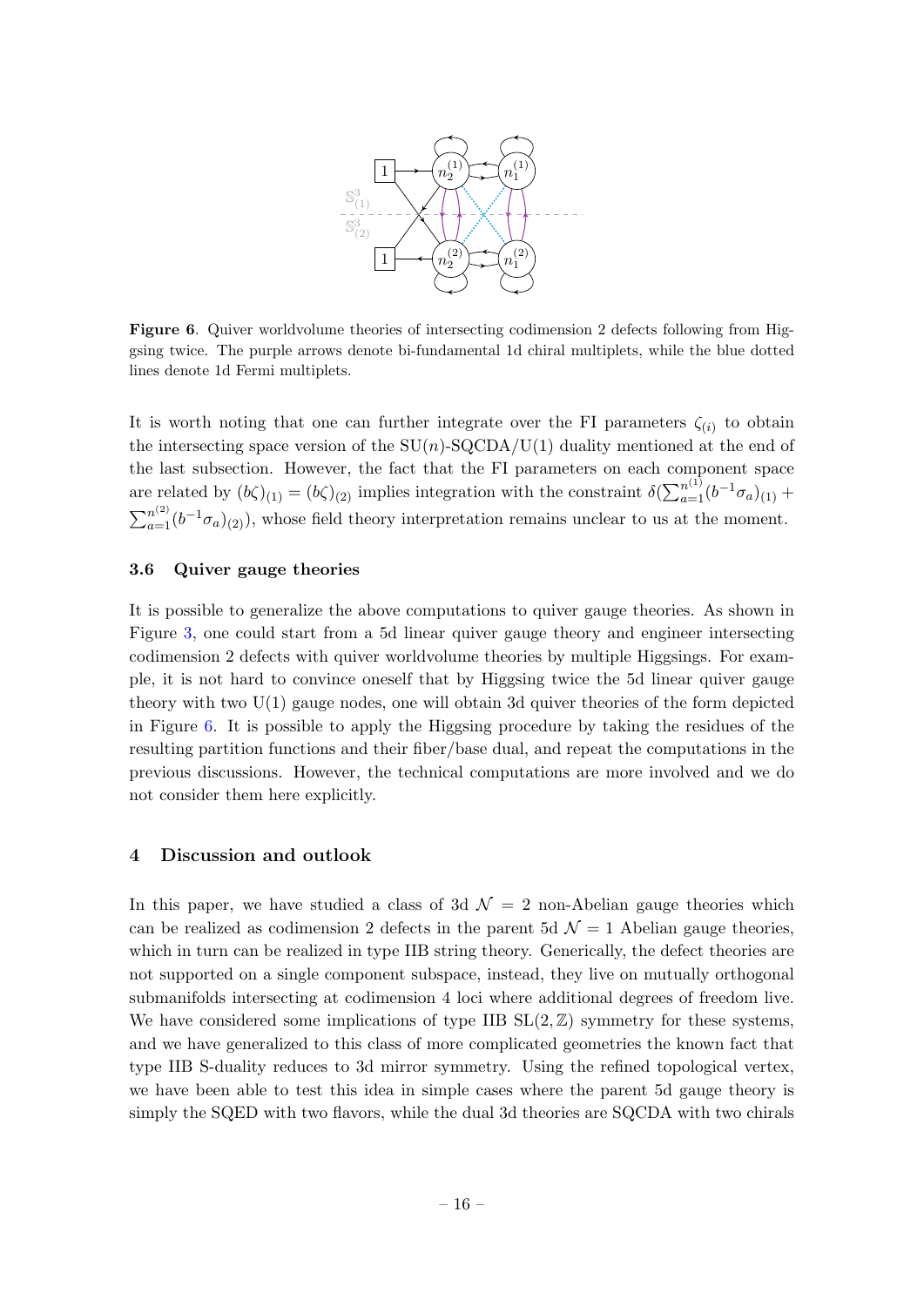**Figure 6**. Quiver worldvolume theories of intersecting codimension 2 defects following from Higgsing twice. The purple arrows denote bi-fundamental 1d chiral multiplets, while the blue dotted lines denote 1d Fermi multiplets.

It is worth noting that one can further integrate over the FI parameters $\zeta_{(i)}$ to obtain the intersecting space version of the $\mathrm{SU}(n)$-SQCDA/U(1) duality mentioned at the end of the last subsection. However, the fact that the FI parameters on each component space are related by $(b\zeta)_{(1)} = (b\zeta)_{(2)}$ implies integration with the constraint $\delta(\sum_{a=1}^{n^{(1)}}(b^{-1}\sigma_a)_{(1)} + \sum_{a=1}^{n^{(2)}}(b^{-1}\sigma_a)_{(2)})$, whose field theory interpretation remains unclear to us at the moment.

### 3.6 Quiver gauge theories

It is possible to generalize the above computations to quiver gauge theories. As shown in Figure 3, one could start from a 5d linear quiver gauge theory and engineer intersecting codimension 2 defects with quiver worldvolume theories by multiple Higgsings. For example, it is not hard to convince oneself that by Higgsing twice the 5d linear quiver gauge theory with two U(1) gauge nodes, one will obtain 3d quiver theories of the form depicted in Figure 6. It is possible to apply the Higgsing procedure by taking the residues of the resulting partition functions and their fiber/base dual, and repeat the computations in the previous discussions. However, the technical computations are more involved and we do not consider them here explicitly.

## 4 Discussion and outlook

In this paper, we have studied a class of 3d $\mathcal{N} = 2$ non-Abelian gauge theories which can be realized as codimension 2 defects in the parent 5d $\mathcal{N} = 1$ Abelian gauge theories, which in turn can be realized in type IIB string theory. Generically, the defect theories are not supported on a single component subspace, instead, they live on mutually orthogonal submanifolds intersecting at codimension 4 loci where additional degrees of freedom live. We have considered some implications of type IIB $\mathrm{SL}(2,\mathbb{Z})$ symmetry for these systems, and we have generalized to this class of more complicated geometries the known fact that type IIB S-duality reduces to 3d mirror symmetry. Using the refined topological vertex, we have been able to test this idea in simple cases where the parent 5d gauge theory is simply the SQED with two flavors, while the dual 3d theories are SQCDA with two chirals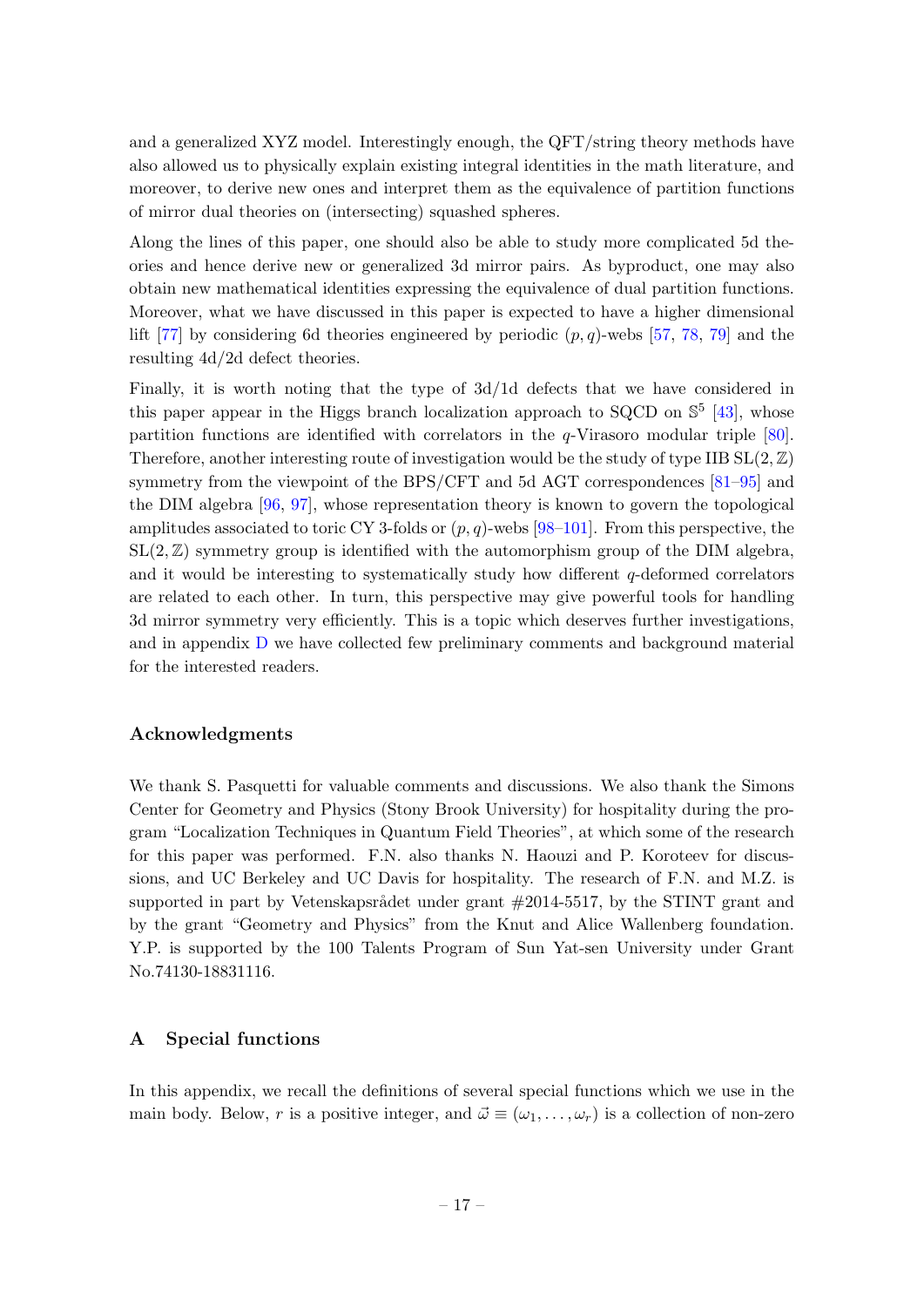and a generalized XYZ model. Interestingly enough, the QFT/string theory methods have also allowed us to physically explain existing integral identities in the math literature, and moreover, to derive new ones and interpret them as the equivalence of partition functions of mirror dual theories on (intersecting) squashed spheres.

Along the lines of this paper, one should also be able to study more complicated 5d theories and hence derive new or generalized 3d mirror pairs. As byproduct, one may also obtain new mathematical identities expressing the equivalence of dual partition functions. Moreover, what we have discussed in this paper is expected to have a higher dimensional lift [77] by considering 6d theories engineered by periodic $(p, q)$-webs [57, 78, 79] and the resulting 4d/2d defect theories.

Finally, it is worth noting that the type of 3d/1d defects that we have considered in this paper appear in the Higgs branch localization approach to SQCD on $\mathbb{S}^5$ [43], whose partition functions are identified with correlators in the $q$-Virasoro modular triple [80]. Therefore, another interesting route of investigation would be the study of type IIB $\mathrm{SL}(2,\mathbb{Z})$ symmetry from the viewpoint of the BPS/CFT and 5d AGT correspondences [81–95] and the DIM algebra [96, 97], whose representation theory is known to govern the topological amplitudes associated to toric CY 3-folds or $(p, q)$-webs [98–101]. From this perspective, the $\mathrm{SL}(2,\mathbb{Z})$ symmetry group is identified with the automorphism group of the DIM algebra, and it would be interesting to systematically study how different $q$-deformed correlators are related to each other. In turn, this perspective may give powerful tools for handling 3d mirror symmetry very efficiently. This is a topic which deserves further investigations, and in appendix D we have collected few preliminary comments and background material for the interested readers.

### Acknowledgments

We thank S. Pasquetti for valuable comments and discussions. We also thank the Simons Center for Geometry and Physics (Stony Brook University) for hospitality during the program "Localization Techniques in Quantum Field Theories", at which some of the research for this paper was performed. F.N. also thanks N. Haouzi and P. Koroteev for discussions, and UC Berkeley and UC Davis for hospitality. The research of F.N. and M.Z. is supported in part by Vetenskapsrådet under grant #2014-5517, by the STINT grant and by the grant "Geometry and Physics" from the Knut and Alice Wallenberg foundation. Y.P. is supported by the 100 Talents Program of Sun Yat-sen University under Grant No.74130-18831116.

## A Special functions

In this appendix, we recall the definitions of several special functions which we use in the main body. Below, $r$ is a positive integer, and $\vec{\omega} \equiv (\omega_1, \ldots, \omega_r)$ is a collection of non-zero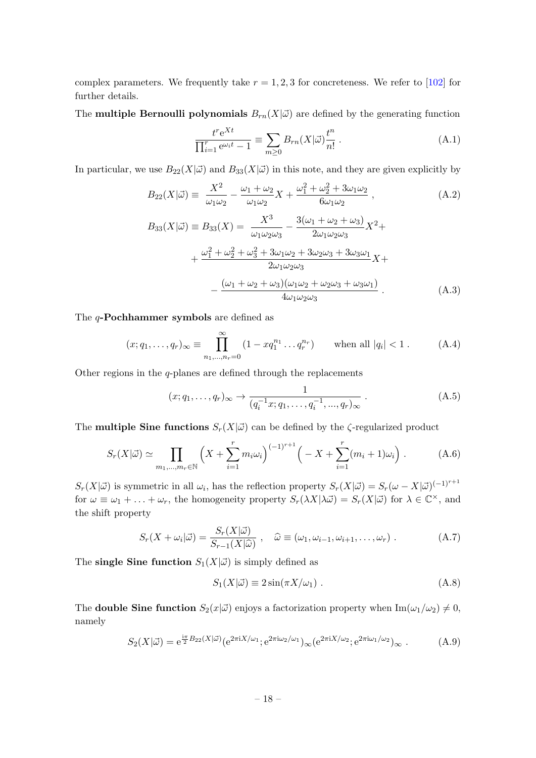complex parameters. We frequently take $r = 1, 2, 3$ for concreteness. We refer to [102] for further details.

The **multiple Bernoulli polynomials** $B_{rn}(X|\vec{\omega})$ are defined by the generating function

$$\frac{t^r e^{Xt}}{\prod_{i=1}^r e^{\omega_i t} - 1} \equiv \sum_{m\geq 0} B_{rn}(X|\vec{\omega}) \frac{t^n}{n!} \ . \tag{A.1}$$

In particular, we use $B_{22}(X|\vec{\omega})$ and $B_{33}(X|\vec{\omega})$ in this note, and they are given explicitly by

$$B_{22}(X|\vec{\omega}) \equiv \ \frac{X^2}{\omega_1\omega_2} - \frac{\omega_1+\omega_2}{\omega_1\omega_2} X + \frac{\omega_1^2+\omega_2^2+3\omega_1\omega_2}{6\omega_1\omega_2} \ , \tag{A.2}$$

$$\begin{aligned} B_{33}(X|\vec{\omega}) \equiv B_{33}(X) = \ & \frac{X^3}{\omega_1\omega_2\omega_3} - \frac{3(\omega_1+\omega_2+\omega_3)}{2\omega_1\omega_2\omega_3} X^2 + \\ & + \frac{\omega_1^2+\omega_2^2+\omega_3^2+3\omega_1\omega_2+3\omega_2\omega_3+3\omega_3\omega_1}{2\omega_1\omega_2\omega_3} X + \\ & - \frac{(\omega_1+\omega_2+\omega_3)(\omega_1\omega_2+\omega_2\omega_3+\omega_3\omega_1)}{4\omega_1\omega_2\omega_3} \ . \end{aligned} \tag{A.3}$$

The $q$-**Pochhammer symbols** are defined as

$$(x; q_1, \ldots, q_r)_\infty \equiv \prod_{n_1,\ldots,n_r=0}^{\infty} (1 - x q_1^{n_1} \ldots q_r^{n_r}) \qquad \text{when all } |q_i| < 1 \ . \tag{A.4}$$

Other regions in the $q$-planes are defined through the replacements

$$(x; q_1, \ldots, q_r)_\infty \to \frac{1}{(q_i^{-1}x; q_1, \ldots, q_i^{-1}, ..., q_r)_\infty} \ . \tag{A.5}$$

The **multiple Sine functions** $S_r(X|\vec{\omega})$ can be defined by the $\zeta$-regularized product

$$S_r(X|\vec{\omega}) \simeq \prod_{m_1,\ldots,m_r\in\mathbb{N}} \Big( X + \sum_{i=1}^r m_i\omega_i \Big)^{(-1)^{r+1}} \Big( -X + \sum_{i=1}^r (m_i+1)\omega_i \Big) \ . \tag{A.6}$$

$S_r(X|\vec{\omega})$ is symmetric in all $\omega_i$, has the reflection property $S_r(X|\vec{\omega}) = S_r(\omega - X|\vec{\omega})^{(-1)^{r+1}}$ for $\omega \equiv \omega_1 + \ldots + \omega_r$, the homogeneity property $S_r(\lambda X|\lambda\vec{\omega}) = S_r(X|\vec{\omega})$ for $\lambda \in \mathbb{C}^\times$, and the shift property

$$S_r(X + \omega_i|\vec{\omega}) = \frac{S_r(X|\vec{\omega})}{S_{r-1}(X|\widehat{\omega})} \ , \quad \widehat{\omega} \equiv (\omega_1, \omega_{i-1}, \omega_{i+1}, \ldots, \omega_r) \ . \tag{A.7}$$

The **single Sine function** $S_1(X|\vec{\omega})$ is simply defined as

$$S_1(X|\vec{\omega}) \equiv 2\sin(\pi X/\omega_1) \ . \tag{A.8}$$

The **double Sine function** $S_2(x|\vec{\omega})$ enjoys a factorization property when $\mathrm{Im}(\omega_1/\omega_2) \neq 0$, namely

$$S_2(X|\vec{\omega}) = e^{\frac{i\pi}{2} B_{22}(X|\vec{\omega})} (e^{2\pi i X/\omega_1}; e^{2\pi i\omega_2/\omega_1})_\infty (e^{2\pi i X/\omega_2}; e^{2\pi i\omega_1/\omega_2})_\infty \ . \tag{A.9}$$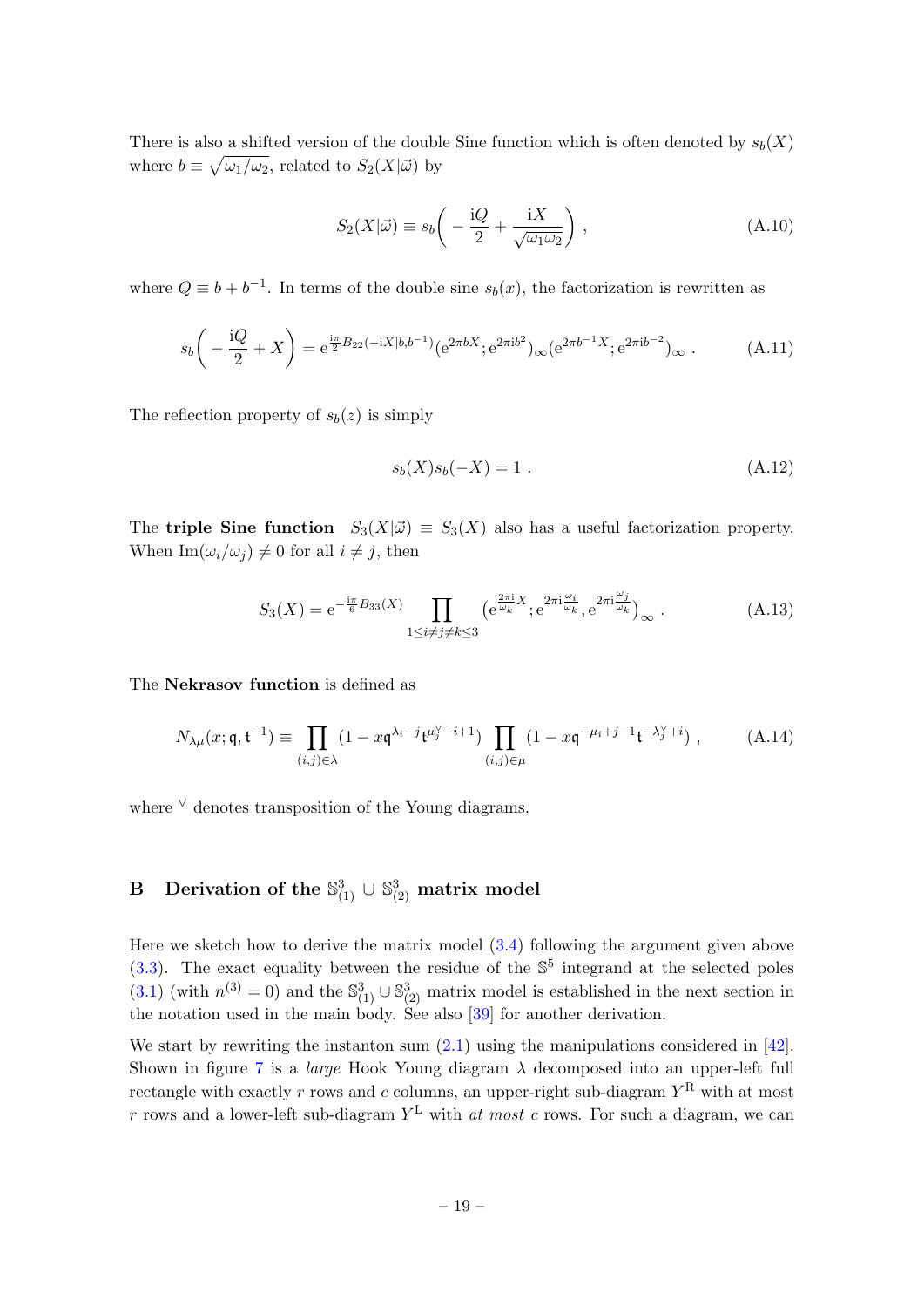There is also a shifted version of the double Sine function which is often denoted by $s_b(X)$ where $b \equiv \sqrt{\omega_1/\omega_2}$, related to $S_2(X|\vec{\omega})$ by

$$S_2(X|\vec{\omega}) \equiv s_b\bigg( -\frac{\mathrm{i}Q}{2} + \frac{\mathrm{i}X}{\sqrt{\omega_1 \omega_2}}\bigg) \ , \tag{A.10}$$

where $Q \equiv b + b^{-1}$. In terms of the double sine $s_b(x)$, the factorization is rewritten as

$$s_b\bigg( -\frac{\mathrm{i}Q}{2} + X\bigg) = \mathrm{e}^{\frac{\mathrm{i}\pi}{2}B_{22}(-\mathrm{i}X|b,b^{-1})}(\mathrm{e}^{2\pi b X};\mathrm{e}^{2\pi \mathrm{i} b^2})_\infty (\mathrm{e}^{2\pi b^{-1}X};\mathrm{e}^{2\pi \mathrm{i} b^{-2}})_\infty \ . \tag{A.11}$$

The reflection property of $s_b(z)$ is simply

$$s_b(X)s_b(-X) = 1 \ . \tag{A.12}$$

The **triple Sine function** $S_3(X|\vec{\omega}) \equiv S_3(X)$ also has a useful factorization property. When $\mathrm{Im}(\omega_i/\omega_j) \neq 0$ for all $i \neq j$, then

$$S_3(X) = \mathrm{e}^{-\frac{\mathrm{i}\pi}{6}B_{33}(X)} \prod_{1 \le i \ne j \ne k \le 3} \big(\mathrm{e}^{\frac{2\pi \mathrm{i}}{\omega_k}X}; \mathrm{e}^{2\pi \mathrm{i}\frac{\omega_i}{\omega_k}}, \mathrm{e}^{2\pi \mathrm{i}\frac{\omega_j}{\omega_k}}\big)_\infty \ . \tag{A.13}$$

The **Nekrasov function** is defined as

$$N_{\lambda\mu}(x;\mathfrak{q},\mathfrak{t}^{-1}) \equiv \prod_{(i,j)\in\lambda}(1 - x\mathfrak{q}^{\lambda_i - j}\mathfrak{t}^{\mu_j^\vee - i + 1}) \prod_{(i,j)\in\mu}(1 - x\mathfrak{q}^{-\mu_i + j - 1}\mathfrak{t}^{-\lambda_j^\vee + i}) \ , \tag{A.14}$$

where $^\vee$ denotes transposition of the Young diagrams.

# B Derivation of the $\mathbb{S}^3_{(1)} \cup \mathbb{S}^3_{(2)}$ matrix model

Here we sketch how to derive the matrix model (3.4) following the argument given above (3.3). The exact equality between the residue of the $\mathbb{S}^5$ integrand at the selected poles (3.1) (with $n^{(3)} = 0$) and the $\mathbb{S}^3_{(1)} \cup \mathbb{S}^3_{(2)}$ matrix model is established in the next section in the notation used in the main body. See also [39] for another derivation.

We start by rewriting the instanton sum (2.1) using the manipulations considered in [42]. Shown in figure 7 is a *large* Hook Young diagram $\lambda$ decomposed into an upper-left full rectangle with exactly $r$ rows and $c$ columns, an upper-right sub-diagram $Y^{\mathrm{R}}$ with at most $r$ rows and a lower-left sub-diagram $Y^{\mathrm{L}}$ with *at most* $c$ rows. For such a diagram, we can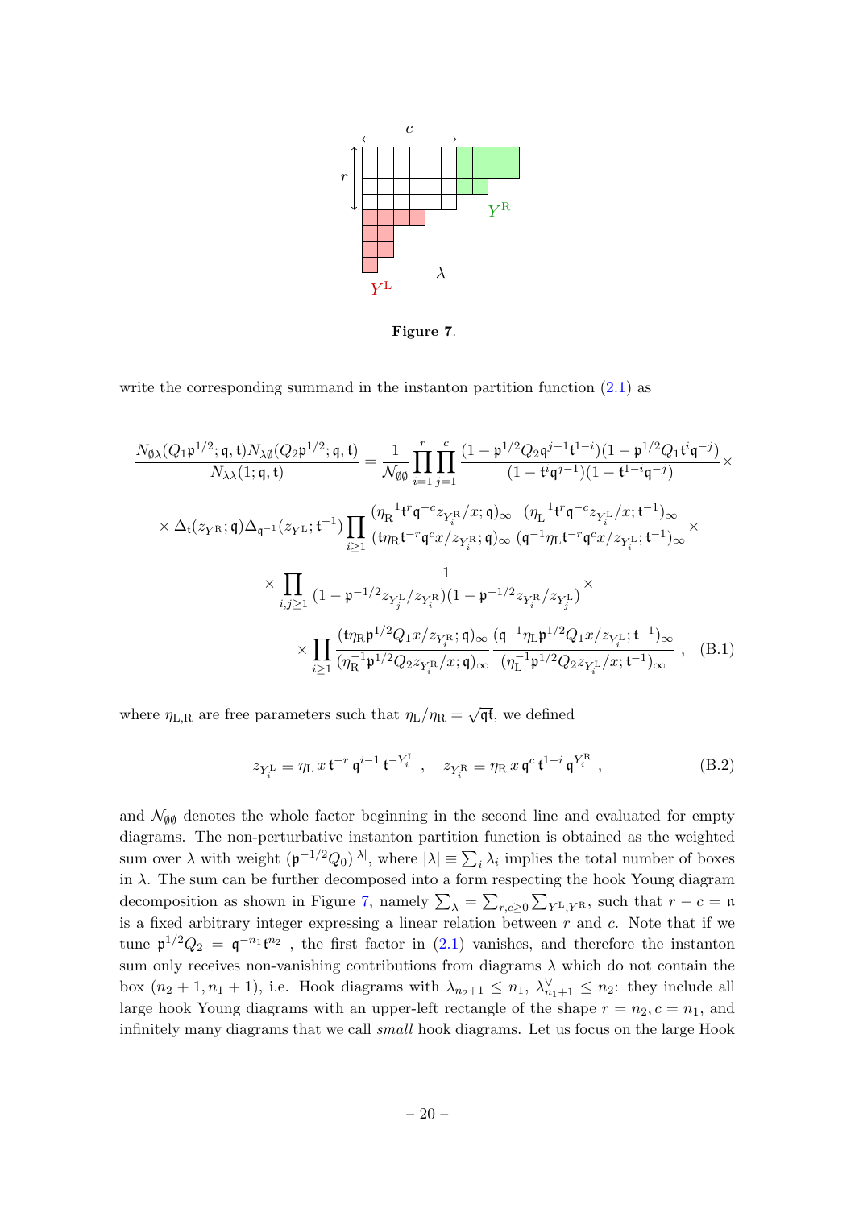**Figure 7**.

write the corresponding summand in the instanton partition function (2.1) as

$$
\begin{aligned}
\frac{N_{\emptyset\lambda}(Q_1\mathfrak{p}^{1/2};\mathfrak{q},\mathfrak{t})N_{\lambda\emptyset}(Q_2\mathfrak{p}^{1/2};\mathfrak{q},\mathfrak{t})}{N_{\lambda\lambda}(1;\mathfrak{q},\mathfrak{t})} &= \frac{1}{\mathcal{N}_{\emptyset\emptyset}}\prod_{i=1}^{r}\prod_{j=1}^{c}\frac{(1-\mathfrak{p}^{1/2}Q_2\mathfrak{q}^{j-1}\mathfrak{t}^{1-i})(1-\mathfrak{p}^{1/2}Q_1\mathfrak{t}^{i}\mathfrak{q}^{-j})}{(1-\mathfrak{t}^{i}\mathfrak{q}^{j-1})(1-\mathfrak{t}^{1-i}\mathfrak{q}^{-j})}\times \\
\times\,\Delta_{\mathfrak{t}}(z_{Y^{\mathrm{R}}};\mathfrak{q})\Delta_{\mathfrak{q}^{-1}}(z_{Y^{\mathrm{L}}};\mathfrak{t}^{-1})&\prod_{i\geq 1}\frac{(\eta_{\mathrm{R}}^{-1}\mathfrak{t}^{r}\mathfrak{q}^{-c}z_{Y_i^{\mathrm{R}}}/x;\mathfrak{q})_\infty}{(\mathfrak{t}\eta_{\mathrm{R}}\mathfrak{t}^{-r}\mathfrak{q}^{c}x/z_{Y_i^{\mathrm{R}}};\mathfrak{q})_\infty}\frac{(\eta_{\mathrm{L}}^{-1}\mathfrak{t}^{r}\mathfrak{q}^{-c}z_{Y_i^{\mathrm{L}}}/x;\mathfrak{t}^{-1})_\infty}{(\mathfrak{q}^{-1}\eta_{\mathrm{L}}\mathfrak{t}^{-r}\mathfrak{q}^{c}x/z_{Y_i^{\mathrm{L}}};\mathfrak{t}^{-1})_\infty}\times \\
\times\prod_{i,j\geq 1}&\frac{1}{(1-\mathfrak{p}^{-1/2}z_{Y_j^{\mathrm{L}}}/z_{Y_i^{\mathrm{R}}})(1-\mathfrak{p}^{-1/2}z_{Y_i^{\mathrm{R}}}/z_{Y_j^{\mathrm{L}}})}\times \\
\times\prod_{i\geq 1}&\frac{(\mathfrak{t}\eta_{\mathrm{R}}\mathfrak{p}^{1/2}Q_1x/z_{Y_i^{\mathrm{R}}};\mathfrak{q})_\infty}{(\eta_{\mathrm{R}}^{-1}\mathfrak{p}^{1/2}Q_2z_{Y_i^{\mathrm{R}}}/x;\mathfrak{q})_\infty}\frac{(\mathfrak{q}^{-1}\eta_{\mathrm{L}}\mathfrak{p}^{1/2}Q_1x/z_{Y_i^{\mathrm{L}}};\mathfrak{t}^{-1})_\infty}{(\eta_{\mathrm{L}}^{-1}\mathfrak{p}^{1/2}Q_2z_{Y_i^{\mathrm{L}}}/x;\mathfrak{t}^{-1})_\infty}\ , \qquad \text{(B.1)}
\end{aligned}
$$

where $\eta_{\mathrm{L,R}}$ are free parameters such that $\eta_{\mathrm{L}}/\eta_{\mathrm{R}} = \sqrt{\mathfrak{q}\mathfrak{t}}$, we defined

$$
z_{Y_i^{\mathrm{L}}} \equiv \eta_{\mathrm{L}}\, x\, \mathfrak{t}^{-r}\, \mathfrak{q}^{i-1}\, \mathfrak{t}^{-Y_i^{\mathrm{L}}}\ , \quad z_{Y_i^{\mathrm{R}}} \equiv \eta_{\mathrm{R}}\, x\, \mathfrak{q}^{c}\, \mathfrak{t}^{1-i}\, \mathfrak{q}^{Y_i^{\mathrm{R}}}\ , \qquad \text{(B.2)}
$$

and $\mathcal{N}_{\emptyset\emptyset}$ denotes the whole factor beginning in the second line and evaluated for empty diagrams. The non-perturbative instanton partition function is obtained as the weighted sum over $\lambda$ with weight $(\mathfrak{p}^{-1/2}Q_0)^{|\lambda|}$, where $|\lambda| \equiv \sum_i \lambda_i$ implies the total number of boxes in $\lambda$. The sum can be further decomposed into a form respecting the hook Young diagram decomposition as shown in Figure 7, namely $\sum_\lambda = \sum_{r,c\geq 0}\sum_{Y^{\mathrm{L}},Y^{\mathrm{R}}}$, such that $r - c = \mathfrak{n}$ is a fixed arbitrary integer expressing a linear relation between $r$ and $c$. Note that if we tune $\mathfrak{p}^{1/2}Q_2 = \mathfrak{q}^{-n_1}\mathfrak{t}^{n_2}$ , the first factor in (2.1) vanishes, and therefore the instanton sum only receives non-vanishing contributions from diagrams $\lambda$ which do not contain the box $(n_2+1, n_1+1)$, i.e. Hook diagrams with $\lambda_{n_2+1} \leq n_1$, $\lambda^\vee_{n_1+1} \leq n_2$: they include all large hook Young diagrams with an upper-left rectangle of the shape $r = n_2, c = n_1$, and infinitely many diagrams that we call *small* hook diagrams. Let us focus on the large Hook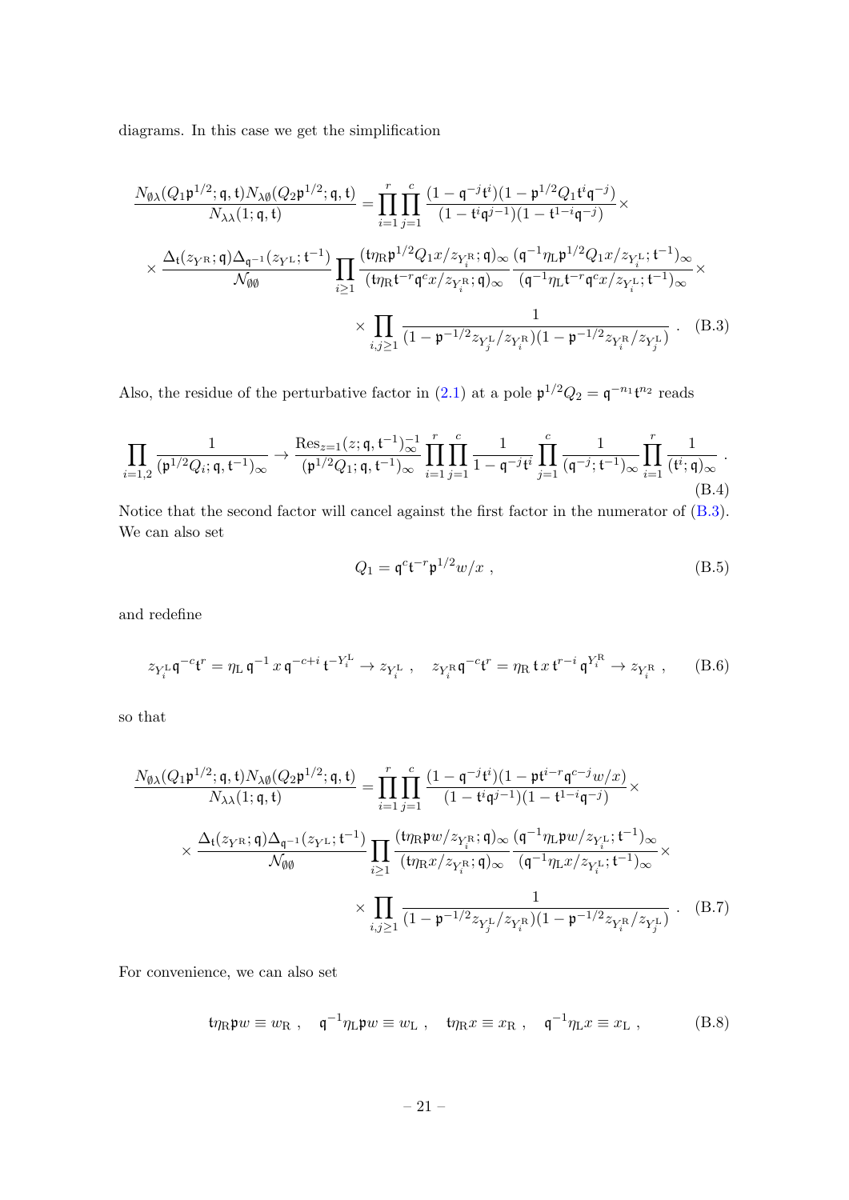diagrams. In this case we get the simplification

$$
\frac{N_{\emptyset\lambda}(Q_1\mathfrak{p}^{1/2};\mathfrak{q},\mathfrak{t})N_{\lambda\emptyset}(Q_2\mathfrak{p}^{1/2};\mathfrak{q},\mathfrak{t})}{N_{\lambda\lambda}(1;\mathfrak{q},\mathfrak{t})}=\prod_{i=1}^{r}\prod_{j=1}^{c}\frac{(1-\mathfrak{q}^{-j}\mathfrak{t}^{i})(1-\mathfrak{p}^{1/2}Q_1\mathfrak{t}^{i}\mathfrak{q}^{-j})}{(1-\mathfrak{t}^{i}\mathfrak{q}^{j-1})(1-\mathfrak{t}^{1-i}\mathfrak{q}^{-j})}\times
$$

$$
\times\frac{\Delta_{\mathfrak{t}}(z_{Y^{\mathrm{R}}};\mathfrak{q})\Delta_{\mathfrak{q}^{-1}}(z_{Y^{\mathrm{L}}};\mathfrak{t}^{-1})}{\mathcal{N}_{\emptyset\emptyset}}\prod_{i\geq 1}\frac{(\mathfrak{t}\eta_{\mathrm{R}}\mathfrak{p}^{1/2}Q_1x/z_{Y^{\mathrm{R}}_i};\mathfrak{q})_\infty}{(\mathfrak{t}\eta_{\mathrm{R}}\mathfrak{t}^{-r}\mathfrak{q}^{c}x/z_{Y^{\mathrm{R}}_i};\mathfrak{q})_\infty}\frac{(\mathfrak{q}^{-1}\eta_{\mathrm{L}}\mathfrak{p}^{1/2}Q_1x/z_{Y^{\mathrm{L}}_i};\mathfrak{t}^{-1})_\infty}{(\mathfrak{q}^{-1}\eta_{\mathrm{L}}\mathfrak{t}^{-r}\mathfrak{q}^{c}x/z_{Y^{\mathrm{L}}_i};\mathfrak{t}^{-1})_\infty}\times
$$

$$
\times\prod_{i,j\geq 1}\frac{1}{(1-\mathfrak{p}^{-1/2}z_{Y^{\mathrm{L}}_j}/z_{Y^{\mathrm{R}}_i})(1-\mathfrak{p}^{-1/2}z_{Y^{\mathrm{R}}_i}/z_{Y^{\mathrm{L}}_j})}\ . \tag{B.3}
$$

Also, the residue of the perturbative factor in (2.1) at a pole $\mathfrak{p}^{1/2}Q_2=\mathfrak{q}^{-n_1}\mathfrak{t}^{n_2}$ reads

$$
\prod_{i=1,2}\frac{1}{(\mathfrak{p}^{1/2}Q_i;\mathfrak{q},\mathfrak{t}^{-1})_\infty}\to\frac{\mathrm{Res}_{z=1}(z;\mathfrak{q},\mathfrak{t}^{-1})^{-1}_\infty}{(\mathfrak{p}^{1/2}Q_1;\mathfrak{q},\mathfrak{t}^{-1})_\infty}\prod_{i=1}^{r}\prod_{j=1}^{c}\frac{1}{1-\mathfrak{q}^{-j}\mathfrak{t}^{i}}\prod_{j=1}^{c}\frac{1}{(\mathfrak{q}^{-j};\mathfrak{t}^{-1})_\infty}\prod_{i=1}^{r}\frac{1}{(\mathfrak{t}^{i};\mathfrak{q})_\infty}\ . \tag{B.4}
$$

Notice that the second factor will cancel against the first factor in the numerator of (B.3). We can also set

$$
Q_1=\mathfrak{q}^{c}\mathfrak{t}^{-r}\mathfrak{p}^{1/2}w/x\ , \tag{B.5}
$$

and redefine

$$
z_{Y^{\mathrm{L}}_i}\mathfrak{q}^{-c}\mathfrak{t}^{r}=\eta_{\mathrm{L}}\,\mathfrak{q}^{-1}\,x\,\mathfrak{q}^{-c+i}\,\mathfrak{t}^{-Y^{\mathrm{L}}_i}\to z_{Y^{\mathrm{L}}_i}\ ,\quad z_{Y^{\mathrm{R}}_i}\mathfrak{q}^{-c}\mathfrak{t}^{r}=\eta_{\mathrm{R}}\,\mathfrak{t}\,x\,\mathfrak{t}^{r-i}\,\mathfrak{q}^{Y^{\mathrm{R}}_i}\to z_{Y^{\mathrm{R}}_i}\ , \tag{B.6}
$$

so that

$$
\frac{N_{\emptyset\lambda}(Q_1\mathfrak{p}^{1/2};\mathfrak{q},\mathfrak{t})N_{\lambda\emptyset}(Q_2\mathfrak{p}^{1/2};\mathfrak{q},\mathfrak{t})}{N_{\lambda\lambda}(1;\mathfrak{q},\mathfrak{t})}=\prod_{i=1}^{r}\prod_{j=1}^{c}\frac{(1-\mathfrak{q}^{-j}\mathfrak{t}^{i})(1-\mathfrak{p}\mathfrak{t}^{i-r}\mathfrak{q}^{c-j}w/x)}{(1-\mathfrak{t}^{i}\mathfrak{q}^{j-1})(1-\mathfrak{t}^{1-i}\mathfrak{q}^{-j})}\times
$$

$$
\times\frac{\Delta_{\mathfrak{t}}(z_{Y^{\mathrm{R}}};\mathfrak{q})\Delta_{\mathfrak{q}^{-1}}(z_{Y^{\mathrm{L}}};\mathfrak{t}^{-1})}{\mathcal{N}_{\emptyset\emptyset}}\prod_{i\geq 1}\frac{(\mathfrak{t}\eta_{\mathrm{R}}\mathfrak{p}w/z_{Y^{\mathrm{R}}_i};\mathfrak{q})_\infty}{(\mathfrak{t}\eta_{\mathrm{R}}x/z_{Y^{\mathrm{R}}_i};\mathfrak{q})_\infty}\frac{(\mathfrak{q}^{-1}\eta_{\mathrm{L}}\mathfrak{p}w/z_{Y^{\mathrm{L}}_i};\mathfrak{t}^{-1})_\infty}{(\mathfrak{q}^{-1}\eta_{\mathrm{L}}x/z_{Y^{\mathrm{L}}_i};\mathfrak{t}^{-1})_\infty}\times
$$

$$
\times\prod_{i,j\geq 1}\frac{1}{(1-\mathfrak{p}^{-1/2}z_{Y^{\mathrm{L}}_j}/z_{Y^{\mathrm{R}}_i})(1-\mathfrak{p}^{-1/2}z_{Y^{\mathrm{R}}_i}/z_{Y^{\mathrm{L}}_j})}\ . \tag{B.7}
$$

For convenience, we can also set

$$
\mathfrak{t}\eta_{\mathrm{R}}\mathfrak{p}w\equiv w_{\mathrm{R}}\ ,\quad \mathfrak{q}^{-1}\eta_{\mathrm{L}}\mathfrak{p}w\equiv w_{\mathrm{L}}\ ,\quad \mathfrak{t}\eta_{\mathrm{R}}x\equiv x_{\mathrm{R}}\ ,\quad \mathfrak{q}^{-1}\eta_{\mathrm{L}}x\equiv x_{\mathrm{L}}\ , \tag{B.8}
$$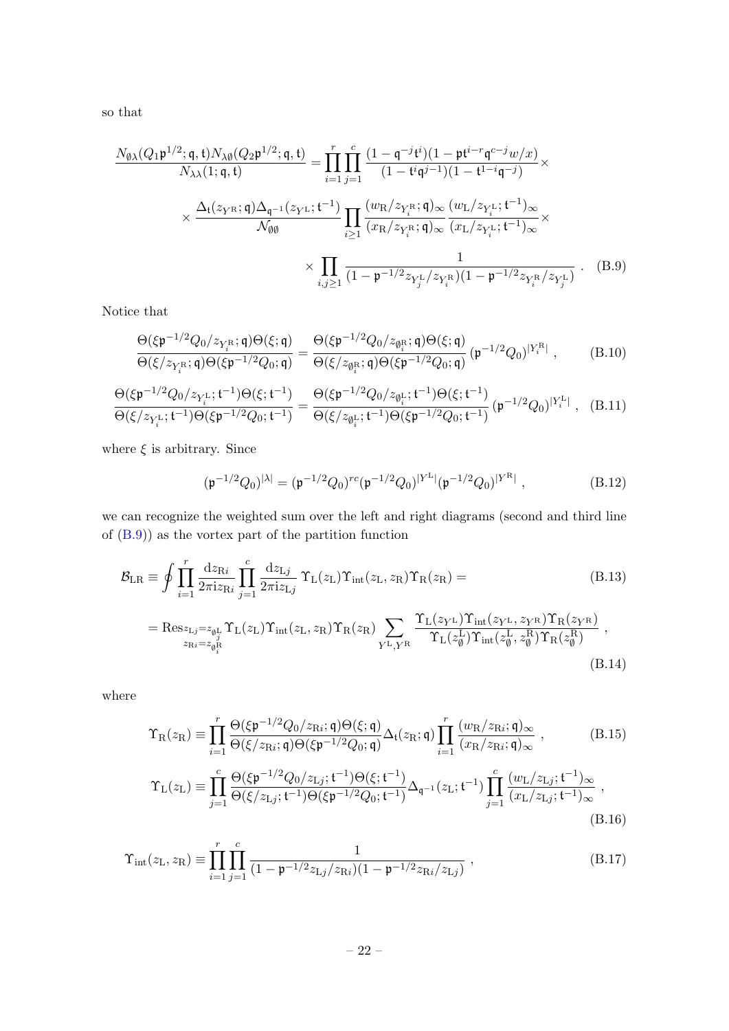so that

$$\frac{N_{\emptyset\lambda}(Q_1\mathfrak{p}^{1/2};\mathfrak{q},\mathfrak{t})N_{\lambda\emptyset}(Q_2\mathfrak{p}^{1/2};\mathfrak{q},\mathfrak{t})}{N_{\lambda\lambda}(1;\mathfrak{q},\mathfrak{t})} = \prod_{i=1}^{r}\prod_{j=1}^{c}\frac{(1-\mathfrak{q}^{-j}\mathfrak{t}^{i})(1-\mathfrak{p}\mathfrak{t}^{i-r}\mathfrak{q}^{c-j}w/x)}{(1-\mathfrak{t}^{i}\mathfrak{q}^{j-1})(1-\mathfrak{t}^{1-i}\mathfrak{q}^{-j})}\times$$
$$\times\frac{\Delta_{\mathfrak{t}}(z_{Y^{\mathrm{R}}};\mathfrak{q})\Delta_{\mathfrak{q}^{-1}}(z_{Y^{\mathrm{L}}};\mathfrak{t}^{-1})}{\mathcal{N}_{\emptyset\emptyset}}\prod_{i\geq 1}\frac{(w_{\mathrm{R}}/z_{Y_i^{\mathrm{R}}};\mathfrak{q})_\infty}{(x_{\mathrm{R}}/z_{Y_i^{\mathrm{R}}};\mathfrak{q})_\infty}\frac{(w_{\mathrm{L}}/z_{Y_i^{\mathrm{L}}};\mathfrak{t}^{-1})_\infty}{(x_{\mathrm{L}}/z_{Y_i^{\mathrm{L}}};\mathfrak{t}^{-1})_\infty}\times$$
$$\times\prod_{i,j\geq 1}\frac{1}{(1-\mathfrak{p}^{-1/2}z_{Y_j^{\mathrm{L}}}/z_{Y_i^{\mathrm{R}}})(1-\mathfrak{p}^{-1/2}z_{Y_i^{\mathrm{R}}}/z_{Y_j^{\mathrm{L}}})}\ . \quad \text{(B.9)}$$

Notice that

$$\frac{\Theta(\xi\mathfrak{p}^{-1/2}Q_0/z_{Y_i^{\mathrm{R}}};\mathfrak{q})\Theta(\xi;\mathfrak{q})}{\Theta(\xi/z_{Y_i^{\mathrm{R}}};\mathfrak{q})\Theta(\xi\mathfrak{p}^{-1/2}Q_0;\mathfrak{q})} = \frac{\Theta(\xi\mathfrak{p}^{-1/2}Q_0/z_{\emptyset_i^{\mathrm{R}}};\mathfrak{q})\Theta(\xi;\mathfrak{q})}{\Theta(\xi/z_{\emptyset_i^{\mathrm{R}}};\mathfrak{q})\Theta(\xi\mathfrak{p}^{-1/2}Q_0;\mathfrak{q})}\,(\mathfrak{p}^{-1/2}Q_0)^{|Y_i^{\mathrm{R}}|}\ , \quad \text{(B.10)}$$

$$\frac{\Theta(\xi\mathfrak{p}^{-1/2}Q_0/z_{Y_i^{\mathrm{L}}};\mathfrak{t}^{-1})\Theta(\xi;\mathfrak{t}^{-1})}{\Theta(\xi/z_{Y_i^{\mathrm{L}}};\mathfrak{t}^{-1})\Theta(\xi\mathfrak{p}^{-1/2}Q_0;\mathfrak{t}^{-1})} = \frac{\Theta(\xi\mathfrak{p}^{-1/2}Q_0/z_{\emptyset_i^{\mathrm{L}}};\mathfrak{t}^{-1})\Theta(\xi;\mathfrak{t}^{-1})}{\Theta(\xi/z_{\emptyset_i^{\mathrm{L}}};\mathfrak{t}^{-1})\Theta(\xi\mathfrak{p}^{-1/2}Q_0;\mathfrak{t}^{-1})}\,(\mathfrak{p}^{-1/2}Q_0)^{|Y_i^{\mathrm{L}}|}\ , \quad \text{(B.11)}$$

where $\xi$ is arbitrary. Since

$$(\mathfrak{p}^{-1/2}Q_0)^{|\lambda|} = (\mathfrak{p}^{-1/2}Q_0)^{rc}(\mathfrak{p}^{-1/2}Q_0)^{|Y^{\mathrm{L}}|}(\mathfrak{p}^{-1/2}Q_0)^{|Y^{\mathrm{R}}|}\ , \quad \text{(B.12)}$$

we can recognize the weighted sum over the left and right diagrams (second and third line of (B.9)) as the vortex part of the partition function

$$\mathcal{B}_{\mathrm{LR}} \equiv \oint\prod_{i=1}^{r}\frac{\mathrm{d}z_{\mathrm{R}i}}{2\pi\mathrm{i}z_{\mathrm{R}i}}\prod_{j=1}^{c}\frac{\mathrm{d}z_{\mathrm{L}j}}{2\pi\mathrm{i}z_{\mathrm{L}j}}\,\Upsilon_{\mathrm{L}}(z_{\mathrm{L}})\Upsilon_{\mathrm{int}}(z_{\mathrm{L}},z_{\mathrm{R}})\Upsilon_{\mathrm{R}}(z_{\mathrm{R}}) = \quad \text{(B.13)}$$

$$= \mathrm{Res}_{\substack{z_{\mathrm{L}j}=z_{\emptyset_j^{\mathrm{L}}}\\ z_{\mathrm{R}i}=z_{\emptyset_i^{\mathrm{R}}}}}\Upsilon_{\mathrm{L}}(z_{\mathrm{L}})\Upsilon_{\mathrm{int}}(z_{\mathrm{L}},z_{\mathrm{R}})\Upsilon_{\mathrm{R}}(z_{\mathrm{R}})\sum_{Y^{\mathrm{L}},Y^{\mathrm{R}}}\frac{\Upsilon_{\mathrm{L}}(z_{Y^{\mathrm{L}}})\Upsilon_{\mathrm{int}}(z_{Y^{\mathrm{L}}},z_{Y^{\mathrm{R}}})\Upsilon_{\mathrm{R}}(z_{Y^{\mathrm{R}}})}{\Upsilon_{\mathrm{L}}(z_\emptyset^{\mathrm{L}})\Upsilon_{\mathrm{int}}(z_\emptyset^{\mathrm{L}},z_\emptyset^{\mathrm{R}})\Upsilon_{\mathrm{R}}(z_\emptyset^{\mathrm{R}})}\ , \quad \text{(B.14)}$$

where

$$\Upsilon_{\mathrm{R}}(z_{\mathrm{R}}) \equiv \prod_{i=1}^{r}\frac{\Theta(\xi\mathfrak{p}^{-1/2}Q_0/z_{\mathrm{R}i};\mathfrak{q})\Theta(\xi;\mathfrak{q})}{\Theta(\xi/z_{\mathrm{R}i};\mathfrak{q})\Theta(\xi\mathfrak{p}^{-1/2}Q_0;\mathfrak{q})}\Delta_{\mathfrak{t}}(z_{\mathrm{R}};\mathfrak{q})\prod_{i=1}^{r}\frac{(w_{\mathrm{R}}/z_{\mathrm{R}i};\mathfrak{q})_\infty}{(x_{\mathrm{R}}/z_{\mathrm{R}i};\mathfrak{q})_\infty}\ , \quad \text{(B.15)}$$

$$\Upsilon_{\mathrm{L}}(z_{\mathrm{L}}) \equiv \prod_{j=1}^{c}\frac{\Theta(\xi\mathfrak{p}^{-1/2}Q_0/z_{\mathrm{L}j};\mathfrak{t}^{-1})\Theta(\xi;\mathfrak{t}^{-1})}{\Theta(\xi/z_{\mathrm{L}j};\mathfrak{t}^{-1})\Theta(\xi\mathfrak{p}^{-1/2}Q_0;\mathfrak{t}^{-1})}\Delta_{\mathfrak{q}^{-1}}(z_{\mathrm{L}};\mathfrak{t}^{-1})\prod_{j=1}^{c}\frac{(w_{\mathrm{L}}/z_{\mathrm{L}j};\mathfrak{t}^{-1})_\infty}{(x_{\mathrm{L}}/z_{\mathrm{L}j};\mathfrak{t}^{-1})_\infty}\ , \quad \text{(B.16)}$$

$$\Upsilon_{\mathrm{int}}(z_{\mathrm{L}},z_{\mathrm{R}}) \equiv \prod_{i=1}^{r}\prod_{j=1}^{c}\frac{1}{(1-\mathfrak{p}^{-1/2}z_{\mathrm{L}j}/z_{\mathrm{R}i})(1-\mathfrak{p}^{-1/2}z_{\mathrm{R}i}/z_{\mathrm{L}j})}\ , \quad \text{(B.17)}$$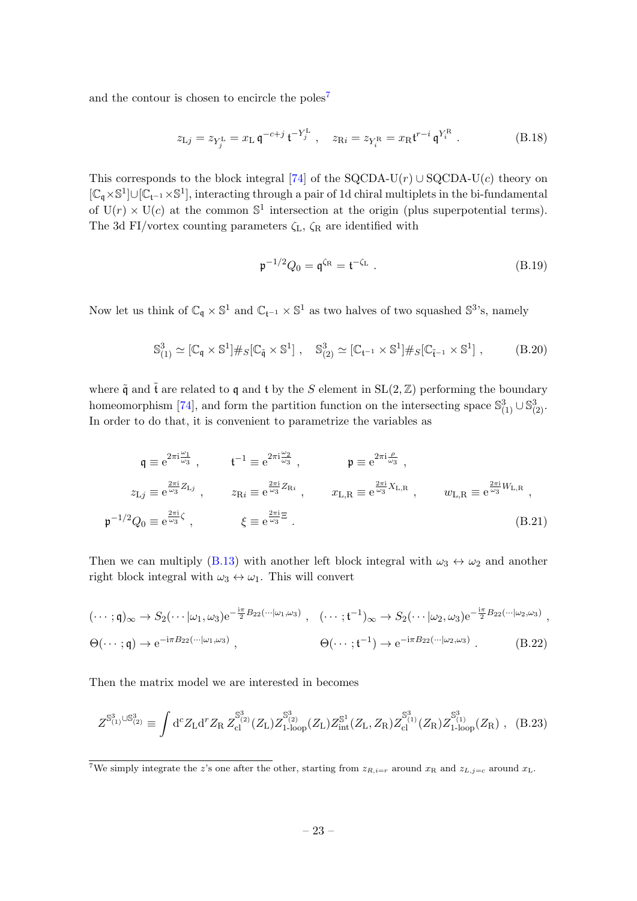and the contour is chosen to encircle the poles[7]

$$
z_{\mathrm{L}j} = z_{Y_j^{\mathrm{L}}} = x_{\mathrm{L}}\, \mathfrak{q}^{-c+j}\, \mathfrak{t}^{-Y_j^{\mathrm{L}}} \;, \quad z_{\mathrm{R}i} = z_{Y_i^{\mathrm{R}}} = x_{\mathrm{R}} \mathfrak{t}^{r-i}\, \mathfrak{q}^{Y_i^{\mathrm{R}}} \;. \tag{B.18}
$$

This corresponds to the block integral [74] of the SQCDA-U$(r)$ $\cup$ SQCDA-U$(c)$ theory on $[\mathbb{C}_{\mathfrak{q}} \times \mathbb{S}^1] \cup [\mathbb{C}_{\mathfrak{t}^{-1}} \times \mathbb{S}^1]$, interacting through a pair of 1d chiral multiplets in the bi-fundamental of $\mathrm{U}(r) \times \mathrm{U}(c)$ at the common $\mathbb{S}^1$ intersection at the origin (plus superpotential terms). The 3d FI/vortex counting parameters $\zeta_{\mathrm{L}}$, $\zeta_{\mathrm{R}}$ are identified with

$$
\mathfrak{p}^{-1/2} Q_0 = \mathfrak{q}^{\zeta_{\mathrm{R}}} = \mathfrak{t}^{-\zeta_{\mathrm{L}}} \;. \tag{B.19}
$$

Now let us think of $\mathbb{C}_{\mathfrak{q}} \times \mathbb{S}^1$ and $\mathbb{C}_{\mathfrak{t}^{-1}} \times \mathbb{S}^1$ as two halves of two squashed $\mathbb{S}^3$'s, namely

$$
\mathbb{S}^3_{(1)} \simeq [\mathbb{C}_{\mathfrak{q}} \times \mathbb{S}^1] \#_S [\mathbb{C}_{\tilde{\mathfrak{q}}} \times \mathbb{S}^1] \;, \quad \mathbb{S}^3_{(2)} \simeq [\mathbb{C}_{\mathfrak{t}^{-1}} \times \mathbb{S}^1] \#_S [\mathbb{C}_{\tilde{\mathfrak{t}}^{-1}} \times \mathbb{S}^1] \;, \tag{B.20}
$$

where $\tilde{\mathfrak{q}}$ and $\tilde{\mathfrak{t}}$ are related to $\mathfrak{q}$ and $\mathfrak{t}$ by the $S$ element in $\mathrm{SL}(2,\mathbb{Z})$ performing the boundary homeomorphism [74], and form the partition function on the intersecting space $\mathbb{S}^3_{(1)} \cup \mathbb{S}^3_{(2)}$. In order to do that, it is convenient to parametrize the variables as

$$
\begin{aligned}
&\mathfrak{q} \equiv \mathrm{e}^{2\pi \mathrm{i} \frac{\omega_1}{\omega_3}} \;, \qquad \mathfrak{t}^{-1} \equiv \mathrm{e}^{2\pi \mathrm{i} \frac{\omega_2}{\omega_3}} \;, \qquad \mathfrak{p} \equiv \mathrm{e}^{2\pi \mathrm{i} \frac{\rho}{\omega_3}} \;, \\
&z_{\mathrm{L}j} \equiv \mathrm{e}^{\frac{2\pi \mathrm{i}}{\omega_3} Z_{\mathrm{L}j}} \;, \qquad z_{\mathrm{R}i} \equiv \mathrm{e}^{\frac{2\pi \mathrm{i}}{\omega_3} Z_{\mathrm{R}i}} \;, \qquad x_{\mathrm{L,R}} \equiv \mathrm{e}^{\frac{2\pi \mathrm{i}}{\omega_3} X_{\mathrm{L,R}}} \;, \qquad w_{\mathrm{L,R}} \equiv \mathrm{e}^{\frac{2\pi \mathrm{i}}{\omega_3} W_{\mathrm{L,R}}} \;, \\
&\mathfrak{p}^{-1/2} Q_0 \equiv \mathrm{e}^{\frac{2\pi \mathrm{i}}{\omega_3} \zeta} \;, \qquad \xi \equiv \mathrm{e}^{\frac{2\pi \mathrm{i}}{\omega_3} \Xi} \;.
\end{aligned} \tag{B.21}
$$

Then we can multiply (B.13) with another left block integral with $\omega_3 \leftrightarrow \omega_2$ and another right block integral with $\omega_3 \leftrightarrow \omega_1$. This will convert

$$
\begin{aligned}
&(\cdots;\mathfrak{q})_\infty \to S_2(\cdots|\omega_1,\omega_3) \mathrm{e}^{-\frac{\mathrm{i}\pi}{2} B_{22}(\cdots|\omega_1,\omega_3)} \;, \quad (\cdots;\mathfrak{t}^{-1})_\infty \to S_2(\cdots|\omega_2,\omega_3) \mathrm{e}^{-\frac{\mathrm{i}\pi}{2} B_{22}(\cdots|\omega_2,\omega_3)} \;, \\
&\Theta(\cdots;\mathfrak{q}) \to \mathrm{e}^{-\mathrm{i}\pi B_{22}(\cdots|\omega_1,\omega_3)} \;, \qquad\qquad\qquad \Theta(\cdots;\mathfrak{t}^{-1}) \to \mathrm{e}^{-\mathrm{i}\pi B_{22}(\cdots|\omega_2,\omega_3)} \;.
\end{aligned} \tag{B.22}
$$

Then the matrix model we are interested in becomes

$$
Z^{\mathbb{S}^3_{(1)} \cup \mathbb{S}^3_{(2)}} \equiv \int \mathrm{d}^c Z_{\mathrm{L}} \mathrm{d}^r Z_{\mathrm{R}}\, Z_{\mathrm{cl}}^{\mathbb{S}^3_{(2)}}(Z_{\mathrm{L}}) Z_{\text{1-loop}}^{\mathbb{S}^3_{(2)}}(Z_{\mathrm{L}}) Z_{\mathrm{int}}^{\mathbb{S}^1}(Z_{\mathrm{L}}, Z_{\mathrm{R}}) Z_{\mathrm{cl}}^{\mathbb{S}^3_{(1)}}(Z_{\mathrm{R}}) Z_{\text{1-loop}}^{\mathbb{S}^3_{(1)}}(Z_{\mathrm{R}}) \;, \tag{B.23}
$$

---

[7] We simply integrate the $z$'s one after the other, starting from $z_{R,i=r}$ around $x_{\mathrm{R}}$ and $z_{L,j=c}$ around $x_{\mathrm{L}}$.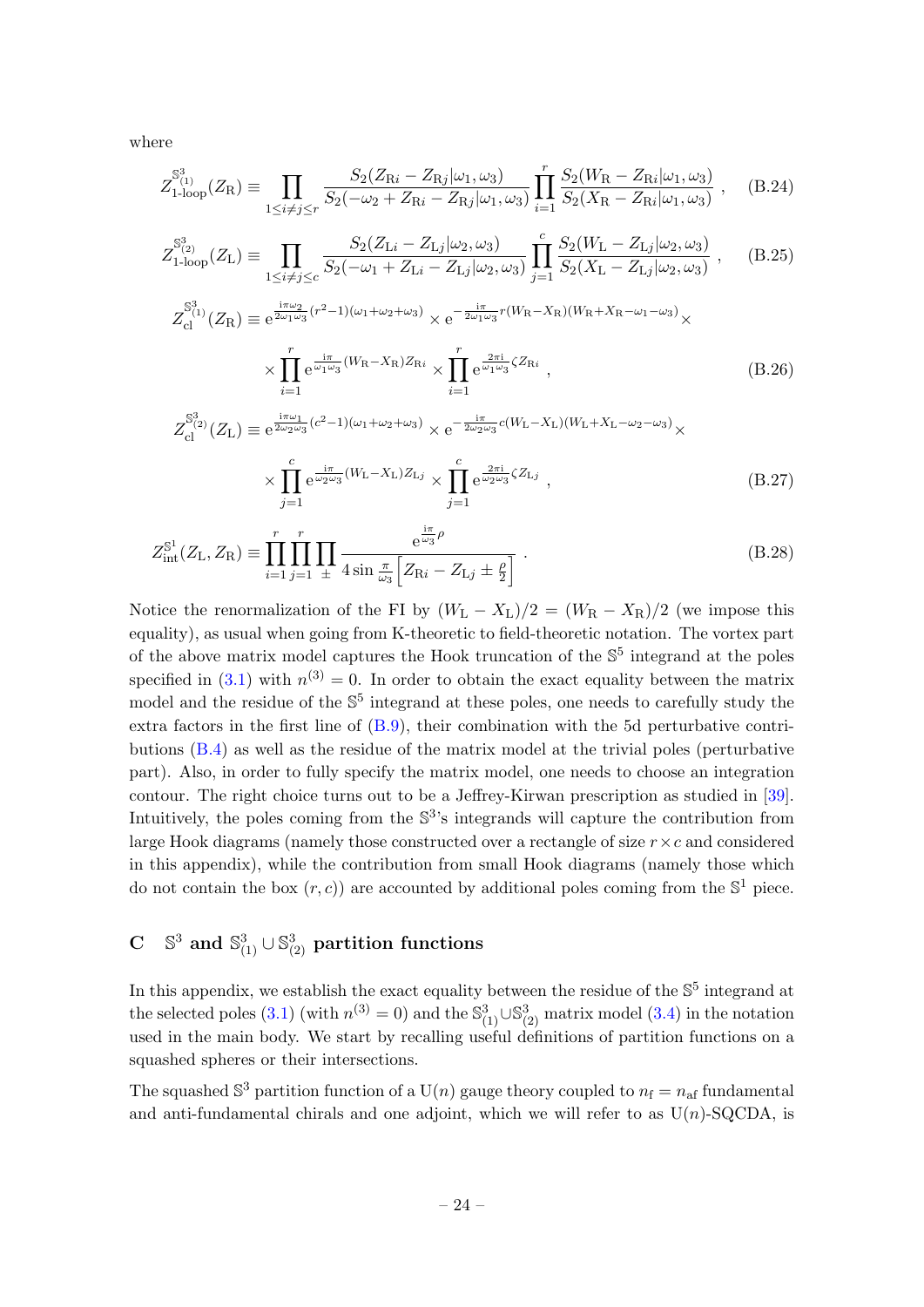where

$$Z_{\text{1-loop}}^{\mathbb{S}^3_{(1)}}(Z_{\text{R}}) \equiv \prod_{1\le i\neq j\le r} \frac{S_2(Z_{\text{R}i}-Z_{\text{R}j}|\omega_1,\omega_3)}{S_2(-\omega_2+Z_{\text{R}i}-Z_{\text{R}j}|\omega_1,\omega_3)} \prod_{i=1}^{r} \frac{S_2(W_{\text{R}}-Z_{\text{R}i}|\omega_1,\omega_3)}{S_2(X_{\text{R}}-Z_{\text{R}i}|\omega_1,\omega_3)} \,, \tag{B.24}$$

$$Z_{\text{1-loop}}^{\mathbb{S}^3_{(2)}}(Z_{\text{L}}) \equiv \prod_{1\le i\neq j\le c} \frac{S_2(Z_{\text{L}i}-Z_{\text{L}j}|\omega_2,\omega_3)}{S_2(-\omega_1+Z_{\text{L}i}-Z_{\text{L}j}|\omega_2,\omega_3)} \prod_{j=1}^{c} \frac{S_2(W_{\text{L}}-Z_{\text{L}j}|\omega_2,\omega_3)}{S_2(X_{\text{L}}-Z_{\text{L}j}|\omega_2,\omega_3)} \,, \tag{B.25}$$

$$\begin{aligned} Z_{\text{cl}}^{\mathbb{S}^3_{(1)}}(Z_{\text{R}}) \equiv\ & \mathrm{e}^{\frac{\mathrm{i}\pi\omega_2}{2\omega_1\omega_3}(r^2-1)(\omega_1+\omega_2+\omega_3)} \times \mathrm{e}^{-\frac{\mathrm{i}\pi}{2\omega_1\omega_3} r (W_{\text{R}}-X_{\text{R}})(W_{\text{R}}+X_{\text{R}}-\omega_1-\omega_3)} \times \\ & \times \prod_{i=1}^{r} \mathrm{e}^{\frac{\mathrm{i}\pi}{\omega_1\omega_3}(W_{\text{R}}-X_{\text{R}})Z_{\text{R}i}} \times \prod_{i=1}^{r} \mathrm{e}^{\frac{2\pi\mathrm{i}}{\omega_1\omega_3}\zeta Z_{\text{R}i}} \,, \end{aligned} \tag{B.26}$$

$$\begin{aligned} Z_{\text{cl}}^{\mathbb{S}^3_{(2)}}(Z_{\text{L}}) \equiv\ & \mathrm{e}^{\frac{\mathrm{i}\pi\omega_1}{2\omega_2\omega_3}(c^2-1)(\omega_1+\omega_2+\omega_3)} \times \mathrm{e}^{-\frac{\mathrm{i}\pi}{2\omega_2\omega_3} c (W_{\text{L}}-X_{\text{L}})(W_{\text{L}}+X_{\text{L}}-\omega_2-\omega_3)} \times \\ & \times \prod_{j=1}^{c} \mathrm{e}^{\frac{\mathrm{i}\pi}{\omega_2\omega_3}(W_{\text{L}}-X_{\text{L}})Z_{\text{L}j}} \times \prod_{j=1}^{c} \mathrm{e}^{\frac{2\pi\mathrm{i}}{\omega_2\omega_3}\zeta Z_{\text{L}j}} \,, \end{aligned} \tag{B.27}$$

$$Z_{\text{int}}^{\mathbb{S}^1}(Z_{\text{L}}, Z_{\text{R}}) \equiv \prod_{i=1}^{r}\prod_{j=1}^{r}\prod_{\pm} \frac{\mathrm{e}^{\frac{\mathrm{i}\pi}{\omega_3}\rho}}{4\sin\frac{\pi}{\omega_3}\left[Z_{\text{R}i}-Z_{\text{L}j}\pm\frac{\rho}{2}\right]} \,. \tag{B.28}$$

Notice the renormalization of the FI by $(W_{\text{L}}-X_{\text{L}})/2 = (W_{\text{R}}-X_{\text{R}})/2$ (we impose this equality), as usual when going from K-theoretic to field-theoretic notation. The vortex part of the above matrix model captures the Hook truncation of the $\mathbb{S}^5$ integrand at the poles specified in (3.1) with $n^{(3)}=0$. In order to obtain the exact equality between the matrix model and the residue of the $\mathbb{S}^5$ integrand at these poles, one needs to carefully study the extra factors in the first line of (B.9), their combination with the 5d perturbative contributions (B.4) as well as the residue of the matrix model at the trivial poles (perturbative part). Also, in order to fully specify the matrix model, one needs to choose an integration contour. The right choice turns out to be a Jeffrey-Kirwan prescription as studied in [39]. Intuitively, the poles coming from the $\mathbb{S}^3$'s integrands will capture the contribution from large Hook diagrams (namely those constructed over a rectangle of size $r\times c$ and considered in this appendix), while the contribution from small Hook diagrams (namely those which do not contain the box $(r,c)$) are accounted by additional poles coming from the $\mathbb{S}^1$ piece.

## C $\mathbb{S}^3$ and $\mathbb{S}^3_{(1)}\cup\mathbb{S}^3_{(2)}$ partition functions

In this appendix, we establish the exact equality between the residue of the $\mathbb{S}^5$ integrand at the selected poles (3.1) (with $n^{(3)}=0$) and the $\mathbb{S}^3_{(1)}\cup\mathbb{S}^3_{(2)}$ matrix model (3.4) in the notation used in the main body. We start by recalling useful definitions of partition functions on a squashed spheres or their intersections.

The squashed $\mathbb{S}^3$ partition function of a $\mathrm{U}(n)$ gauge theory coupled to $n_{\text{f}}=n_{\text{af}}$ fundamental and anti-fundamental chirals and one adjoint, which we will refer to as $\mathrm{U}(n)$-SQCDA, is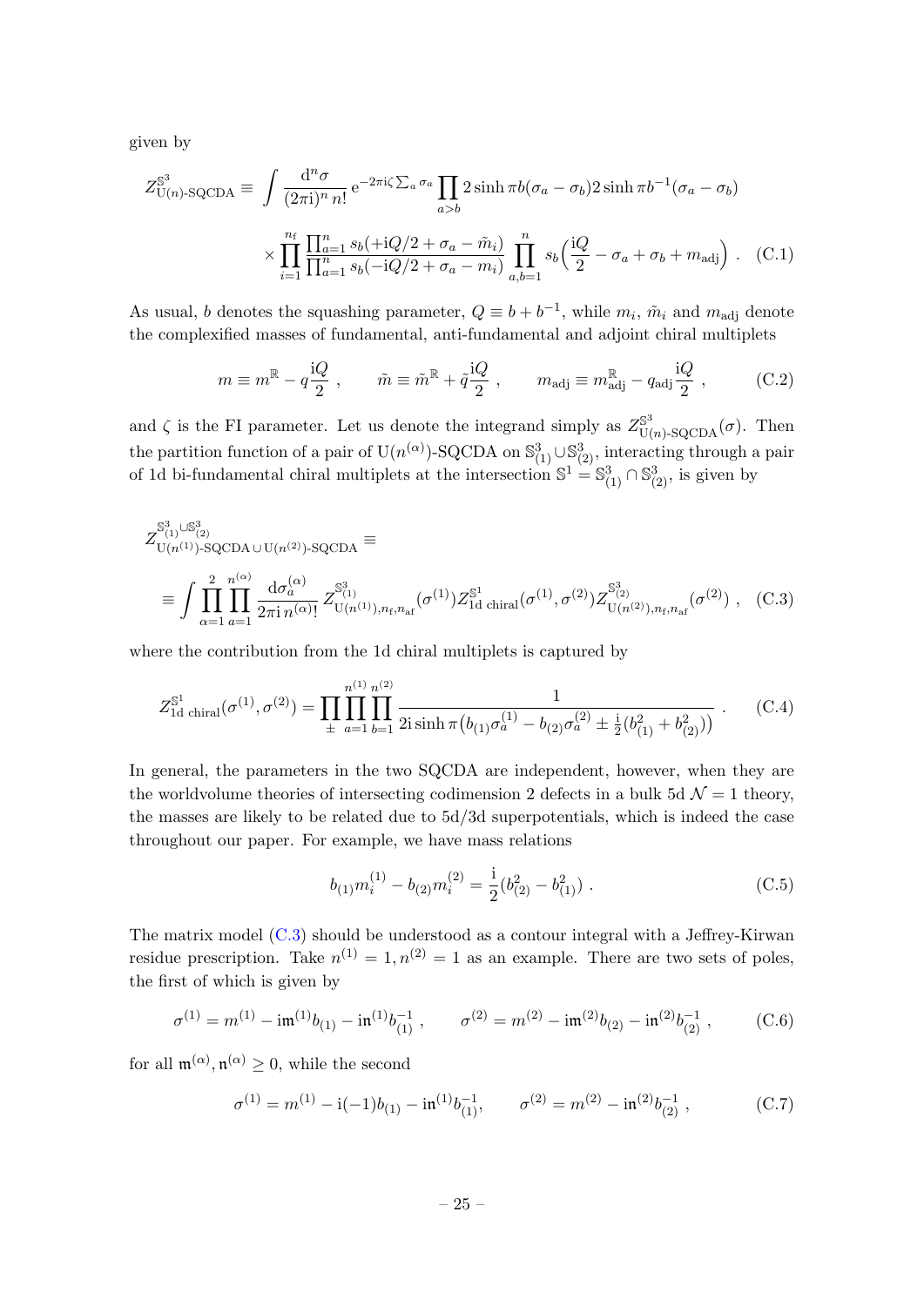given by

$$Z^{\mathbb{S}^3}_{\mathrm{U}(n)\text{-SQCDA}} \equiv \int \frac{\mathrm{d}^n\sigma}{(2\pi\mathrm{i})^n\, n!}\, \mathrm{e}^{-2\pi\mathrm{i}\zeta\sum_a \sigma_a} \prod_{a>b} 2\sinh \pi b(\sigma_a - \sigma_b) 2\sinh \pi b^{-1}(\sigma_a - \sigma_b)$$

$$\times \prod_{i=1}^{n_{\mathrm{f}}} \frac{\prod_{a=1}^n s_b(+\mathrm{i}Q/2 + \sigma_a - \tilde{m}_i)}{\prod_{a=1}^n s_b(-\mathrm{i}Q/2 + \sigma_a - m_i)} \prod_{a,b=1}^n s_b\Big(\frac{\mathrm{i}Q}{2} - \sigma_a + \sigma_b + m_{\mathrm{adj}}\Big) . \quad \text{(C.1)}$$

As usual, $b$ denotes the squashing parameter, $Q \equiv b + b^{-1}$, while $m_i$, $\tilde{m}_i$ and $m_{\mathrm{adj}}$ denote the complexified masses of fundamental, anti-fundamental and adjoint chiral multiplets

$$m \equiv m^{\mathbb{R}} - q\frac{\mathrm{i}Q}{2} , \qquad \tilde{m} \equiv \tilde{m}^{\mathbb{R}} + \tilde{q}\frac{\mathrm{i}Q}{2} , \qquad m_{\mathrm{adj}} \equiv m^{\mathbb{R}}_{\mathrm{adj}} - q_{\mathrm{adj}}\frac{\mathrm{i}Q}{2} , \quad \text{(C.2)}$$

and $\zeta$ is the FI parameter. Let us denote the integrand simply as $Z^{\mathbb{S}^3}_{\mathrm{U}(n)\text{-SQCDA}}(\sigma)$. Then the partition function of a pair of $\mathrm{U}(n^{(\alpha)})$-SQCDA on $\mathbb{S}^3_{(1)} \cup \mathbb{S}^3_{(2)}$, interacting through a pair of 1d bi-fundamental chiral multiplets at the intersection $\mathbb{S}^1 = \mathbb{S}^3_{(1)} \cap \mathbb{S}^3_{(2)}$, is given by

$$Z^{\mathbb{S}^3_{(1)}\cup\mathbb{S}^3_{(2)}}_{\mathrm{U}(n^{(1)})\text{-SQCDA}\,\cup\,\mathrm{U}(n^{(2)})\text{-SQCDA}} \equiv$$

$$\equiv \int \prod_{\alpha=1}^{2}\prod_{a=1}^{n^{(\alpha)}} \frac{\mathrm{d}\sigma_a^{(\alpha)}}{2\pi\mathrm{i}\, n^{(\alpha)}!}\, Z^{\mathbb{S}^3_{(1)}}_{\mathrm{U}(n^{(1)}),n_{\mathrm{f}},n_{\mathrm{af}}}(\sigma^{(1)}) Z^{\mathbb{S}^1}_{\text{1d chiral}}(\sigma^{(1)},\sigma^{(2)}) Z^{\mathbb{S}^3_{(2)}}_{\mathrm{U}(n^{(2)}),n_{\mathrm{f}},n_{\mathrm{af}}}(\sigma^{(2)}) , \quad \text{(C.3)}$$

where the contribution from the 1d chiral multiplets is captured by

$$Z^{\mathbb{S}^1}_{\text{1d chiral}}(\sigma^{(1)},\sigma^{(2)}) = \prod_{\pm}\prod_{a=1}^{n^{(1)}}\prod_{b=1}^{n^{(2)}} \frac{1}{2\mathrm{i}\sinh \pi\big(b_{(1)}\sigma_a^{(1)} - b_{(2)}\sigma_a^{(2)} \pm \frac{\mathrm{i}}{2}(b_{(1)}^2 + b_{(2)}^2)\big)} . \quad \text{(C.4)}$$

In general, the parameters in the two SQCDA are independent, however, when they are the worldvolume theories of intersecting codimension 2 defects in a bulk 5d $\mathcal{N}=1$ theory, the masses are likely to be related due to 5d/3d superpotentials, which is indeed the case throughout our paper. For example, we have mass relations

$$b_{(1)}m_i^{(1)} - b_{(2)}m_i^{(2)} = \frac{\mathrm{i}}{2}(b_{(2)}^2 - b_{(1)}^2) . \quad \text{(C.5)}$$

The matrix model (C.3) should be understood as a contour integral with a Jeffrey-Kirwan residue prescription. Take $n^{(1)}=1, n^{(2)}=1$ as an example. There are two sets of poles, the first of which is given by

$$\sigma^{(1)} = m^{(1)} - \mathrm{i}\mathfrak{m}^{(1)}b_{(1)} - \mathrm{i}\mathfrak{n}^{(1)}b_{(1)}^{-1} , \qquad \sigma^{(2)} = m^{(2)} - \mathrm{i}\mathfrak{m}^{(2)}b_{(2)} - \mathrm{i}\mathfrak{n}^{(2)}b_{(2)}^{-1} , \quad \text{(C.6)}$$

for all $\mathfrak{m}^{(\alpha)}, \mathfrak{n}^{(\alpha)} \geq 0$, while the second

$$\sigma^{(1)} = m^{(1)} - \mathrm{i}(-1)b_{(1)} - \mathrm{i}\mathfrak{n}^{(1)}b_{(1)}^{-1}, \qquad \sigma^{(2)} = m^{(2)} - \mathrm{i}\mathfrak{n}^{(2)}b_{(2)}^{-1} , \quad \text{(C.7)}$$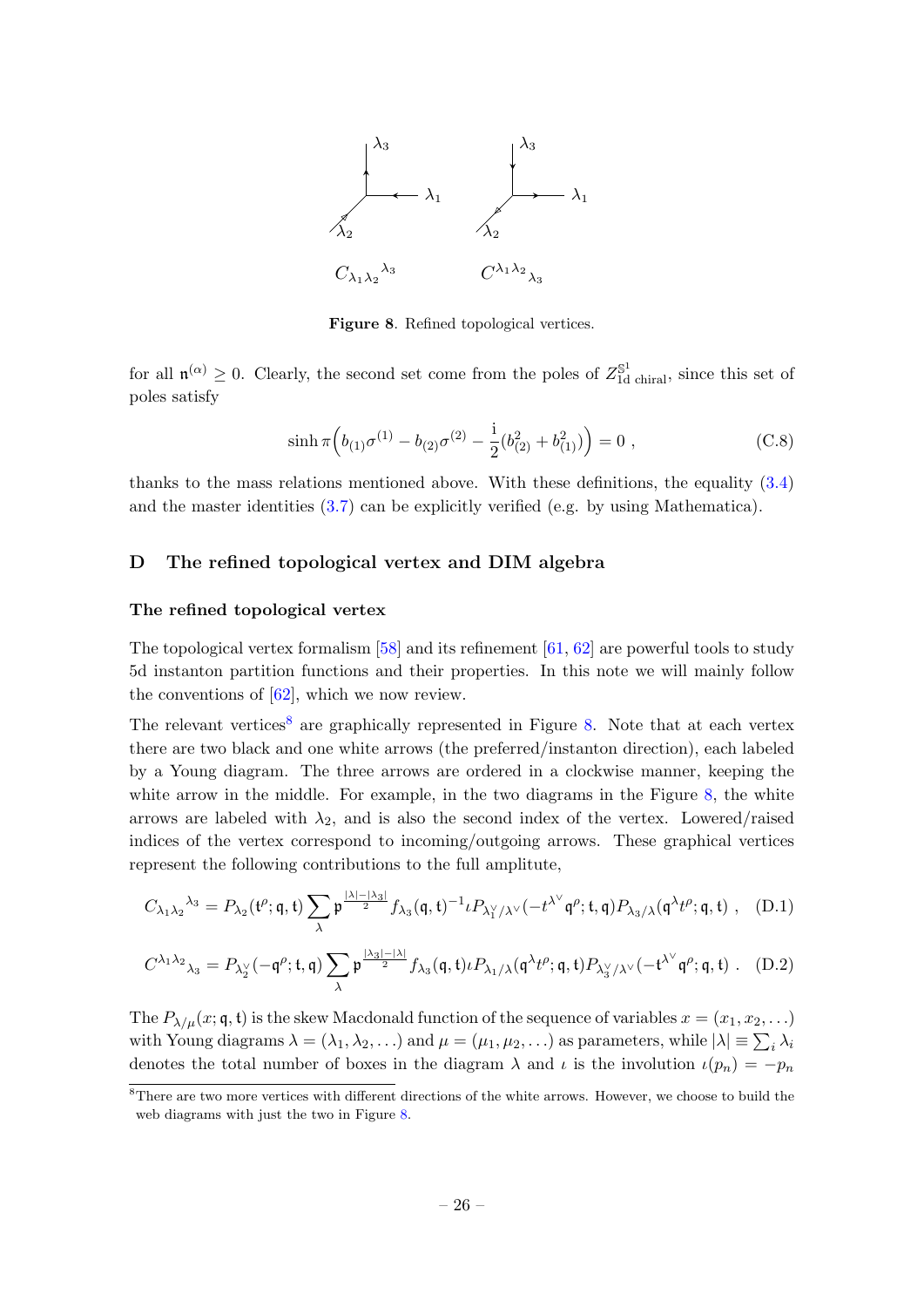Figure 8. Refined topological vertices.

for all $\mathfrak{n}^{(\alpha)} \geq 0$. Clearly, the second set come from the poles of $Z^{\mathbb{S}^1}_{\text{1d chiral}}$, since this set of poles satisfy

$$\sinh \pi\Big(b_{(1)}\sigma^{(1)} - b_{(2)}\sigma^{(2)} - \frac{\mathrm{i}}{2}(b_{(2)}^2 + b_{(1)}^2)\Big) = 0 \ , \tag{C.8}$$

thanks to the mass relations mentioned above. With these definitions, the equality (3.4) and the master identities (3.7) can be explicitly verified (e.g. by using Mathematica).

## D The refined topological vertex and DIM algebra

### The refined topological vertex

The topological vertex formalism [58] and its refinement [61, 62] are powerful tools to study 5d instanton partition functions and their properties. In this note we will mainly follow the conventions of [62], which we now review.

The relevant vertices[8] are graphically represented in Figure 8. Note that at each vertex there are two black and one white arrows (the preferred/instanton direction), each labeled by a Young diagram. The three arrows are ordered in a clockwise manner, keeping the white arrow in the middle. For example, in the two diagrams in the Figure 8, the white arrows are labeled with $\lambda_2$, and is also the second index of the vertex. Lowered/raised indices of the vertex correspond to incoming/outgoing arrows. These graphical vertices represent the following contributions to the full amplitute,

$$C_{\lambda_1\lambda_2}{}^{\lambda_3} = P_{\lambda_2}(\mathfrak{t}^{\rho};\mathfrak{q},\mathfrak{t}) \sum_{\lambda} \mathfrak{p}^{\frac{|\lambda|-|\lambda_3|}{2}} f_{\lambda_3}(\mathfrak{q},\mathfrak{t})^{-1} \iota P_{\lambda_1^\vee/\lambda^\vee}(-t^{\lambda^\vee}\mathfrak{q}^{\rho};\mathfrak{t},\mathfrak{q}) P_{\lambda_3/\lambda}(\mathfrak{q}^{\lambda}t^{\rho};\mathfrak{q},\mathfrak{t}) \ , \tag{D.1}$$

$$C^{\lambda_1\lambda_2}{}_{\lambda_3} = P_{\lambda_2^\vee}(-\mathfrak{q}^{\rho};\mathfrak{t},\mathfrak{q}) \sum_{\lambda} \mathfrak{p}^{\frac{|\lambda_3|-|\lambda|}{2}} f_{\lambda_3}(\mathfrak{q},\mathfrak{t}) \iota P_{\lambda_1/\lambda}(\mathfrak{q}^{\lambda}t^{\rho};\mathfrak{q},\mathfrak{t}) P_{\lambda_3^\vee/\lambda^\vee}(-\mathfrak{t}^{\lambda^\vee}\mathfrak{q}^{\rho};\mathfrak{q},\mathfrak{t}) \ . \tag{D.2}$$

The $P_{\lambda/\mu}(x;\mathfrak{q},\mathfrak{t})$ is the skew Macdonald function of the sequence of variables $x = (x_1, x_2, \ldots)$ with Young diagrams $\lambda = (\lambda_1, \lambda_2, \ldots)$ and $\mu = (\mu_1, \mu_2, \ldots)$ as parameters, while $|\lambda| \equiv \sum_i \lambda_i$ denotes the total number of boxes in the diagram $\lambda$ and $\iota$ is the involution $\iota(p_n) = -p_n$

[8] There are two more vertices with different directions of the white arrows. However, we choose to build the web diagrams with just the two in Figure 8.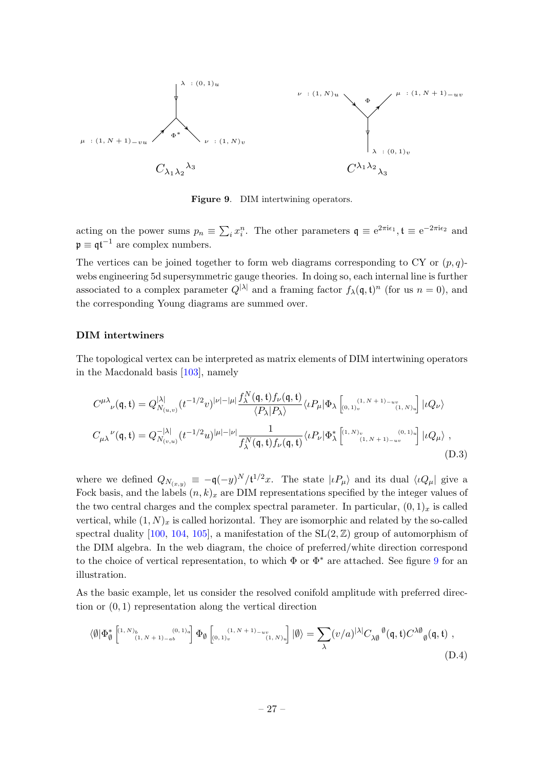Figure 9. DIM intertwining operators.

acting on the power sums $p_n \equiv \sum_i x_i^n$. The other parameters $\mathfrak{q} \equiv e^{2\pi i \epsilon_1}, \mathfrak{t} \equiv e^{-2\pi i \epsilon_2}$ and $\mathfrak{p} \equiv \mathfrak{q}\mathfrak{t}^{-1}$ are complex numbers.

The vertices can be joined together to form web diagrams corresponding to CY or $(p,q)$-webs engineering 5d supersymmetric gauge theories. In doing so, each internal line is further associated to a complex parameter $Q^{|\lambda|}$ and a framing factor $f_\lambda(\mathfrak{q},\mathfrak{t})^n$ (for us $n=0$), and the corresponding Young diagrams are summed over.

### DIM intertwiners

The topological vertex can be interpreted as matrix elements of DIM intertwining operators in the Macdonald basis [103], namely

$$C^{\mu\lambda}{}_{\nu}(\mathfrak{q},\mathfrak{t}) = Q_{N_{(u,v)}}^{|\lambda|}(t^{-1/2}v)^{|\nu|-|\mu|}\frac{f_\lambda^N(\mathfrak{q},\mathfrak{t})f_\nu(\mathfrak{q},\mathfrak{t})}{\langle P_\lambda|P_\lambda\rangle}\langle\iota P_\mu|\Phi_\lambda\left[{}_{(0,1)_v}{}^{(1,N+1)_{-uv}}{}_{(1,N)_u}\right]|\iota Q_\nu\rangle$$
$$C_{\mu\lambda}{}^{\nu}(\mathfrak{q},\mathfrak{t}) = Q_{N_{(v,u)}}^{-|\lambda|}(t^{-1/2}u)^{|\mu|-|\nu|}\frac{1}{f_\lambda^N(\mathfrak{q},\mathfrak{t})f_\nu(\mathfrak{q},\mathfrak{t})}\langle\iota P_\nu|\Phi_\lambda^*\left[{}^{(1,N)_v}{}_{(1,N+1)_{-uv}}{}^{(0,1)_u}\right]|\iota Q_\mu\rangle\ , \tag{D.3}$$

where we defined $Q_{N_{(x,y)}} \equiv -\mathfrak{q}(-y)^N/\mathfrak{t}^{1/2}x$. The state $|\iota P_\mu\rangle$ and its dual $\langle\iota Q_\mu|$ give a Fock basis, and the labels $(n,k)_x$ are DIM representations specified by the integer values of the two central charges and the complex spectral parameter. In particular, $(0,1)_x$ is called vertical, while $(1,N)_x$ is called horizontal. They are isomorphic and related by the so-called spectral duality [100, 104, 105], a manifestation of the $\mathrm{SL}(2,\mathbb{Z})$ group of automorphism of the DIM algebra. In the web diagram, the choice of preferred/white direction correspond to the choice of vertical representation, to which $\Phi$ or $\Phi^*$ are attached. See figure 9 for an illustration.

As the basic example, let us consider the resolved conifold amplitude with preferred direction or $(0,1)$ representation along the vertical direction

$$\langle\emptyset|\Phi_\emptyset^*\left[{}^{(1,N)_b}{}_{(1,N+1)_{-ab}}{}^{(0,1)_a}\right]\Phi_\emptyset\left[{}_{(0,1)_v}{}^{(1,N+1)_{-uv}}{}_{(1,N)_u}\right]|\emptyset\rangle = \sum_\lambda (v/a)^{|\lambda|}C_{\lambda\emptyset}{}^{\emptyset}(\mathfrak{q},\mathfrak{t})C^{\lambda\emptyset}{}_{\emptyset}(\mathfrak{q},\mathfrak{t})\ , \tag{D.4}$$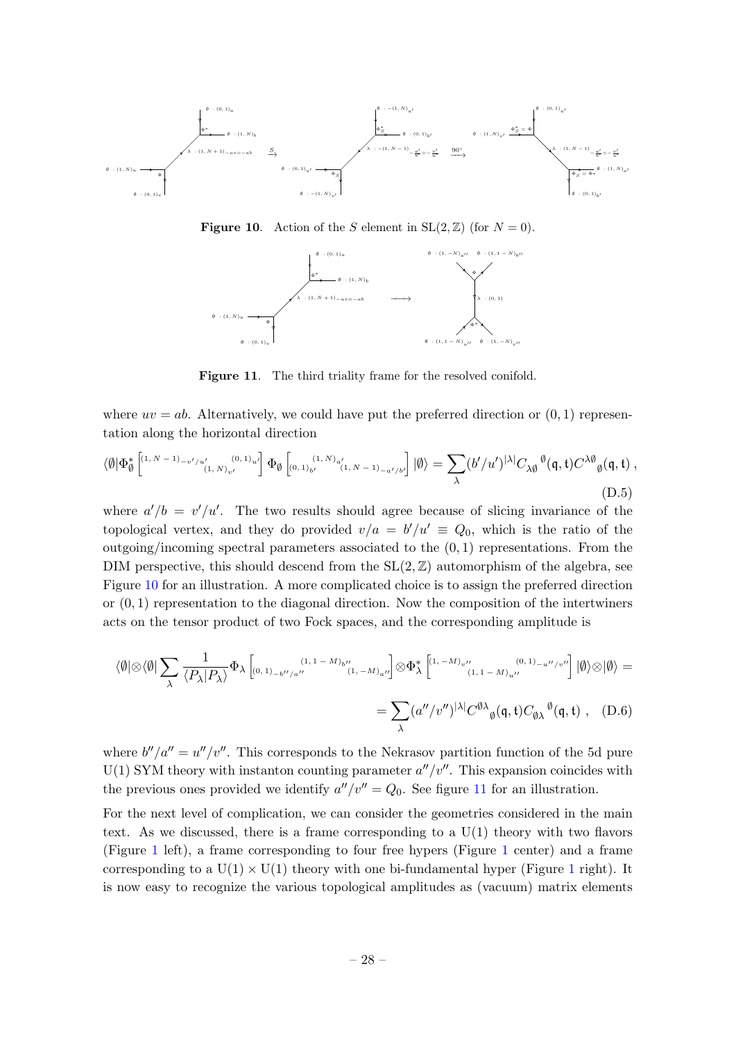**Figure 10**. Action of the $S$ element in $\mathrm{SL}(2,\mathbb{Z})$ (for $N=0$).

**Figure 11**. The third triality frame for the resolved conifold.

where $uv = ab$. Alternatively, we could have put the preferred direction or $(0,1)$ representation along the horizontal direction

$$\langle\emptyset|\Phi^*_\emptyset \left[{}^{(1,\,N\,-\,1)_{-v'/u'}}{}_{(1,\,N)_{v'}}{}^{(0,\,1)_{u'}}\right] \Phi_\emptyset \left[{}_{(0,\,1)_{b'}}{}^{(1,\,N)_{a'}}{}_{(1,\,N\,-\,1)_{-a'/b'}}\right] |\emptyset\rangle = \sum_\lambda (b'/u')^{|\lambda|} C_{\lambda\emptyset}{}^{\emptyset}(\mathfrak{q},\mathfrak{t}) C^{\lambda\emptyset}{}_{\emptyset}(\mathfrak{q},\mathfrak{t})\,, \tag{D.5}$$

where $a'/b = v'/u'$. The two results should agree because of slicing invariance of the topological vertex, and they do provided $v/a = b'/u' \equiv Q_0$, which is the ratio of the outgoing/incoming spectral parameters associated to the $(0,1)$ representations. From the DIM perspective, this should descend from the $\mathrm{SL}(2,\mathbb{Z})$ automorphism of the algebra, see Figure 10 for an illustration. A more complicated choice is to assign the preferred direction or $(0,1)$ representation to the diagonal direction. Now the composition of the intertwiners acts on the tensor product of two Fock spaces, and the corresponding amplitude is

$$\langle\emptyset|\otimes\langle\emptyset| \sum_\lambda \frac{1}{\langle P_\lambda|P_\lambda\rangle} \Phi_\lambda \left[{}_{(0,\,1)_{-b''/a''}}{}^{(1,\,1\,-\,M)_{b''}}{}_{(1,\,-M)_{a''}}\right] \otimes \Phi^*_\lambda \left[{}^{(1,\,-M)_{v''}}{}_{(1,\,1\,-\,M)_{u''}}{}^{(0,\,1)_{-u''/v''}}\right] |\emptyset\rangle\otimes|\emptyset\rangle =$$

$$= \sum_\lambda (a''/v'')^{|\lambda|} C^{\emptyset\lambda}{}_{\emptyset}(\mathfrak{q},\mathfrak{t}) C_{\emptyset\lambda}{}^{\emptyset}(\mathfrak{q},\mathfrak{t})\,, \tag{D.6}$$

where $b''/a'' = u''/v''$. This corresponds to the Nekrasov partition function of the 5d pure U(1) SYM theory with instanton counting parameter $a''/v''$. This expansion coincides with the previous ones provided we identify $a''/v'' = Q_0$. See figure 11 for an illustration.

For the next level of complication, we can consider the geometries considered in the main text. As we discussed, there is a frame corresponding to a U(1) theory with two flavors (Figure 1 left), a frame corresponding to four free hypers (Figure 1 center) and a frame corresponding to a $\mathrm{U}(1)\times\mathrm{U}(1)$ theory with one bi-fundamental hyper (Figure 1 right). It is now easy to recognize the various topological amplitudes as (vacuum) matrix elements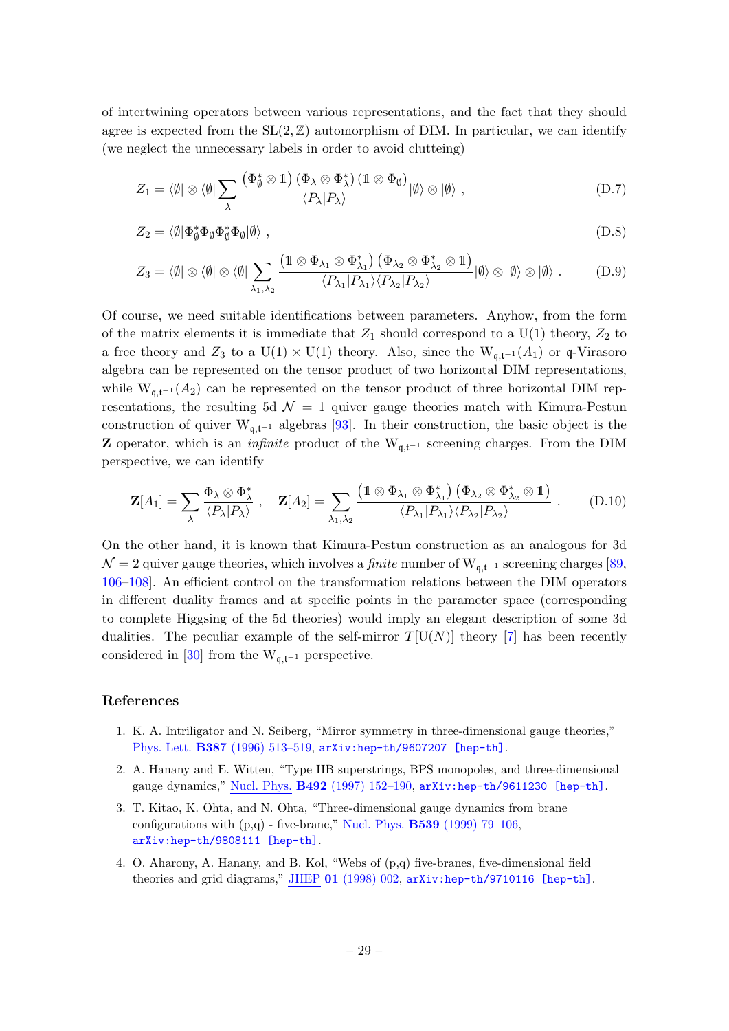of intertwining operators between various representations, and the fact that they should agree is expected from the $\mathrm{SL}(2,\mathbb{Z})$ automorphism of DIM. In particular, we can identify (we neglect the unnecessary labels in order to avoid clutteing)

$$Z_1 = \langle\emptyset| \otimes \langle\emptyset| \sum_{\lambda} \frac{\left(\Phi^*_\emptyset \otimes \mathbb{1}\right)\left(\Phi_\lambda \otimes \Phi^*_\lambda\right)\left(\mathbb{1} \otimes \Phi_\emptyset\right)}{\langle P_\lambda | P_\lambda\rangle} |\emptyset\rangle \otimes |\emptyset\rangle \ , \tag{D.7}$$

$$Z_2 = \langle\emptyset|\Phi^*_\emptyset \Phi_\emptyset \Phi^*_\emptyset \Phi_\emptyset|\emptyset\rangle \ , \tag{D.8}$$

$$Z_3 = \langle\emptyset| \otimes \langle\emptyset| \otimes \langle\emptyset| \sum_{\lambda_1,\lambda_2} \frac{\left(\mathbb{1} \otimes \Phi_{\lambda_1} \otimes \Phi^*_{\lambda_1}\right)\left(\Phi_{\lambda_2} \otimes \Phi^*_{\lambda_2} \otimes \mathbb{1}\right)}{\langle P_{\lambda_1} | P_{\lambda_1}\rangle \langle P_{\lambda_2} | P_{\lambda_2}\rangle} |\emptyset\rangle \otimes |\emptyset\rangle \otimes |\emptyset\rangle \ . \tag{D.9}$$

Of course, we need suitable identifications between parameters. Anyhow, from the form of the matrix elements it is immediate that $Z_1$ should correspond to a $\mathrm{U}(1)$ theory, $Z_2$ to a free theory and $Z_3$ to a $\mathrm{U}(1) \times \mathrm{U}(1)$ theory. Also, since the $\mathrm{W}_{\mathfrak{q},\mathfrak{t}^{-1}}(A_1)$ or $\mathfrak{q}$-Virasoro algebra can be represented on the tensor product of two horizontal DIM representations, while $\mathrm{W}_{\mathfrak{q},\mathfrak{t}^{-1}}(A_2)$ can be represented on the tensor product of three horizontal DIM representations, the resulting 5d $\mathcal{N}=1$ quiver gauge theories match with Kimura-Pestun construction of quiver $\mathrm{W}_{\mathfrak{q},\mathfrak{t}^{-1}}$ algebras [93]. In their construction, the basic object is the $\mathbf{Z}$ operator, which is an *infinite* product of the $\mathrm{W}_{\mathfrak{q},\mathfrak{t}^{-1}}$ screening charges. From the DIM perspective, we can identify

$$\mathbf{Z}[A_1] = \sum_{\lambda} \frac{\Phi_\lambda \otimes \Phi^*_\lambda}{\langle P_\lambda | P_\lambda\rangle} \ , \quad \mathbf{Z}[A_2] = \sum_{\lambda_1,\lambda_2} \frac{\left(\mathbb{1} \otimes \Phi_{\lambda_1} \otimes \Phi^*_{\lambda_1}\right)\left(\Phi_{\lambda_2} \otimes \Phi^*_{\lambda_2} \otimes \mathbb{1}\right)}{\langle P_{\lambda_1} | P_{\lambda_1}\rangle \langle P_{\lambda_2} | P_{\lambda_2}\rangle} \ . \tag{D.10}$$

On the other hand, it is known that Kimura-Pestun construction as an analogous for 3d $\mathcal{N}=2$ quiver gauge theories, which involves a *finite* number of $\mathrm{W}_{\mathfrak{q},\mathfrak{t}^{-1}}$ screening charges [89, 106–108]. An efficient control on the transformation relations between the DIM operators in different duality frames and at specific points in the parameter space (corresponding to complete Higgsing of the 5d theories) would imply an elegant description of some 3d dualities. The peculiar example of the self-mirror $T[\mathrm{U}(N)]$ theory [7] has been recently considered in [30] from the $\mathrm{W}_{\mathfrak{q},\mathfrak{t}^{-1}}$ perspective.

## References

1. K. A. Intriligator and N. Seiberg, "Mirror symmetry in three-dimensional gauge theories," Phys. Lett. **B387** (1996) 513–519, arXiv:hep-th/9607207 [hep-th].
2. A. Hanany and E. Witten, "Type IIB superstrings, BPS monopoles, and three-dimensional gauge dynamics," Nucl. Phys. **B492** (1997) 152–190, arXiv:hep-th/9611230 [hep-th].
3. T. Kitao, K. Ohta, and N. Ohta, "Three-dimensional gauge dynamics from brane configurations with (p,q) - five-brane," Nucl. Phys. **B539** (1999) 79–106, arXiv:hep-th/9808111 [hep-th].
4. O. Aharony, A. Hanany, and B. Kol, "Webs of (p,q) five-branes, five-dimensional field theories and grid diagrams," JHEP **01** (1998) 002, arXiv:hep-th/9710116 [hep-th].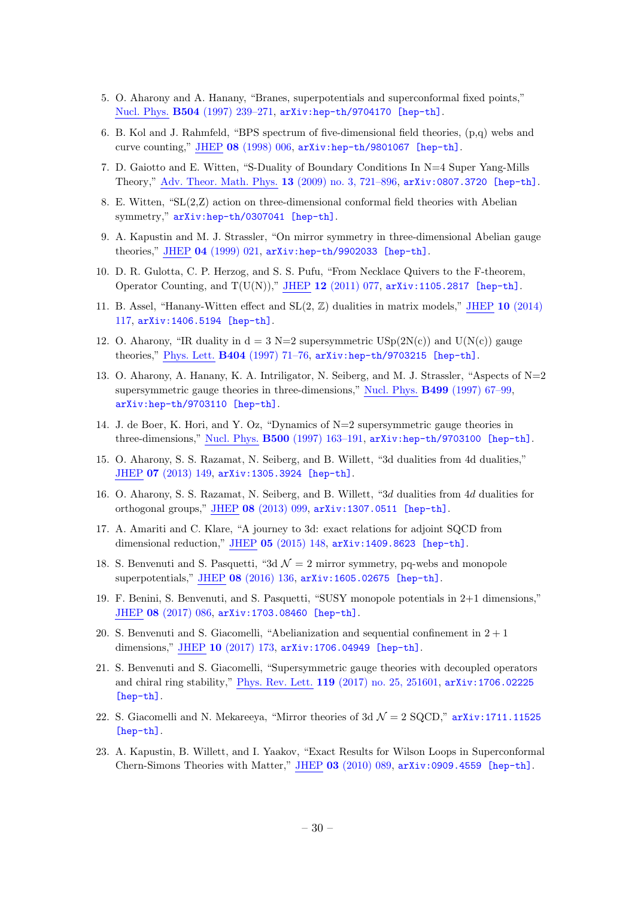5. O. Aharony and A. Hanany, "Branes, superpotentials and superconformal fixed points," Nucl. Phys. **B504** (1997) 239–271, arXiv:hep-th/9704170 [hep-th].

6. B. Kol and J. Rahmfeld, "BPS spectrum of five-dimensional field theories, (p,q) webs and curve counting," JHEP **08** (1998) 006, arXiv:hep-th/9801067 [hep-th].

7. D. Gaiotto and E. Witten, "S-Duality of Boundary Conditions In N=4 Super Yang-Mills Theory," Adv. Theor. Math. Phys. **13** (2009) no. 3, 721–896, arXiv:0807.3720 [hep-th].

8. E. Witten, "SL(2,Z) action on three-dimensional conformal field theories with Abelian symmetry," arXiv:hep-th/0307041 [hep-th].

9. A. Kapustin and M. J. Strassler, "On mirror symmetry in three-dimensional Abelian gauge theories," JHEP **04** (1999) 021, arXiv:hep-th/9902033 [hep-th].

10. D. R. Gulotta, C. P. Herzog, and S. S. Pufu, "From Necklace Quivers to the F-theorem, Operator Counting, and T(U(N))," JHEP **12** (2011) 077, arXiv:1105.2817 [hep-th].

11. B. Assel, "Hanany-Witten effect and SL(2, $\mathbb{Z}$) dualities in matrix models," JHEP **10** (2014) 117, arXiv:1406.5194 [hep-th].

12. O. Aharony, "IR duality in d = 3 N=2 supersymmetric USp(2N(c)) and U(N(c)) gauge theories," Phys. Lett. **B404** (1997) 71–76, arXiv:hep-th/9703215 [hep-th].

13. O. Aharony, A. Hanany, K. A. Intriligator, N. Seiberg, and M. J. Strassler, "Aspects of N=2 supersymmetric gauge theories in three-dimensions," Nucl. Phys. **B499** (1997) 67–99, arXiv:hep-th/9703110 [hep-th].

14. J. de Boer, K. Hori, and Y. Oz, "Dynamics of N=2 supersymmetric gauge theories in three-dimensions," Nucl. Phys. **B500** (1997) 163–191, arXiv:hep-th/9703100 [hep-th].

15. O. Aharony, S. S. Razamat, N. Seiberg, and B. Willett, "3d dualities from 4d dualities," JHEP **07** (2013) 149, arXiv:1305.3924 [hep-th].

16. O. Aharony, S. S. Razamat, N. Seiberg, and B. Willett, "3*d* dualities from 4*d* dualities for orthogonal groups," JHEP **08** (2013) 099, arXiv:1307.0511 [hep-th].

17. A. Amariti and C. Klare, "A journey to 3d: exact relations for adjoint SQCD from dimensional reduction," JHEP **05** (2015) 148, arXiv:1409.8623 [hep-th].

18. S. Benvenuti and S. Pasquetti, "3d $\mathcal{N}=2$ mirror symmetry, pq-webs and monopole superpotentials," JHEP **08** (2016) 136, arXiv:1605.02675 [hep-th].

19. F. Benini, S. Benvenuti, and S. Pasquetti, "SUSY monopole potentials in 2+1 dimensions," JHEP **08** (2017) 086, arXiv:1703.08460 [hep-th].

20. S. Benvenuti and S. Giacomelli, "Abelianization and sequential confinement in $2+1$ dimensions," JHEP **10** (2017) 173, arXiv:1706.04949 [hep-th].

21. S. Benvenuti and S. Giacomelli, "Supersymmetric gauge theories with decoupled operators and chiral ring stability," Phys. Rev. Lett. **119** (2017) no. 25, 251601, arXiv:1706.02225 [hep-th].

22. S. Giacomelli and N. Mekareeya, "Mirror theories of 3d $\mathcal{N}=2$ SQCD," arXiv:1711.11525 [hep-th].

23. A. Kapustin, B. Willett, and I. Yaakov, "Exact Results for Wilson Loops in Superconformal Chern-Simons Theories with Matter," JHEP **03** (2010) 089, arXiv:0909.4559 [hep-th].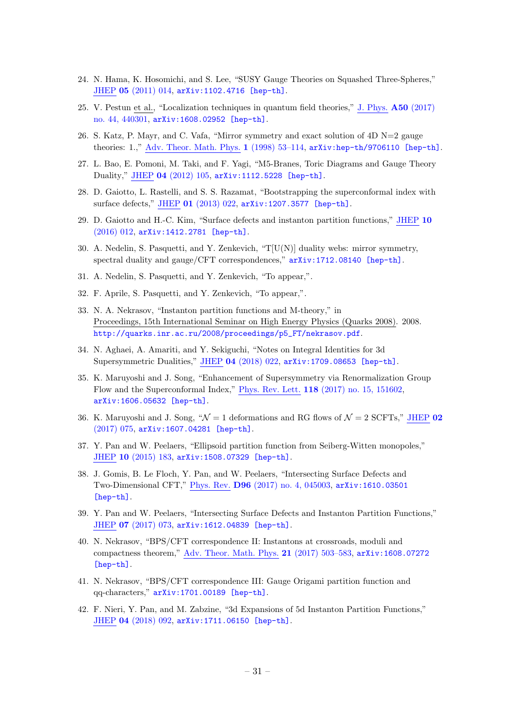24. N. Hama, K. Hosomichi, and S. Lee, “SUSY Gauge Theories on Squashed Three-Spheres,” JHEP **05** (2011) 014, arXiv:1102.4716 [hep-th].

25. V. Pestun et al., “Localization techniques in quantum field theories,” J. Phys. **A50** (2017) no. 44, 440301, arXiv:1608.02952 [hep-th].

26. S. Katz, P. Mayr, and C. Vafa, “Mirror symmetry and exact solution of 4D N=2 gauge theories: 1.,” Adv. Theor. Math. Phys. **1** (1998) 53–114, arXiv:hep-th/9706110 [hep-th].

27. L. Bao, E. Pomoni, M. Taki, and F. Yagi, “M5-Branes, Toric Diagrams and Gauge Theory Duality,” JHEP **04** (2012) 105, arXiv:1112.5228 [hep-th].

28. D. Gaiotto, L. Rastelli, and S. S. Razamat, “Bootstrapping the superconformal index with surface defects,” JHEP **01** (2013) 022, arXiv:1207.3577 [hep-th].

29. D. Gaiotto and H.-C. Kim, “Surface defects and instanton partition functions,” JHEP **10** (2016) 012, arXiv:1412.2781 [hep-th].

30. A. Nedelin, S. Pasquetti, and Y. Zenkevich, “T[U(N)] duality webs: mirror symmetry, spectral duality and gauge/CFT correspondences,” arXiv:1712.08140 [hep-th].

31. A. Nedelin, S. Pasquetti, and Y. Zenkevich, “To appear,”.

32. F. Aprile, S. Pasquetti, and Y. Zenkevich, “To appear,”.

33. N. A. Nekrasov, “Instanton partition functions and M-theory,” in Proceedings, 15th International Seminar on High Energy Physics (Quarks 2008). 2008. http://quarks.inr.ac.ru/2008/proceedings/p5_FT/nekrasov.pdf.

34. N. Aghaei, A. Amariti, and Y. Sekiguchi, “Notes on Integral Identities for 3d Supersymmetric Dualities,” JHEP **04** (2018) 022, arXiv:1709.08653 [hep-th].

35. K. Maruyoshi and J. Song, “Enhancement of Supersymmetry via Renormalization Group Flow and the Superconformal Index,” Phys. Rev. Lett. **118** (2017) no. 15, 151602, arXiv:1606.05632 [hep-th].

36. K. Maruyoshi and J. Song, “$\mathcal{N}=1$ deformations and RG flows of $\mathcal{N}=2$ SCFTs,” JHEP **02** (2017) 075, arXiv:1607.04281 [hep-th].

37. Y. Pan and W. Peelaers, “Ellipsoid partition function from Seiberg-Witten monopoles,” JHEP **10** (2015) 183, arXiv:1508.07329 [hep-th].

38. J. Gomis, B. Le Floch, Y. Pan, and W. Peelaers, “Intersecting Surface Defects and Two-Dimensional CFT,” Phys. Rev. **D96** (2017) no. 4, 045003, arXiv:1610.03501 [hep-th].

39. Y. Pan and W. Peelaers, “Intersecting Surface Defects and Instanton Partition Functions,” JHEP **07** (2017) 073, arXiv:1612.04839 [hep-th].

40. N. Nekrasov, “BPS/CFT correspondence II: Instantons at crossroads, moduli and compactness theorem,” Adv. Theor. Math. Phys. **21** (2017) 503–583, arXiv:1608.07272 [hep-th].

41. N. Nekrasov, “BPS/CFT correspondence III: Gauge Origami partition function and qq-characters,” arXiv:1701.00189 [hep-th].

42. F. Nieri, Y. Pan, and M. Zabzine, “3d Expansions of 5d Instanton Partition Functions,” JHEP **04** (2018) 092, arXiv:1711.06150 [hep-th].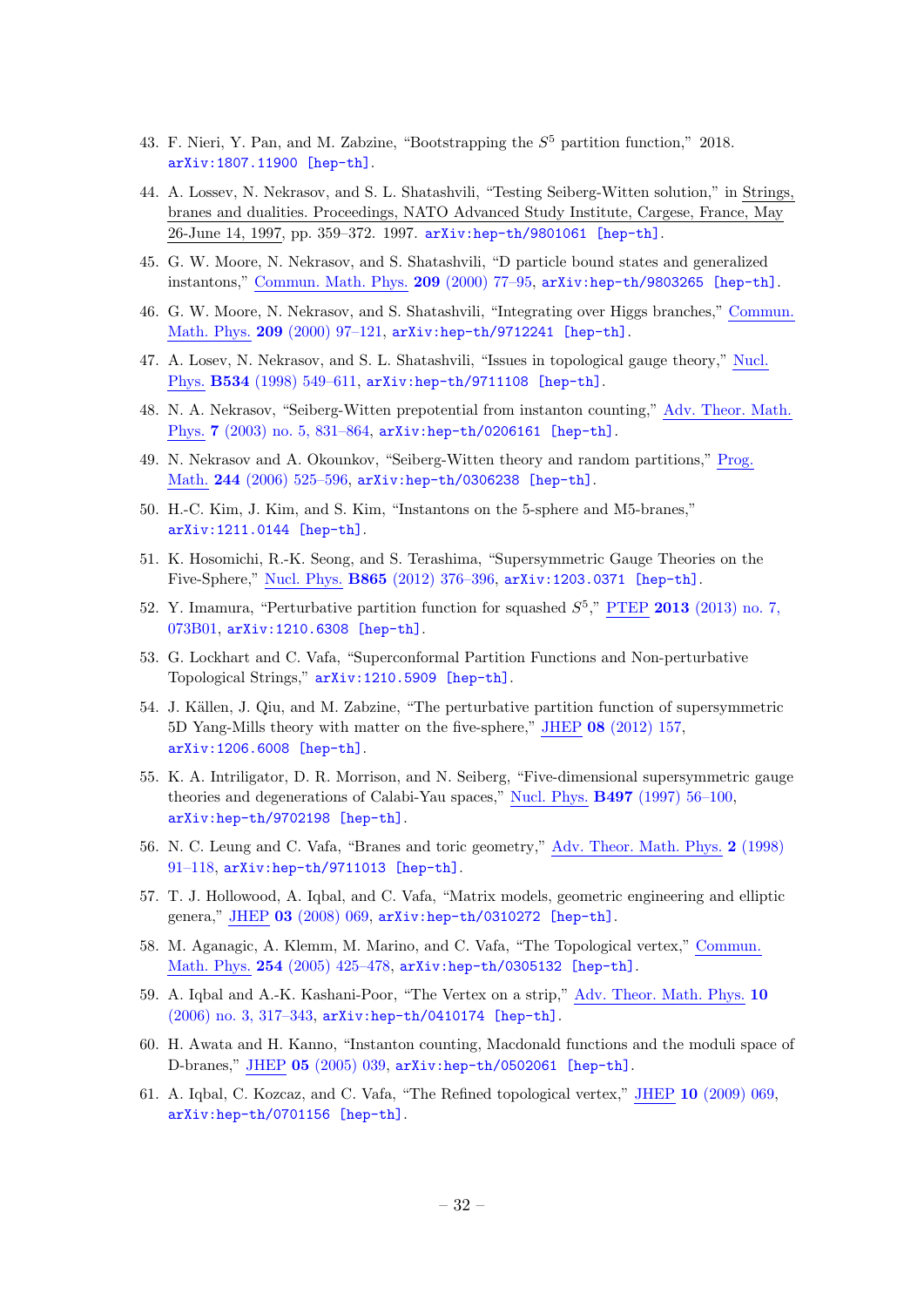43. F. Nieri, Y. Pan, and M. Zabzine, "Bootstrapping the $S^5$ partition function," 2018. arXiv:1807.11900 [hep-th].

44. A. Lossev, N. Nekrasov, and S. L. Shatashvili, "Testing Seiberg-Witten solution," in Strings, branes and dualities. Proceedings, NATO Advanced Study Institute, Cargese, France, May 26-June 14, 1997, pp. 359–372. 1997. arXiv:hep-th/9801061 [hep-th].

45. G. W. Moore, N. Nekrasov, and S. Shatashvili, "D particle bound states and generalized instantons," Commun. Math. Phys. **209** (2000) 77–95, arXiv:hep-th/9803265 [hep-th].

46. G. W. Moore, N. Nekrasov, and S. Shatashvili, "Integrating over Higgs branches," Commun. Math. Phys. **209** (2000) 97–121, arXiv:hep-th/9712241 [hep-th].

47. A. Losev, N. Nekrasov, and S. L. Shatashvili, "Issues in topological gauge theory," Nucl. Phys. **B534** (1998) 549–611, arXiv:hep-th/9711108 [hep-th].

48. N. A. Nekrasov, "Seiberg-Witten prepotential from instanton counting," Adv. Theor. Math. Phys. **7** (2003) no. 5, 831–864, arXiv:hep-th/0206161 [hep-th].

49. N. Nekrasov and A. Okounkov, "Seiberg-Witten theory and random partitions," Prog. Math. **244** (2006) 525–596, arXiv:hep-th/0306238 [hep-th].

50. H.-C. Kim, J. Kim, and S. Kim, "Instantons on the 5-sphere and M5-branes," arXiv:1211.0144 [hep-th].

51. K. Hosomichi, R.-K. Seong, and S. Terashima, "Supersymmetric Gauge Theories on the Five-Sphere," Nucl. Phys. **B865** (2012) 376–396, arXiv:1203.0371 [hep-th].

52. Y. Imamura, "Perturbative partition function for squashed $S^5$," PTEP **2013** (2013) no. 7, 073B01, arXiv:1210.6308 [hep-th].

53. G. Lockhart and C. Vafa, "Superconformal Partition Functions and Non-perturbative Topological Strings," arXiv:1210.5909 [hep-th].

54. J. Källen, J. Qiu, and M. Zabzine, "The perturbative partition function of supersymmetric 5D Yang-Mills theory with matter on the five-sphere," JHEP **08** (2012) 157, arXiv:1206.6008 [hep-th].

55. K. A. Intriligator, D. R. Morrison, and N. Seiberg, "Five-dimensional supersymmetric gauge theories and degenerations of Calabi-Yau spaces," Nucl. Phys. **B497** (1997) 56–100, arXiv:hep-th/9702198 [hep-th].

56. N. C. Leung and C. Vafa, "Branes and toric geometry," Adv. Theor. Math. Phys. **2** (1998) 91–118, arXiv:hep-th/9711013 [hep-th].

57. T. J. Hollowood, A. Iqbal, and C. Vafa, "Matrix models, geometric engineering and elliptic genera," JHEP **03** (2008) 069, arXiv:hep-th/0310272 [hep-th].

58. M. Aganagic, A. Klemm, M. Marino, and C. Vafa, "The Topological vertex," Commun. Math. Phys. **254** (2005) 425–478, arXiv:hep-th/0305132 [hep-th].

59. A. Iqbal and A.-K. Kashani-Poor, "The Vertex on a strip," Adv. Theor. Math. Phys. **10** (2006) no. 3, 317–343, arXiv:hep-th/0410174 [hep-th].

60. H. Awata and H. Kanno, "Instanton counting, Macdonald functions and the moduli space of D-branes," JHEP **05** (2005) 039, arXiv:hep-th/0502061 [hep-th].

61. A. Iqbal, C. Kozcaz, and C. Vafa, "The Refined topological vertex," JHEP **10** (2009) 069, arXiv:hep-th/0701156 [hep-th].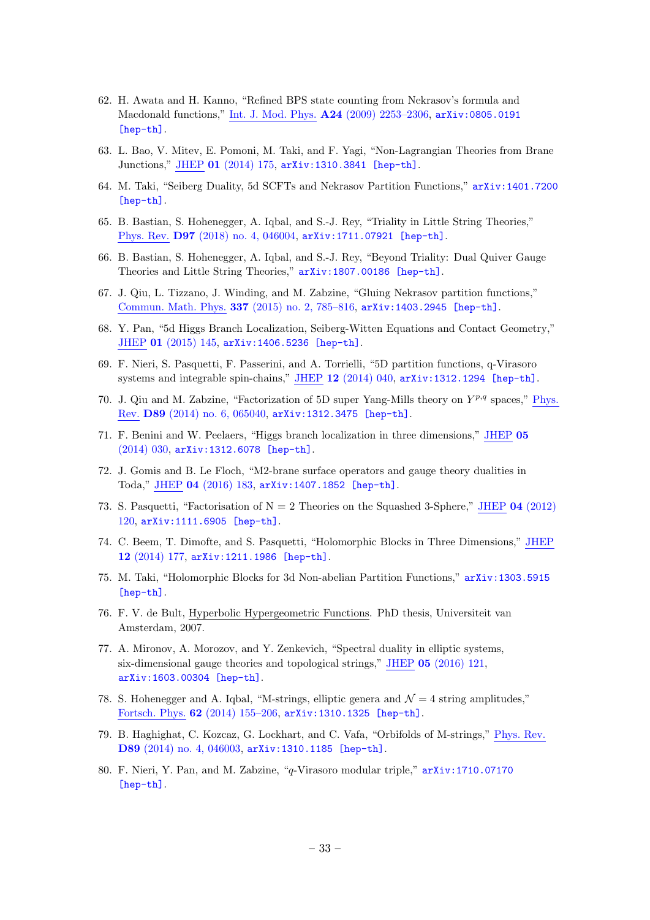62. H. Awata and H. Kanno, "Refined BPS state counting from Nekrasov's formula and Macdonald functions," Int. J. Mod. Phys. **A24** (2009) 2253–2306, arXiv:0805.0191 [hep-th].

63. L. Bao, V. Mitev, E. Pomoni, M. Taki, and F. Yagi, "Non-Lagrangian Theories from Brane Junctions," JHEP **01** (2014) 175, arXiv:1310.3841 [hep-th].

64. M. Taki, "Seiberg Duality, 5d SCFTs and Nekrasov Partition Functions," arXiv:1401.7200 [hep-th].

65. B. Bastian, S. Hohenegger, A. Iqbal, and S.-J. Rey, "Triality in Little String Theories," Phys. Rev. **D97** (2018) no. 4, 046004, arXiv:1711.07921 [hep-th].

66. B. Bastian, S. Hohenegger, A. Iqbal, and S.-J. Rey, "Beyond Triality: Dual Quiver Gauge Theories and Little String Theories," arXiv:1807.00186 [hep-th].

67. J. Qiu, L. Tizzano, J. Winding, and M. Zabzine, "Gluing Nekrasov partition functions," Commun. Math. Phys. **337** (2015) no. 2, 785–816, arXiv:1403.2945 [hep-th].

68. Y. Pan, "5d Higgs Branch Localization, Seiberg-Witten Equations and Contact Geometry," JHEP **01** (2015) 145, arXiv:1406.5236 [hep-th].

69. F. Nieri, S. Pasquetti, F. Passerini, and A. Torrielli, "5D partition functions, q-Virasoro systems and integrable spin-chains," JHEP **12** (2014) 040, arXiv:1312.1294 [hep-th].

70. J. Qiu and M. Zabzine, "Factorization of 5D super Yang-Mills theory on $Y^{p,q}$ spaces," Phys. Rev. **D89** (2014) no. 6, 065040, arXiv:1312.3475 [hep-th].

71. F. Benini and W. Peelaers, "Higgs branch localization in three dimensions," JHEP **05** (2014) 030, arXiv:1312.6078 [hep-th].

72. J. Gomis and B. Le Floch, "M2-brane surface operators and gauge theory dualities in Toda," JHEP **04** (2016) 183, arXiv:1407.1852 [hep-th].

73. S. Pasquetti, "Factorisation of N = 2 Theories on the Squashed 3-Sphere," JHEP **04** (2012) 120, arXiv:1111.6905 [hep-th].

74. C. Beem, T. Dimofte, and S. Pasquetti, "Holomorphic Blocks in Three Dimensions," JHEP **12** (2014) 177, arXiv:1211.1986 [hep-th].

75. M. Taki, "Holomorphic Blocks for 3d Non-abelian Partition Functions," arXiv:1303.5915 [hep-th].

76. F. V. de Bult, Hyperbolic Hypergeometric Functions. PhD thesis, Universiteit van Amsterdam, 2007.

77. A. Mironov, A. Morozov, and Y. Zenkevich, "Spectral duality in elliptic systems, six-dimensional gauge theories and topological strings," JHEP **05** (2016) 121, arXiv:1603.00304 [hep-th].

78. S. Hohenegger and A. Iqbal, "M-strings, elliptic genera and $\mathcal{N} = 4$ string amplitudes," Fortsch. Phys. **62** (2014) 155–206, arXiv:1310.1325 [hep-th].

79. B. Haghighat, C. Kozcaz, G. Lockhart, and C. Vafa, "Orbifolds of M-strings," Phys. Rev. **D89** (2014) no. 4, 046003, arXiv:1310.1185 [hep-th].

80. F. Nieri, Y. Pan, and M. Zabzine, "$q$-Virasoro modular triple," arXiv:1710.07170 [hep-th].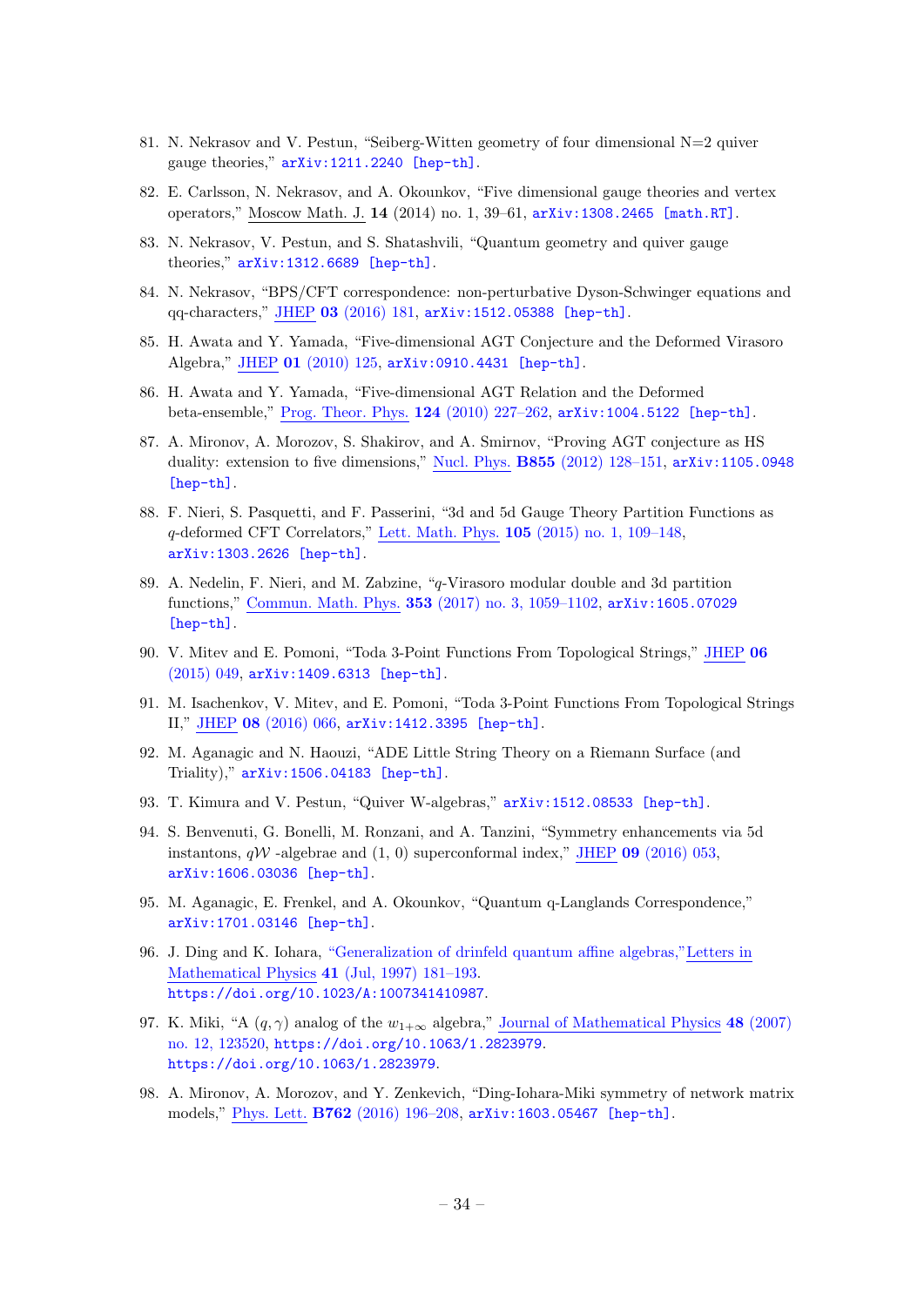81. N. Nekrasov and V. Pestun, "Seiberg-Witten geometry of four dimensional N=2 quiver gauge theories," arXiv:1211.2240 [hep-th].

82. E. Carlsson, N. Nekrasov, and A. Okounkov, "Five dimensional gauge theories and vertex operators," Moscow Math. J. **14** (2014) no. 1, 39–61, arXiv:1308.2465 [math.RT].

83. N. Nekrasov, V. Pestun, and S. Shatashvili, "Quantum geometry and quiver gauge theories," arXiv:1312.6689 [hep-th].

84. N. Nekrasov, "BPS/CFT correspondence: non-perturbative Dyson-Schwinger equations and qq-characters," JHEP **03** (2016) 181, arXiv:1512.05388 [hep-th].

85. H. Awata and Y. Yamada, "Five-dimensional AGT Conjecture and the Deformed Virasoro Algebra," JHEP **01** (2010) 125, arXiv:0910.4431 [hep-th].

86. H. Awata and Y. Yamada, "Five-dimensional AGT Relation and the Deformed beta-ensemble," Prog. Theor. Phys. **124** (2010) 227–262, arXiv:1004.5122 [hep-th].

87. A. Mironov, A. Morozov, S. Shakirov, and A. Smirnov, "Proving AGT conjecture as HS duality: extension to five dimensions," Nucl. Phys. **B855** (2012) 128–151, arXiv:1105.0948 [hep-th].

88. F. Nieri, S. Pasquetti, and F. Passerini, "3d and 5d Gauge Theory Partition Functions as $q$-deformed CFT Correlators," Lett. Math. Phys. **105** (2015) no. 1, 109–148, arXiv:1303.2626 [hep-th].

89. A. Nedelin, F. Nieri, and M. Zabzine, "$q$-Virasoro modular double and 3d partition functions," Commun. Math. Phys. **353** (2017) no. 3, 1059–1102, arXiv:1605.07029 [hep-th].

90. V. Mitev and E. Pomoni, "Toda 3-Point Functions From Topological Strings," JHEP **06** (2015) 049, arXiv:1409.6313 [hep-th].

91. M. Isachenkov, V. Mitev, and E. Pomoni, "Toda 3-Point Functions From Topological Strings II," JHEP **08** (2016) 066, arXiv:1412.3395 [hep-th].

92. M. Aganagic and N. Haouzi, "ADE Little String Theory on a Riemann Surface (and Triality)," arXiv:1506.04183 [hep-th].

93. T. Kimura and V. Pestun, "Quiver W-algebras," arXiv:1512.08533 [hep-th].

94. S. Benvenuti, G. Bonelli, M. Ronzani, and A. Tanzini, "Symmetry enhancements via 5d instantons, $q\mathcal{W}$ -algebrae and (1, 0) superconformal index," JHEP **09** (2016) 053, arXiv:1606.03036 [hep-th].

95. M. Aganagic, E. Frenkel, and A. Okounkov, "Quantum q-Langlands Correspondence," arXiv:1701.03146 [hep-th].

96. J. Ding and K. Iohara, "Generalization of drinfeld quantum affine algebras,"Letters in Mathematical Physics **41** (Jul, 1997) 181–193. https://doi.org/10.1023/A:1007341410987.

97. K. Miki, "A $(q, \gamma)$ analog of the $w_{1+\infty}$ algebra," Journal of Mathematical Physics **48** (2007) no. 12, 123520, https://doi.org/10.1063/1.2823979. https://doi.org/10.1063/1.2823979.

98. A. Mironov, A. Morozov, and Y. Zenkevich, "Ding-Iohara-Miki symmetry of network matrix models," Phys. Lett. **B762** (2016) 196–208, arXiv:1603.05467 [hep-th].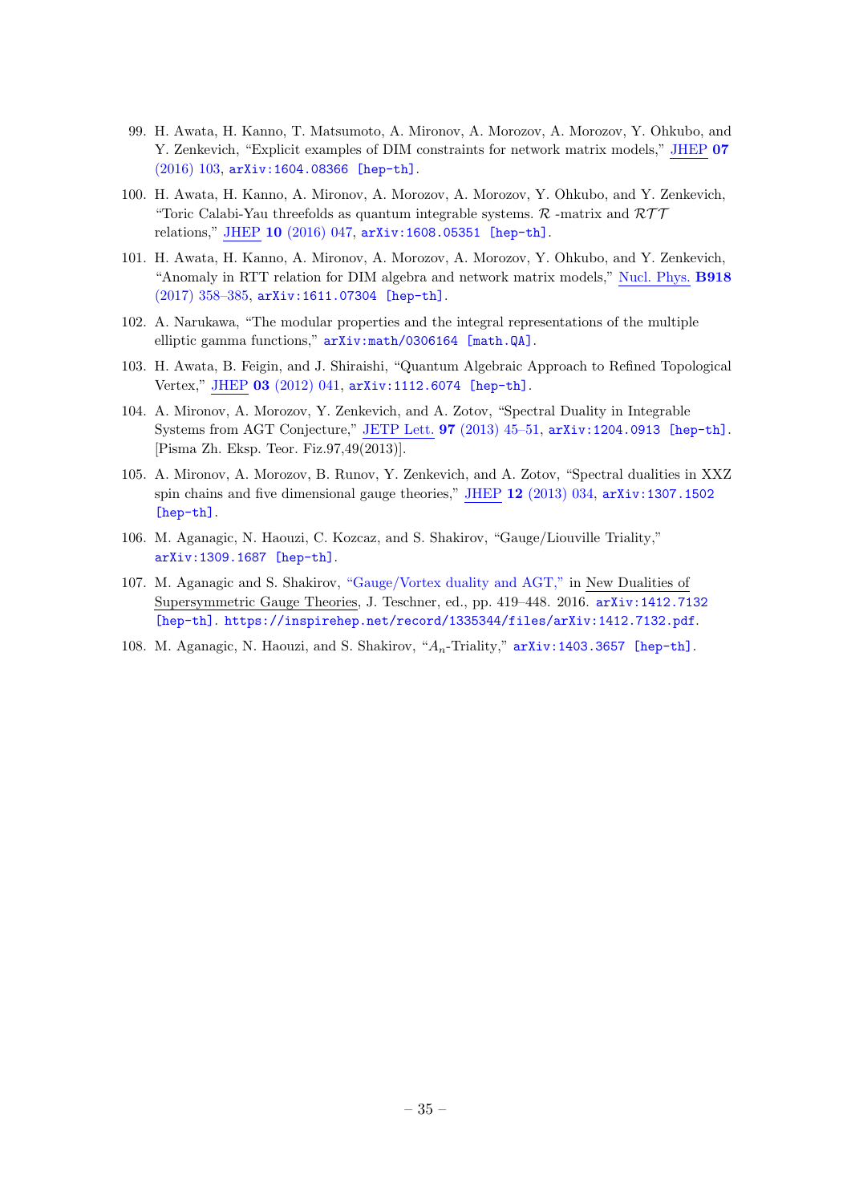99. H. Awata, H. Kanno, T. Matsumoto, A. Mironov, A. Morozov, A. Morozov, Y. Ohkubo, and Y. Zenkevich, "Explicit examples of DIM constraints for network matrix models," JHEP **07** (2016) 103, arXiv:1604.08366 [hep-th].

100. H. Awata, H. Kanno, A. Mironov, A. Morozov, A. Morozov, Y. Ohkubo, and Y. Zenkevich, "Toric Calabi-Yau threefolds as quantum integrable systems. $\mathcal{R}$ -matrix and $\mathcal{RTT}$ relations," JHEP **10** (2016) 047, arXiv:1608.05351 [hep-th].

101. H. Awata, H. Kanno, A. Mironov, A. Morozov, A. Morozov, Y. Ohkubo, and Y. Zenkevich, "Anomaly in RTT relation for DIM algebra and network matrix models," Nucl. Phys. **B918** (2017) 358–385, arXiv:1611.07304 [hep-th].

102. A. Narukawa, "The modular properties and the integral representations of the multiple elliptic gamma functions," arXiv:math/0306164 [math.QA].

103. H. Awata, B. Feigin, and J. Shiraishi, "Quantum Algebraic Approach to Refined Topological Vertex," JHEP **03** (2012) 041, arXiv:1112.6074 [hep-th].

104. A. Mironov, A. Morozov, Y. Zenkevich, and A. Zotov, "Spectral Duality in Integrable Systems from AGT Conjecture," JETP Lett. **97** (2013) 45–51, arXiv:1204.0913 [hep-th]. [Pisma Zh. Eksp. Teor. Fiz.97,49(2013)].

105. A. Mironov, A. Morozov, B. Runov, Y. Zenkevich, and A. Zotov, "Spectral dualities in XXZ spin chains and five dimensional gauge theories," JHEP **12** (2013) 034, arXiv:1307.1502 [hep-th].

106. M. Aganagic, N. Haouzi, C. Kozcaz, and S. Shakirov, "Gauge/Liouville Triality," arXiv:1309.1687 [hep-th].

107. M. Aganagic and S. Shakirov, "Gauge/Vortex duality and AGT," in New Dualities of Supersymmetric Gauge Theories, J. Teschner, ed., pp. 419–448. 2016. arXiv:1412.7132 [hep-th]. https://inspirehep.net/record/1335344/files/arXiv:1412.7132.pdf.

108. M. Aganagic, N. Haouzi, and S. Shakirov, "$A_n$-Triality," arXiv:1403.3657 [hep-th].